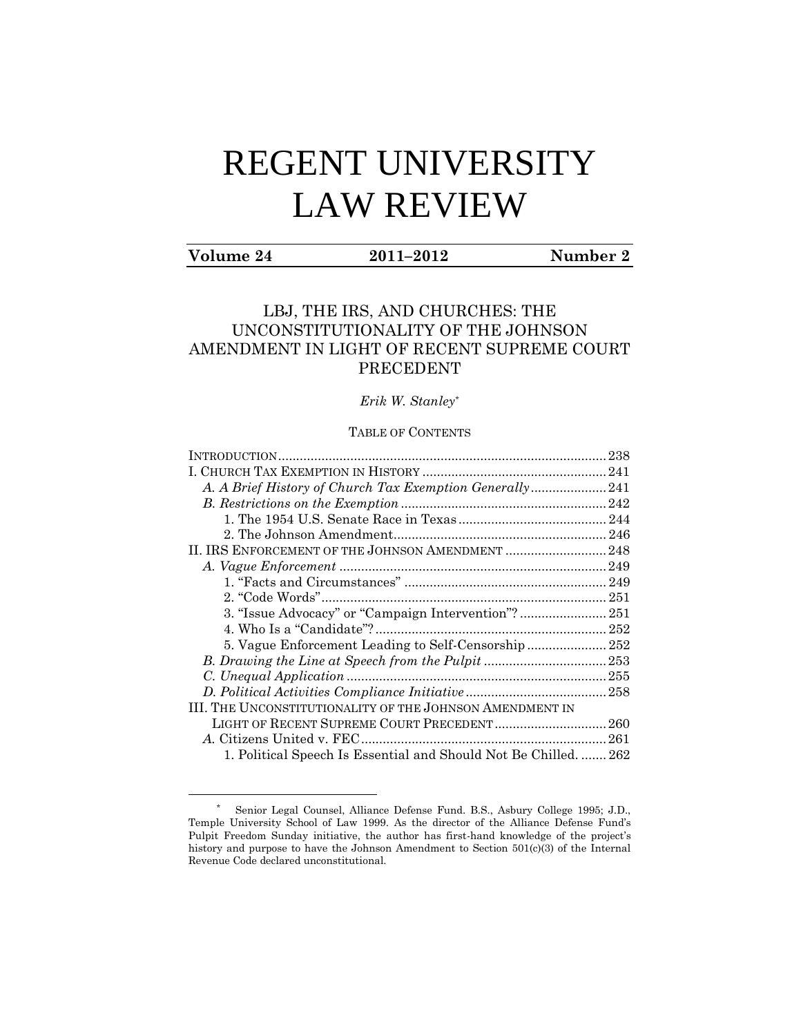# REGENT UNIVERSITY LAW REVIEW

**Volume 24** **2011–2012** **Number 2**

## LBJ, THE IRS, AND CHURCHES: THE UNCONSTITUTIONALITY OF THE JOHNSON AMENDMENT IN LIGHT OF RECENT SUPREME COURT PRECEDENT

*Erik W. Stanley*[*]

TABLE OF CONTENTS

INTRODUCTION .......... 238
I. CHURCH TAX EXEMPTION IN HISTORY .......... 241
*A. A Brief History of Church Tax Exemption Generally* .......... 241
*B. Restrictions on the Exemption* .......... 242
1. The 1954 U.S. Senate Race in Texas .......... 244
2. The Johnson Amendment .......... 246
II. IRS ENFORCEMENT OF THE JOHNSON AMENDMENT .......... 248
*A. Vague Enforcement* .......... 249
1. "Facts and Circumstances" .......... 249
2. "Code Words" .......... 251
3. "Issue Advocacy" or "Campaign Intervention"? .......... 251
4. Who Is a "Candidate"? .......... 252
5. Vague Enforcement Leading to Self-Censorship .......... 252
*B. Drawing the Line at Speech from the Pulpit* .......... 253
*C. Unequal Application* .......... 255
*D. Political Activities Compliance Initiative* .......... 258
III. THE UNCONSTITUTIONALITY OF THE JOHNSON AMENDMENT IN LIGHT OF RECENT SUPREME COURT PRECEDENT .......... 260
*A.* Citizens United v. FEC .......... 261
1. Political Speech Is Essential and Should Not Be Chilled. .......... 262

---

[*] Senior Legal Counsel, Alliance Defense Fund. B.S., Asbury College 1995; J.D., Temple University School of Law 1999. As the director of the Alliance Defense Fund's Pulpit Freedom Sunday initiative, the author has first-hand knowledge of the project's history and purpose to have the Johnson Amendment to Section 501(c)(3) of the Internal Revenue Code declared unconstitutional.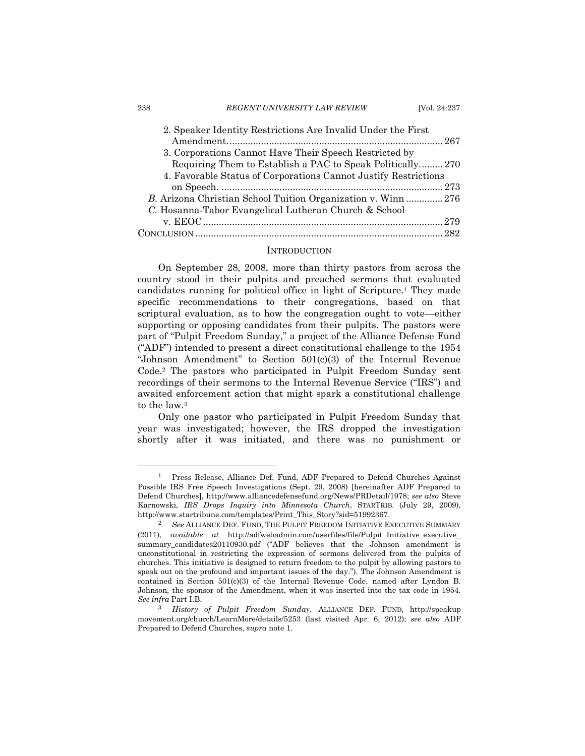2. Speaker Identity Restrictions Are Invalid Under the First Amendment ..... 267
3. Corporations Cannot Have Their Speech Restricted by Requiring Them to Establish a PAC to Speak Politically ..... 270
4. Favorable Status of Corporations Cannot Justify Restrictions on Speech. ..... 273

*B.* Arizona Christian School Tuition Organization v. Winn ..... 276

*C.* Hosanna-Tabor Evangelical Lutheran Church & School v. EEOC ..... 279

CONCLUSION ..... 282

## INTRODUCTION

On September 28, 2008, more than thirty pastors from across the country stood in their pulpits and preached sermons that evaluated candidates running for political office in light of Scripture.[1] They made specific recommendations to their congregations, based on that scriptural evaluation, as to how the congregation ought to vote—either supporting or opposing candidates from their pulpits. The pastors were part of "Pulpit Freedom Sunday," a project of the Alliance Defense Fund ("ADF") intended to present a direct constitutional challenge to the 1954 "Johnson Amendment" to Section 501(c)(3) of the Internal Revenue Code.[2] The pastors who participated in Pulpit Freedom Sunday sent recordings of their sermons to the Internal Revenue Service ("IRS") and awaited enforcement action that might spark a constitutional challenge to the law.[3]

Only one pastor who participated in Pulpit Freedom Sunday that year was investigated; however, the IRS dropped the investigation shortly after it was initiated, and there was no punishment or

---

[1] Press Release, Alliance Def. Fund, ADF Prepared to Defend Churches Against Possible IRS Free Speech Investigations (Sept. 29, 2008) [hereinafter ADF Prepared to Defend Churches], http://www.alliancedefensefund.org/News/PRDetail/1978; *see also* Steve Karnowski, *IRS Drops Inquiry into Minnesota Church*, STARTRIB. (July 29, 2009), http://www.startribune.com/templates/Print_This_Story?sid=51992367.

[2] *See* ALLIANCE DEF. FUND, THE PULPIT FREEDOM INITIATIVE EXECUTIVE SUMMARY (2011), *available at* http://adfwebadmin.com/userfiles/file/Pulpit_Initiative_executive_summary_candidates20110930.pdf ("ADF believes that the Johnson amendment is unconstitutional in restricting the expression of sermons delivered from the pulpits of churches. This initiative is designed to return freedom to the pulpit by allowing pastors to speak out on the profound and important issues of the day."). The Johnson Amendment is contained in Section 501(c)(3) of the Internal Revenue Code, named after Lyndon B. Johnson, the sponsor of the Amendment, when it was inserted into the tax code in 1954. *See infra* Part I.B.

[3] *History of Pulpit Freedom Sunday*, ALLIANCE DEF. FUND, http://speakupmovement.org/church/LearnMore/details/5253 (last visited Apr. 6, 2012); *see also* ADF Prepared to Defend Churches, *supra* note 1.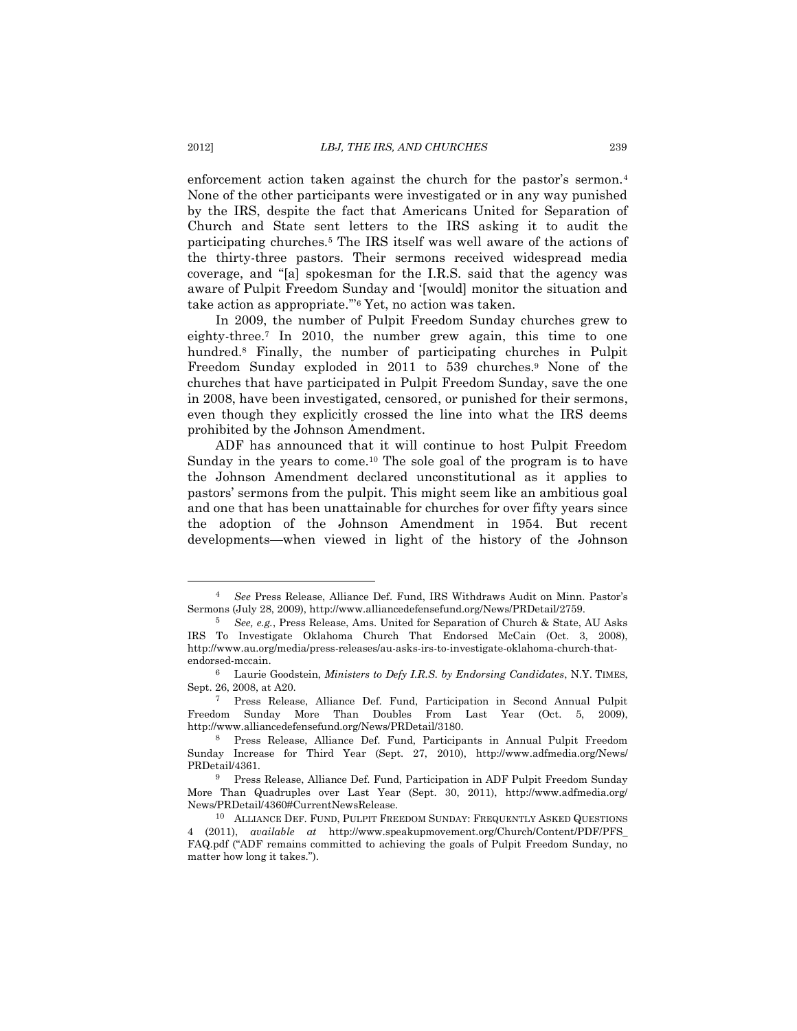enforcement action taken against the church for the pastor's sermon.[4] None of the other participants were investigated or in any way punished by the IRS, despite the fact that Americans United for Separation of Church and State sent letters to the IRS asking it to audit the participating churches.[5] The IRS itself was well aware of the actions of the thirty-three pastors. Their sermons received widespread media coverage, and "[a] spokesman for the I.R.S. said that the agency was aware of Pulpit Freedom Sunday and '[would] monitor the situation and take action as appropriate.'"[6] Yet, no action was taken.

In 2009, the number of Pulpit Freedom Sunday churches grew to eighty-three.[7] In 2010, the number grew again, this time to one hundred.[8] Finally, the number of participating churches in Pulpit Freedom Sunday exploded in 2011 to 539 churches.[9] None of the churches that have participated in Pulpit Freedom Sunday, save the one in 2008, have been investigated, censored, or punished for their sermons, even though they explicitly crossed the line into what the IRS deems prohibited by the Johnson Amendment.

ADF has announced that it will continue to host Pulpit Freedom Sunday in the years to come.[10] The sole goal of the program is to have the Johnson Amendment declared unconstitutional as it applies to pastors' sermons from the pulpit. This might seem like an ambitious goal and one that has been unattainable for churches for over fifty years since the adoption of the Johnson Amendment in 1954. But recent developments—when viewed in light of the history of the Johnson

---

[4] *See* Press Release, Alliance Def. Fund, IRS Withdraws Audit on Minn. Pastor's Sermons (July 28, 2009), http://www.alliancedefensefund.org/News/PRDetail/2759.

[5] *See, e.g.*, Press Release, Ams. United for Separation of Church & State, AU Asks IRS To Investigate Oklahoma Church That Endorsed McCain (Oct. 3, 2008), http://www.au.org/media/press-releases/au-asks-irs-to-investigate-oklahoma-church-that-endorsed-mccain.

[6] Laurie Goodstein, *Ministers to Defy I.R.S. by Endorsing Candidates*, N.Y. TIMES, Sept. 26, 2008, at A20.

[7] Press Release, Alliance Def. Fund, Participation in Second Annual Pulpit Freedom Sunday More Than Doubles From Last Year (Oct. 5, 2009), http://www.alliancedefensefund.org/News/PRDetail/3180.

[8] Press Release, Alliance Def. Fund, Participants in Annual Pulpit Freedom Sunday Increase for Third Year (Sept. 27, 2010), http://www.adfmedia.org/News/PRDetail/4361.

[9] Press Release, Alliance Def. Fund, Participation in ADF Pulpit Freedom Sunday More Than Quadruples over Last Year (Sept. 30, 2011), http://www.adfmedia.org/News/PRDetail/4360#CurrentNewsRelease.

[10] ALLIANCE DEF. FUND, PULPIT FREEDOM SUNDAY: FREQUENTLY ASKED QUESTIONS 4 (2011), *available at* http://www.speakupmovement.org/Church/Content/PDF/PFS_FAQ.pdf ("ADF remains committed to achieving the goals of Pulpit Freedom Sunday, no matter how long it takes.").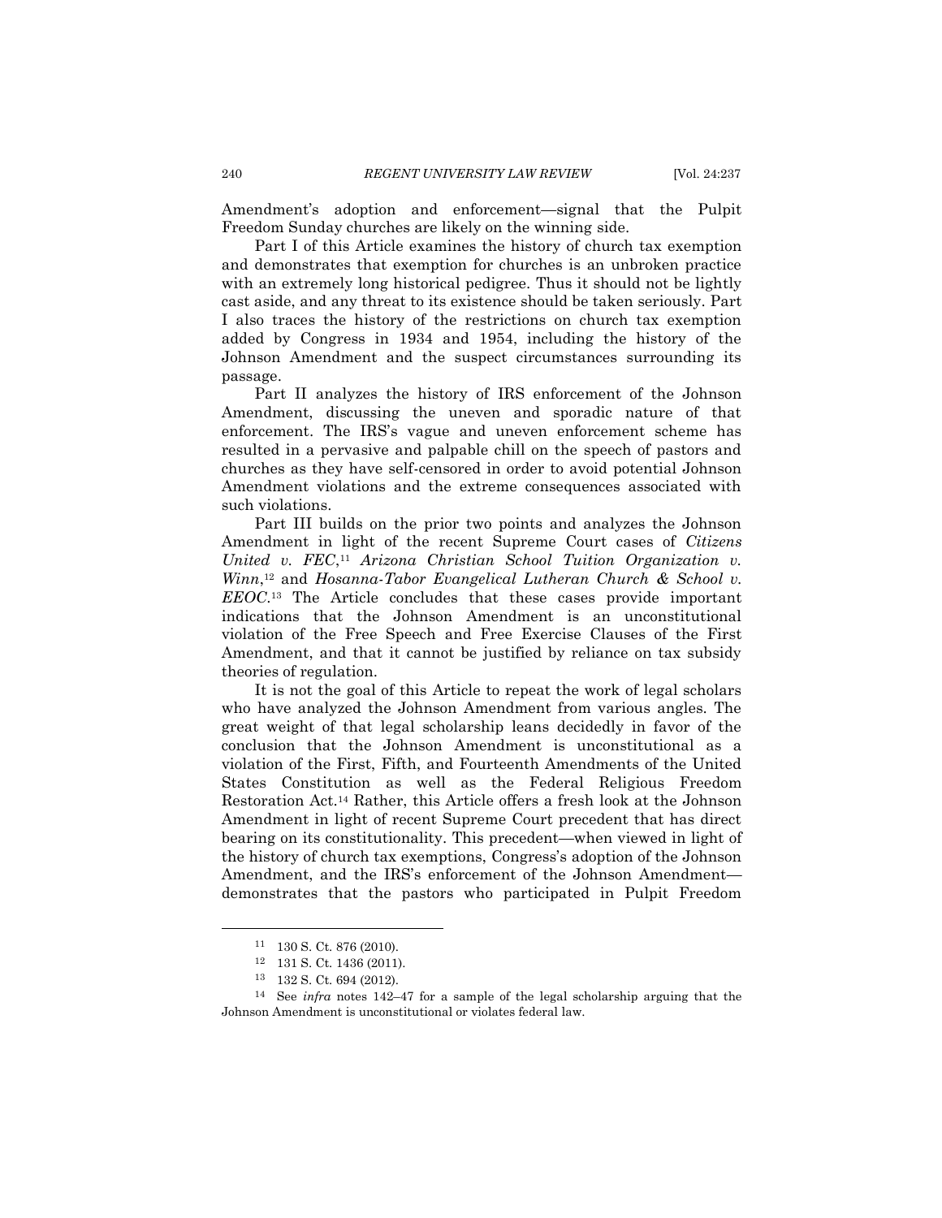Amendment's adoption and enforcement—signal that the Pulpit Freedom Sunday churches are likely on the winning side.

Part I of this Article examines the history of church tax exemption and demonstrates that exemption for churches is an unbroken practice with an extremely long historical pedigree. Thus it should not be lightly cast aside, and any threat to its existence should be taken seriously. Part I also traces the history of the restrictions on church tax exemption added by Congress in 1934 and 1954, including the history of the Johnson Amendment and the suspect circumstances surrounding its passage.

Part II analyzes the history of IRS enforcement of the Johnson Amendment, discussing the uneven and sporadic nature of that enforcement. The IRS's vague and uneven enforcement scheme has resulted in a pervasive and palpable chill on the speech of pastors and churches as they have self-censored in order to avoid potential Johnson Amendment violations and the extreme consequences associated with such violations.

Part III builds on the prior two points and analyzes the Johnson Amendment in light of the recent Supreme Court cases of *Citizens United v. FEC*,[11] *Arizona Christian School Tuition Organization v. Winn*,[12] and *Hosanna-Tabor Evangelical Lutheran Church & School v. EEOC*.[13] The Article concludes that these cases provide important indications that the Johnson Amendment is an unconstitutional violation of the Free Speech and Free Exercise Clauses of the First Amendment, and that it cannot be justified by reliance on tax subsidy theories of regulation.

It is not the goal of this Article to repeat the work of legal scholars who have analyzed the Johnson Amendment from various angles. The great weight of that legal scholarship leans decidedly in favor of the conclusion that the Johnson Amendment is unconstitutional as a violation of the First, Fifth, and Fourteenth Amendments of the United States Constitution as well as the Federal Religious Freedom Restoration Act.[14] Rather, this Article offers a fresh look at the Johnson Amendment in light of recent Supreme Court precedent that has direct bearing on its constitutionality. This precedent—when viewed in light of the history of church tax exemptions, Congress's adoption of the Johnson Amendment, and the IRS's enforcement of the Johnson Amendment—demonstrates that the pastors who participated in Pulpit Freedom

---

[11] 130 S. Ct. 876 (2010).

[12] 131 S. Ct. 1436 (2011).

[13] 132 S. Ct. 694 (2012).

[14] See *infra* notes 142–47 for a sample of the legal scholarship arguing that the Johnson Amendment is unconstitutional or violates federal law.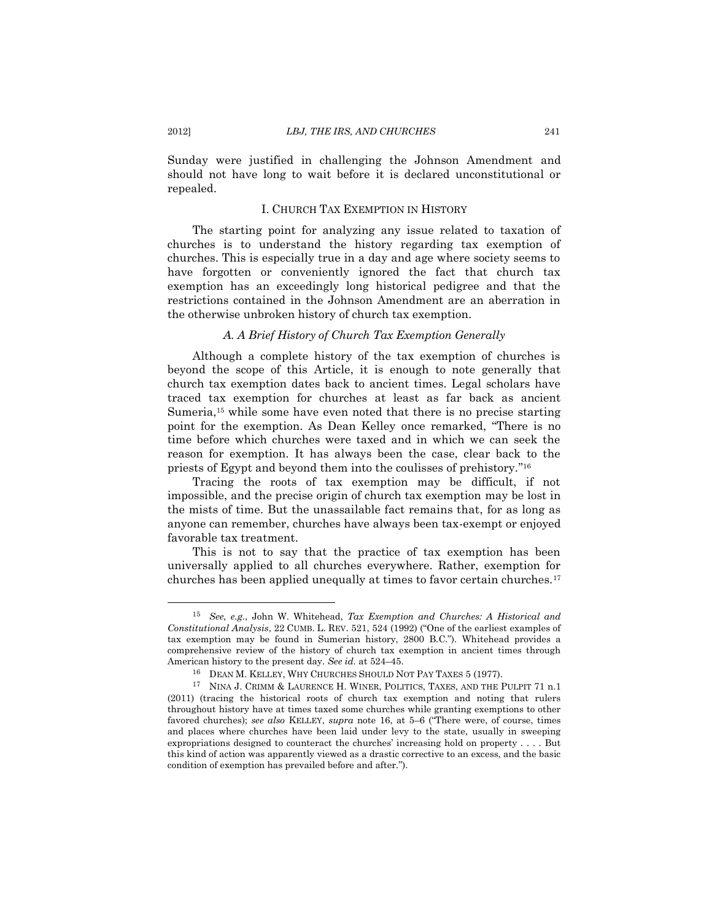Sunday were justified in challenging the Johnson Amendment and should not have long to wait before it is declared unconstitutional or repealed.

## I. CHURCH TAX EXEMPTION IN HISTORY

The starting point for analyzing any issue related to taxation of churches is to understand the history regarding tax exemption of churches. This is especially true in a day and age where society seems to have forgotten or conveniently ignored the fact that church tax exemption has an exceedingly long historical pedigree and that the restrictions contained in the Johnson Amendment are an aberration in the otherwise unbroken history of church tax exemption.

### *A. A Brief History of Church Tax Exemption Generally*

Although a complete history of the tax exemption of churches is beyond the scope of this Article, it is enough to note generally that church tax exemption dates back to ancient times. Legal scholars have traced tax exemption for churches at least as far back as ancient Sumeria,[15] while some have even noted that there is no precise starting point for the exemption. As Dean Kelley once remarked, "There is no time before which churches were taxed and in which we can seek the reason for exemption. It has always been the case, clear back to the priests of Egypt and beyond them into the coulisses of prehistory."[16]

Tracing the roots of tax exemption may be difficult, if not impossible, and the precise origin of church tax exemption may be lost in the mists of time. But the unassailable fact remains that, for as long as anyone can remember, churches have always been tax-exempt or enjoyed favorable tax treatment.

This is not to say that the practice of tax exemption has been universally applied to all churches everywhere. Rather, exemption for churches has been applied unequally at times to favor certain churches.[17]

---

[15] *See, e.g.*, John W. Whitehead, *Tax Exemption and Churches: A Historical and Constitutional Analysis*, 22 CUMB. L. REV. 521, 524 (1992) ("One of the earliest examples of tax exemption may be found in Sumerian history, 2800 B.C."). Whitehead provides a comprehensive review of the history of church tax exemption in ancient times through American history to the present day. *See id.* at 524–45.

[16] DEAN M. KELLEY, WHY CHURCHES SHOULD NOT PAY TAXES 5 (1977).

[17] NINA J. CRIMM & LAURENCE H. WINER, POLITICS, TAXES, AND THE PULPIT 71 n.1 (2011) (tracing the historical roots of church tax exemption and noting that rulers throughout history have at times taxed some churches while granting exemptions to other favored churches); *see also* KELLEY, *supra* note 16, at 5–6 ("There were, of course, times and places where churches have been laid under levy to the state, usually in sweeping expropriations designed to counteract the churches' increasing hold on property . . . . But this kind of action was apparently viewed as a drastic corrective to an excess, and the basic condition of exemption has prevailed before and after.").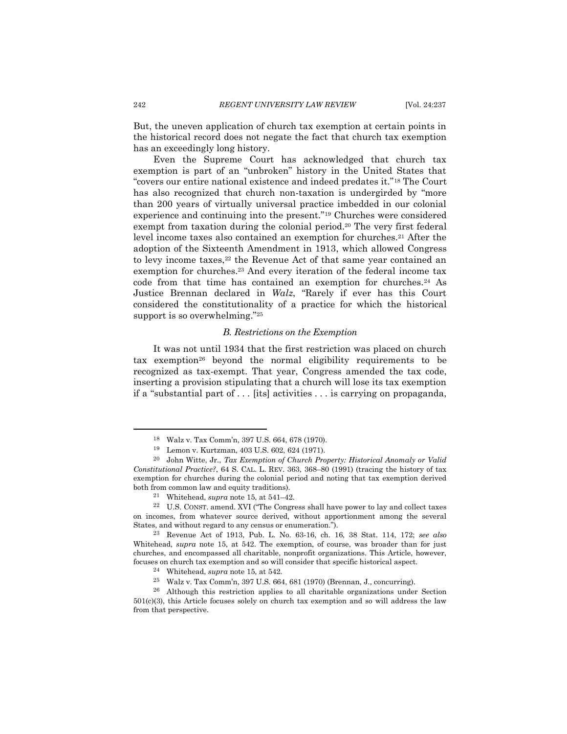But, the uneven application of church tax exemption at certain points in the historical record does not negate the fact that church tax exemption has an exceedingly long history.

Even the Supreme Court has acknowledged that church tax exemption is part of an "unbroken" history in the United States that "covers our entire national existence and indeed predates it."[18] The Court has also recognized that church non-taxation is undergirded by "more than 200 years of virtually universal practice imbedded in our colonial experience and continuing into the present."[19] Churches were considered exempt from taxation during the colonial period.[20] The very first federal level income taxes also contained an exemption for churches.[21] After the adoption of the Sixteenth Amendment in 1913, which allowed Congress to levy income taxes,[22] the Revenue Act of that same year contained an exemption for churches.[23] And every iteration of the federal income tax code from that time has contained an exemption for churches.[24] As Justice Brennan declared in *Walz*, "Rarely if ever has this Court considered the constitutionality of a practice for which the historical support is so overwhelming."[25]

### *B. Restrictions on the Exemption*

It was not until 1934 that the first restriction was placed on church tax exemption[26] beyond the normal eligibility requirements to be recognized as tax-exempt. That year, Congress amended the tax code, inserting a provision stipulating that a church will lose its tax exemption if a "substantial part of . . . [its] activities . . . is carrying on propaganda,

---

[18] Walz v. Tax Comm'n, 397 U.S. 664, 678 (1970).

[19] Lemon v. Kurtzman, 403 U.S. 602, 624 (1971).

[20] John Witte, Jr., *Tax Exemption of Church Property: Historical Anomaly or Valid Constitutional Practice?*, 64 S. CAL. L. REV. 363, 368–80 (1991) (tracing the history of tax exemption for churches during the colonial period and noting that tax exemption derived both from common law and equity traditions).

[21] Whitehead, *supra* note 15, at 541–42.

[22] U.S. CONST. amend. XVI ("The Congress shall have power to lay and collect taxes on incomes, from whatever source derived, without apportionment among the several States, and without regard to any census or enumeration.").

[23] Revenue Act of 1913, Pub. L. No. 63-16, ch. 16, 38 Stat. 114, 172; *see also* Whitehead, *supra* note 15, at 542. The exemption, of course, was broader than for just churches, and encompassed all charitable, nonprofit organizations. This Article, however, focuses on church tax exemption and so will consider that specific historical aspect.

[24] Whitehead, *supra* note 15, at 542.

[25] Walz v. Tax Comm'n, 397 U.S. 664, 681 (1970) (Brennan, J., concurring).

[26] Although this restriction applies to all charitable organizations under Section 501(c)(3), this Article focuses solely on church tax exemption and so will address the law from that perspective.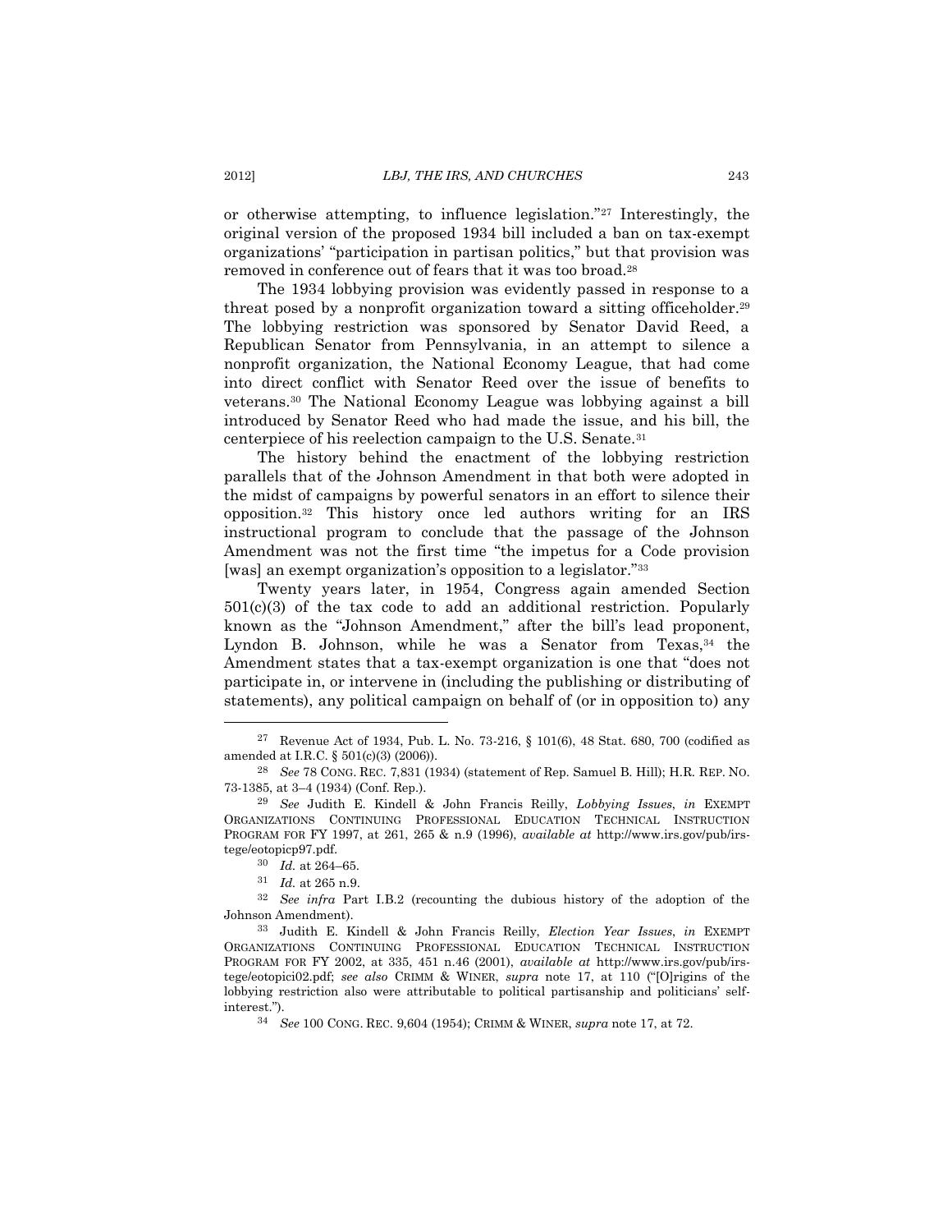or otherwise attempting, to influence legislation."[27] Interestingly, the original version of the proposed 1934 bill included a ban on tax-exempt organizations' "participation in partisan politics," but that provision was removed in conference out of fears that it was too broad.[28]

The 1934 lobbying provision was evidently passed in response to a threat posed by a nonprofit organization toward a sitting officeholder.[29] The lobbying restriction was sponsored by Senator David Reed, a Republican Senator from Pennsylvania, in an attempt to silence a nonprofit organization, the National Economy League, that had come into direct conflict with Senator Reed over the issue of benefits to veterans.[30] The National Economy League was lobbying against a bill introduced by Senator Reed who had made the issue, and his bill, the centerpiece of his reelection campaign to the U.S. Senate.[31]

The history behind the enactment of the lobbying restriction parallels that of the Johnson Amendment in that both were adopted in the midst of campaigns by powerful senators in an effort to silence their opposition.[32] This history once led authors writing for an IRS instructional program to conclude that the passage of the Johnson Amendment was not the first time "the impetus for a Code provision [was] an exempt organization's opposition to a legislator."[33]

Twenty years later, in 1954, Congress again amended Section 501(c)(3) of the tax code to add an additional restriction. Popularly known as the "Johnson Amendment," after the bill's lead proponent, Lyndon B. Johnson, while he was a Senator from Texas,[34] the Amendment states that a tax-exempt organization is one that "does not participate in, or intervene in (including the publishing or distributing of statements), any political campaign on behalf of (or in opposition to) any

---

[27] Revenue Act of 1934, Pub. L. No. 73-216, § 101(6), 48 Stat. 680, 700 (codified as amended at I.R.C. § 501(c)(3) (2006)).

[28] *See* 78 CONG. REC. 7,831 (1934) (statement of Rep. Samuel B. Hill); H.R. REP. NO. 73-1385, at 3–4 (1934) (Conf. Rep.).

[29] *See* Judith E. Kindell & John Francis Reilly, *Lobbying Issues*, *in* EXEMPT ORGANIZATIONS CONTINUING PROFESSIONAL EDUCATION TECHNICAL INSTRUCTION PROGRAM FOR FY 1997, at 261, 265 & n.9 (1996), *available at* http://www.irs.gov/pub/irs-tege/eotopicp97.pdf.

[30] *Id.* at 264–65.

[31] *Id.* at 265 n.9.

[32] *See infra* Part I.B.2 (recounting the dubious history of the adoption of the Johnson Amendment).

[33] Judith E. Kindell & John Francis Reilly, *Election Year Issues*, *in* EXEMPT ORGANIZATIONS CONTINUING PROFESSIONAL EDUCATION TECHNICAL INSTRUCTION PROGRAM FOR FY 2002, at 335, 451 n.46 (2001), *available at* http://www.irs.gov/pub/irs-tege/eotopici02.pdf; *see also* CRIMM & WINER, *supra* note 17, at 110 ("[O]rigins of the lobbying restriction also were attributable to political partisanship and politicians' self-interest.").

[34] *See* 100 CONG. REC. 9,604 (1954); CRIMM & WINER, *supra* note 17, at 72.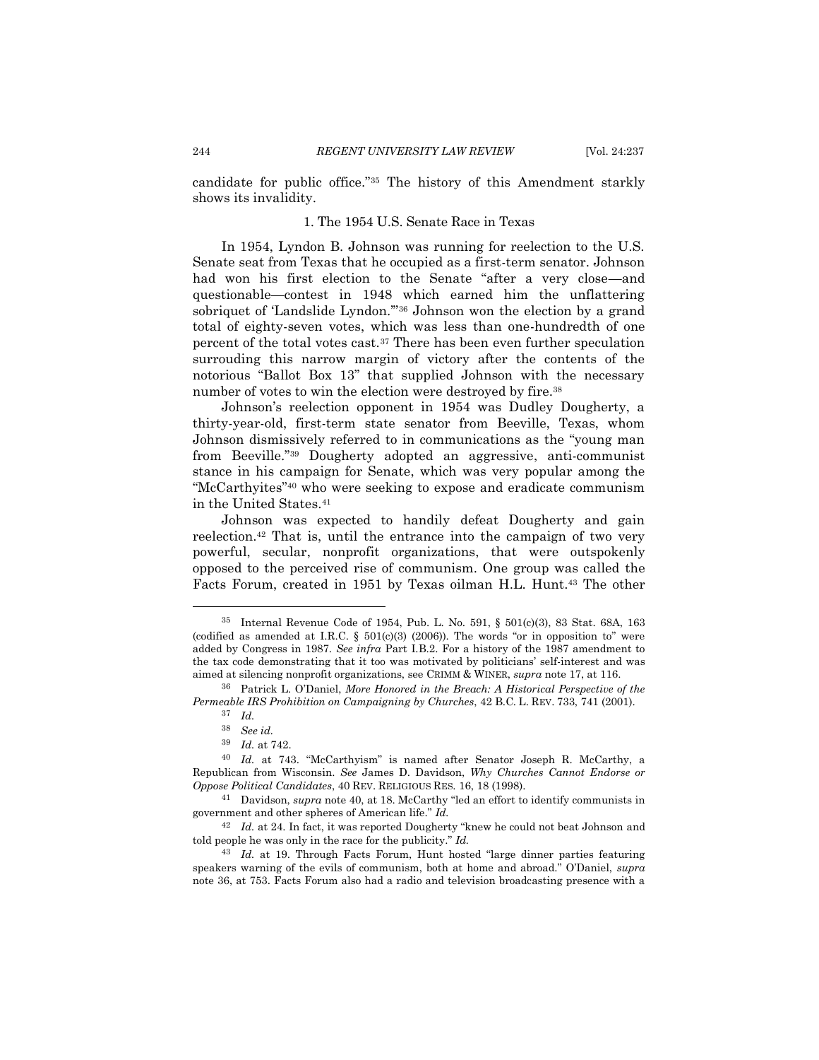candidate for public office."[35] The history of this Amendment starkly shows its invalidity.

### 1. The 1954 U.S. Senate Race in Texas

In 1954, Lyndon B. Johnson was running for reelection to the U.S. Senate seat from Texas that he occupied as a first-term senator. Johnson had won his first election to the Senate "after a very close—and questionable—contest in 1948 which earned him the unflattering sobriquet of 'Landslide Lyndon.'"[36] Johnson won the election by a grand total of eighty-seven votes, which was less than one-hundredth of one percent of the total votes cast.[37] There has been even further speculation surrounding this narrow margin of victory after the contents of the notorious "Ballot Box 13" that supplied Johnson with the necessary number of votes to win the election were destroyed by fire.[38]

Johnson's reelection opponent in 1954 was Dudley Dougherty, a thirty-year-old, first-term state senator from Beeville, Texas, whom Johnson dismissively referred to in communications as the "young man from Beeville."[39] Dougherty adopted an aggressive, anti-communist stance in his campaign for Senate, which was very popular among the "McCarthyites"[40] who were seeking to expose and eradicate communism in the United States.[41]

Johnson was expected to handily defeat Dougherty and gain reelection.[42] That is, until the entrance into the campaign of two very powerful, secular, nonprofit organizations, that were outspokenly opposed to the perceived rise of communism. One group was called the Facts Forum, created in 1951 by Texas oilman H.L. Hunt.[43] The other

---

[35] Internal Revenue Code of 1954, Pub. L. No. 591, § 501(c)(3), 83 Stat. 68A, 163 (codified as amended at I.R.C. § 501(c)(3) (2006)). The words "or in opposition to" were added by Congress in 1987. *See infra* Part I.B.2. For a history of the 1987 amendment to the tax code demonstrating that it too was motivated by politicians' self-interest and was aimed at silencing nonprofit organizations, see CRIMM & WINER, *supra* note 17, at 116.

[36] Patrick L. O'Daniel, *More Honored in the Breach: A Historical Perspective of the Permeable IRS Prohibition on Campaigning by Churches*, 42 B.C. L. REV. 733, 741 (2001).

[37] *Id.*

[38] *See id.*

[39] *Id.* at 742.

[40] *Id.* at 743. "McCarthyism" is named after Senator Joseph R. McCarthy, a Republican from Wisconsin. *See* James D. Davidson, *Why Churches Cannot Endorse or Oppose Political Candidates*, 40 REV. RELIGIOUS RES. 16, 18 (1998).

[41] Davidson, *supra* note 40, at 18. McCarthy "led an effort to identify communists in government and other spheres of American life." *Id.*

[42] *Id.* at 24. In fact, it was reported Dougherty "knew he could not beat Johnson and told people he was only in the race for the publicity." *Id.*

[43] *Id.* at 19. Through Facts Forum, Hunt hosted "large dinner parties featuring speakers warning of the evils of communism, both at home and abroad." O'Daniel, *supra* note 36, at 753. Facts Forum also had a radio and television broadcasting presence with a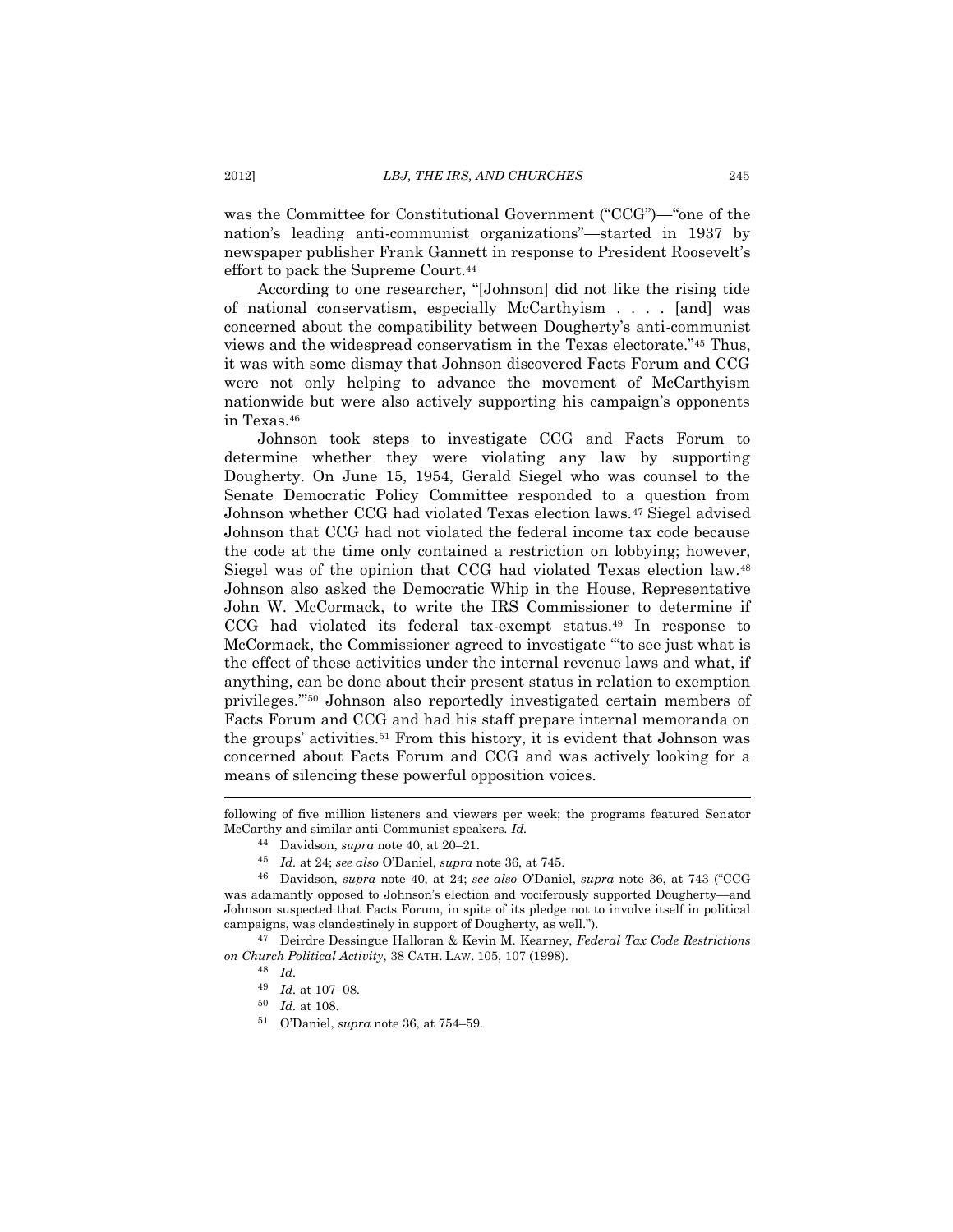was the Committee for Constitutional Government ("CCG")—"one of the nation's leading anti-communist organizations"—started in 1937 by newspaper publisher Frank Gannett in response to President Roosevelt's effort to pack the Supreme Court.[44]

According to one researcher, "[Johnson] did not like the rising tide of national conservatism, especially McCarthyism . . . . [and] was concerned about the compatibility between Dougherty's anti-communist views and the widespread conservatism in the Texas electorate."[45] Thus, it was with some dismay that Johnson discovered Facts Forum and CCG were not only helping to advance the movement of McCarthyism nationwide but were also actively supporting his campaign's opponents in Texas.[46]

Johnson took steps to investigate CCG and Facts Forum to determine whether they were violating any law by supporting Dougherty. On June 15, 1954, Gerald Siegel who was counsel to the Senate Democratic Policy Committee responded to a question from Johnson whether CCG had violated Texas election laws.[47] Siegel advised Johnson that CCG had not violated the federal income tax code because the code at the time only contained a restriction on lobbying; however, Siegel was of the opinion that CCG had violated Texas election law.[48] Johnson also asked the Democratic Whip in the House, Representative John W. McCormack, to write the IRS Commissioner to determine if CCG had violated its federal tax-exempt status.[49] In response to McCormack, the Commissioner agreed to investigate "'to see just what is the effect of these activities under the internal revenue laws and what, if anything, can be done about their present status in relation to exemption privileges.'"[50] Johnson also reportedly investigated certain members of Facts Forum and CCG and had his staff prepare internal memoranda on the groups' activities.[51] From this history, it is evident that Johnson was concerned about Facts Forum and CCG and was actively looking for a means of silencing these powerful opposition voices.

---

following of five million listeners and viewers per week; the programs featured Senator McCarthy and similar anti-Communist speakers. *Id.*

[44] Davidson, *supra* note 40, at 20–21.

[45] *Id.* at 24; *see also* O'Daniel, *supra* note 36, at 745.

[46] Davidson, *supra* note 40, at 24; *see also* O'Daniel, *supra* note 36, at 743 ("CCG was adamantly opposed to Johnson's election and vociferously supported Dougherty—and Johnson suspected that Facts Forum, in spite of its pledge not to involve itself in political campaigns, was clandestinely in support of Dougherty, as well.").

[47] Deirdre Dessingue Halloran & Kevin M. Kearney, *Federal Tax Code Restrictions on Church Political Activity*, 38 CATH. LAW. 105, 107 (1998).

[48] *Id.*

[49] *Id.* at 107–08.

[50] *Id.* at 108.

[51] O'Daniel, *supra* note 36, at 754–59.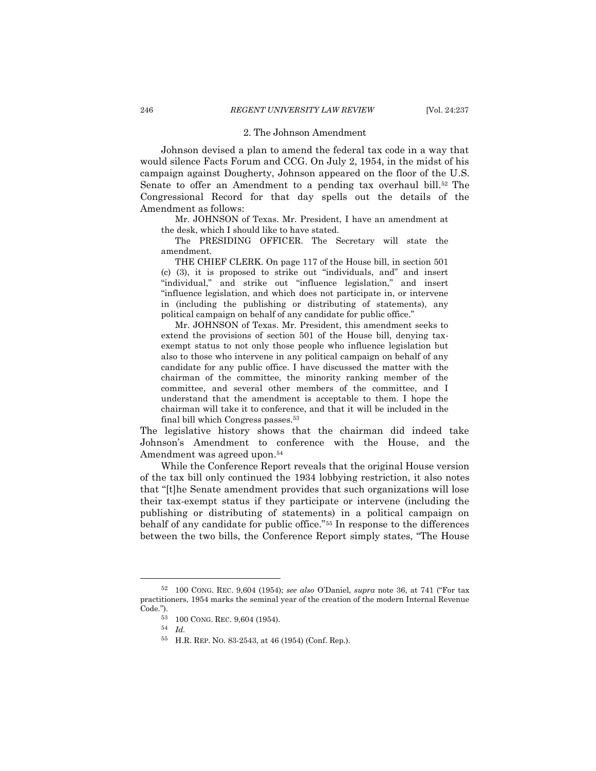### 2. The Johnson Amendment

Johnson devised a plan to amend the federal tax code in a way that would silence Facts Forum and CCG. On July 2, 1954, in the midst of his campaign against Dougherty, Johnson appeared on the floor of the U.S. Senate to offer an Amendment to a pending tax overhaul bill.[52] The Congressional Record for that day spells out the details of the Amendment as follows:

> Mr. JOHNSON of Texas. Mr. President, I have an amendment at the desk, which I should like to have stated.
>
> The PRESIDING OFFICER. The Secretary will state the amendment.
>
> THE CHIEF CLERK. On page 117 of the House bill, in section 501 (c) (3), it is proposed to strike out "individuals, and" and insert "individual," and strike out "influence legislation," and insert "influence legislation, and which does not participate in, or intervene in (including the publishing or distributing of statements), any political campaign on behalf of any candidate for public office."
>
> Mr. JOHNSON of Texas. Mr. President, this amendment seeks to extend the provisions of section 501 of the House bill, denying tax-exempt status to not only those people who influence legislation but also to those who intervene in any political campaign on behalf of any candidate for any public office. I have discussed the matter with the chairman of the committee, the minority ranking member of the committee, and several other members of the committee, and I understand that the amendment is acceptable to them. I hope the chairman will take it to conference, and that it will be included in the final bill which Congress passes.[53]

The legislative history shows that the chairman did indeed take Johnson's Amendment to conference with the House, and the Amendment was agreed upon.[54]

While the Conference Report reveals that the original House version of the tax bill only continued the 1934 lobbying restriction, it also notes that "[t]he Senate amendment provides that such organizations will lose their tax-exempt status if they participate or intervene (including the publishing or distributing of statements) in a political campaign on behalf of any candidate for public office."[55] In response to the differences between the two bills, the Conference Report simply states, "The House

---

[52] 100 CONG. REC. 9,604 (1954); *see also* O'Daniel, *supra* note 36, at 741 ("For tax practitioners, 1954 marks the seminal year of the creation of the modern Internal Revenue Code.").

[53] 100 CONG. REC. 9,604 (1954).

[54] *Id.*

[55] H.R. REP. NO. 83-2543, at 46 (1954) (Conf. Rep.).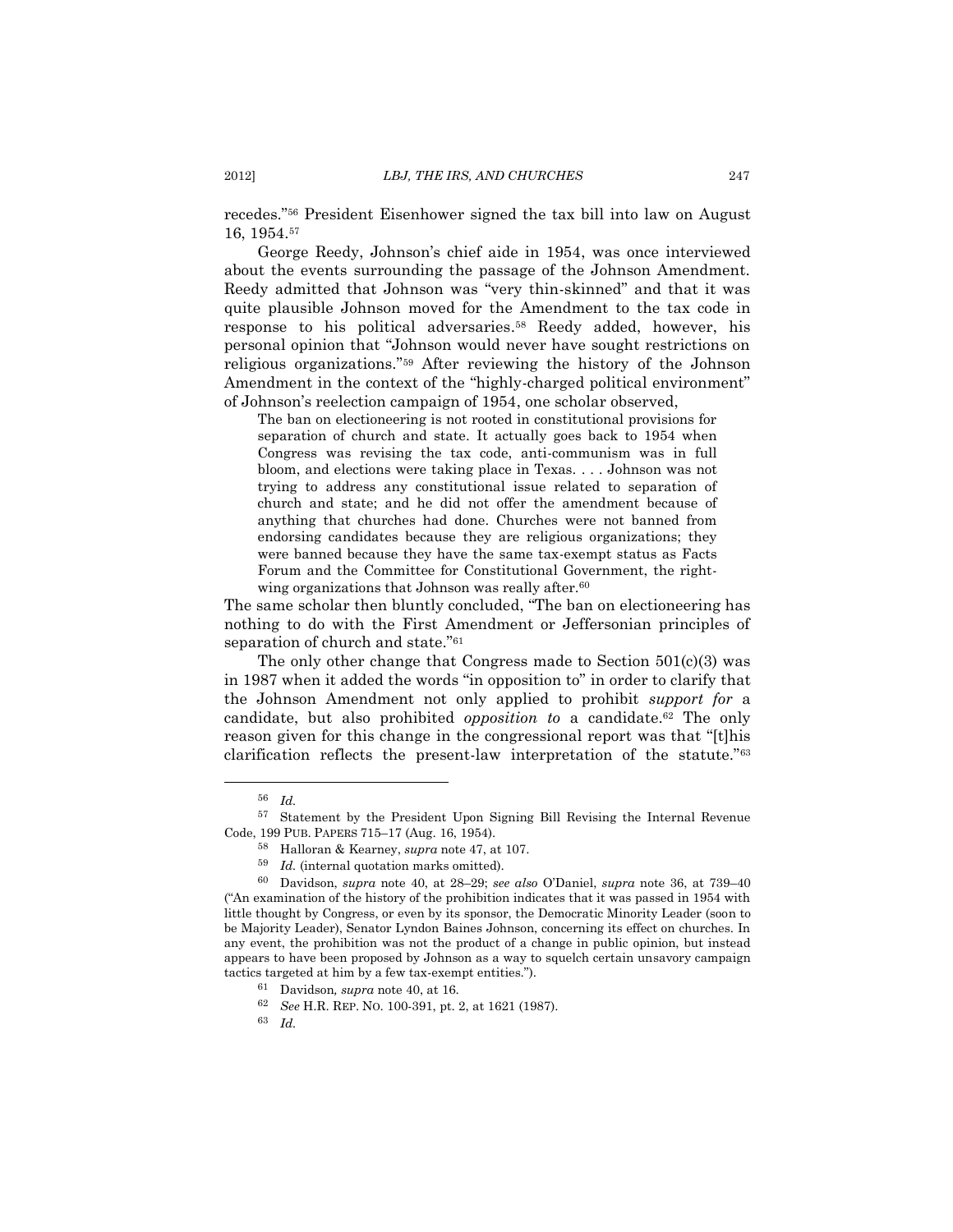recedes."[56] President Eisenhower signed the tax bill into law on August 16, 1954.[57]

George Reedy, Johnson's chief aide in 1954, was once interviewed about the events surrounding the passage of the Johnson Amendment. Reedy admitted that Johnson was "very thin-skinned" and that it was quite plausible Johnson moved for the Amendment to the tax code in response to his political adversaries.[58] Reedy added, however, his personal opinion that "Johnson would never have sought restrictions on religious organizations."[59] After reviewing the history of the Johnson Amendment in the context of the "highly-charged political environment" of Johnson's reelection campaign of 1954, one scholar observed,

> The ban on electioneering is not rooted in constitutional provisions for separation of church and state. It actually goes back to 1954 when Congress was revising the tax code, anti-communism was in full bloom, and elections were taking place in Texas. . . . Johnson was not trying to address any constitutional issue related to separation of church and state; and he did not offer the amendment because of anything that churches had done. Churches were not banned from endorsing candidates because they are religious organizations; they were banned because they have the same tax-exempt status as Facts Forum and the Committee for Constitutional Government, the right-wing organizations that Johnson was really after.[60]

The same scholar then bluntly concluded, "The ban on electioneering has nothing to do with the First Amendment or Jeffersonian principles of separation of church and state."[61]

The only other change that Congress made to Section 501(c)(3) was in 1987 when it added the words "in opposition to" in order to clarify that the Johnson Amendment not only applied to prohibit *support for* a candidate, but also prohibited *opposition to* a candidate.[62] The only reason given for this change in the congressional report was that "[t]his clarification reflects the present-law interpretation of the statute."[63]

---

[56] *Id.*

[57] Statement by the President Upon Signing Bill Revising the Internal Revenue Code, 199 PUB. PAPERS 715–17 (Aug. 16, 1954).

[58] Halloran & Kearney, *supra* note 47, at 107.

[59] *Id.* (internal quotation marks omitted).

[60] Davidson, *supra* note 40, at 28–29; *see also* O'Daniel, *supra* note 36, at 739–40 ("An examination of the history of the prohibition indicates that it was passed in 1954 with little thought by Congress, or even by its sponsor, the Democratic Minority Leader (soon to be Majority Leader), Senator Lyndon Baines Johnson, concerning its effect on churches. In any event, the prohibition was not the product of a change in public opinion, but instead appears to have been proposed by Johnson as a way to squelch certain unsavory campaign tactics targeted at him by a few tax-exempt entities.").

[61] Davidson*, supra* note 40, at 16.

[62] *See* H.R. REP. NO. 100-391, pt. 2, at 1621 (1987).

[63] *Id.*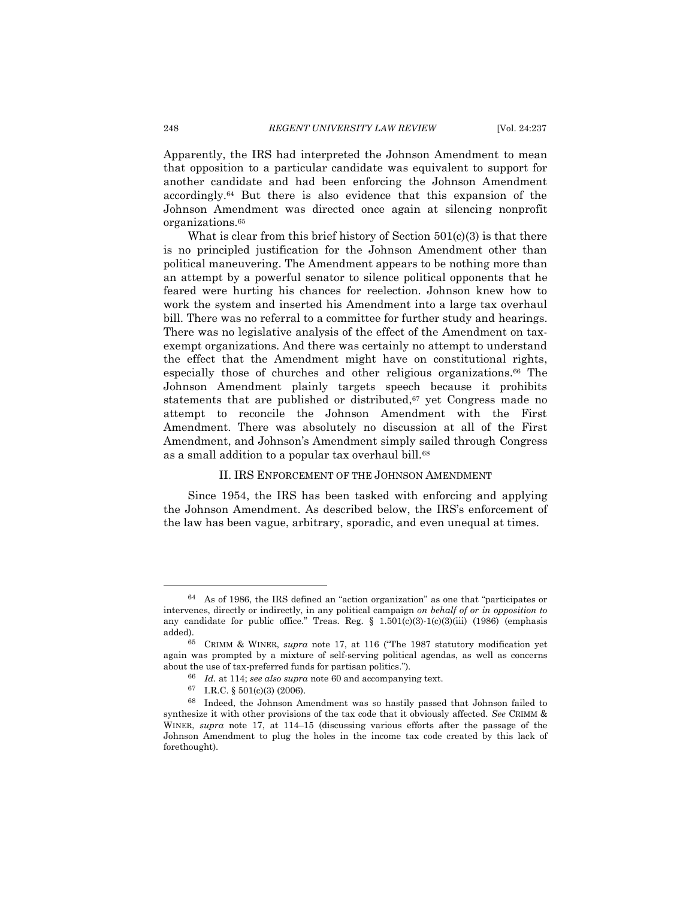Apparently, the IRS had interpreted the Johnson Amendment to mean that opposition to a particular candidate was equivalent to support for another candidate and had been enforcing the Johnson Amendment accordingly.[64] But there is also evidence that this expansion of the Johnson Amendment was directed once again at silencing nonprofit organizations.[65]

What is clear from this brief history of Section 501(c)(3) is that there is no principled justification for the Johnson Amendment other than political maneuvering. The Amendment appears to be nothing more than an attempt by a powerful senator to silence political opponents that he feared were hurting his chances for reelection. Johnson knew how to work the system and inserted his Amendment into a large tax overhaul bill. There was no referral to a committee for further study and hearings. There was no legislative analysis of the effect of the Amendment on tax-exempt organizations. And there was certainly no attempt to understand the effect that the Amendment might have on constitutional rights, especially those of churches and other religious organizations.[66] The Johnson Amendment plainly targets speech because it prohibits statements that are published or distributed,[67] yet Congress made no attempt to reconcile the Johnson Amendment with the First Amendment. There was absolutely no discussion at all of the First Amendment, and Johnson's Amendment simply sailed through Congress as a small addition to a popular tax overhaul bill.[68]

## II. IRS ENFORCEMENT OF THE JOHNSON AMENDMENT

Since 1954, the IRS has been tasked with enforcing and applying the Johnson Amendment. As described below, the IRS's enforcement of the law has been vague, arbitrary, sporadic, and even unequal at times.

---

[64] As of 1986, the IRS defined an "action organization" as one that "participates or intervenes, directly or indirectly, in any political campaign *on behalf of or in opposition to* any candidate for public office." Treas. Reg. § 1.501(c)(3)-1(c)(3)(iii) (1986) (emphasis added).

[65] CRIMM & WINER, *supra* note 17, at 116 ("The 1987 statutory modification yet again was prompted by a mixture of self-serving political agendas, as well as concerns about the use of tax-preferred funds for partisan politics.").

[66] *Id.* at 114; *see also supra* note 60 and accompanying text.

[67] I.R.C. § 501(c)(3) (2006).

[68] Indeed, the Johnson Amendment was so hastily passed that Johnson failed to synthesize it with other provisions of the tax code that it obviously affected. *See* CRIMM & WINER, *supra* note 17, at 114–15 (discussing various efforts after the passage of the Johnson Amendment to plug the holes in the income tax code created by this lack of forethought).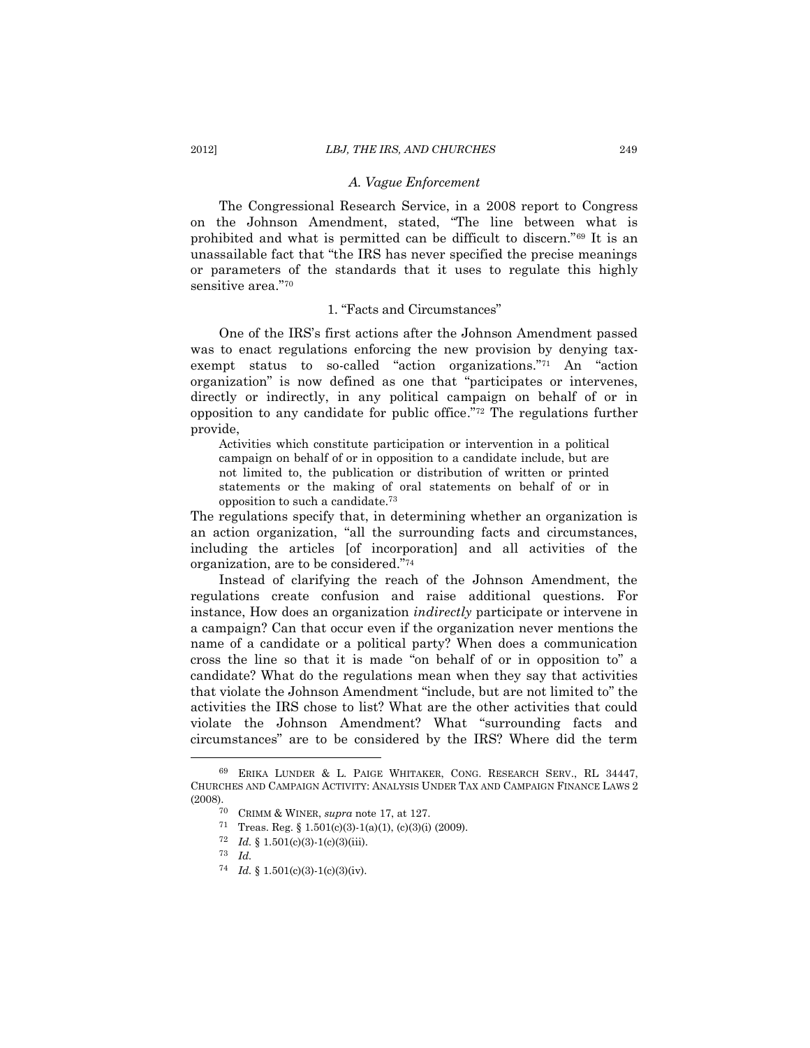### *A. Vague Enforcement*

The Congressional Research Service, in a 2008 report to Congress on the Johnson Amendment, stated, "The line between what is prohibited and what is permitted can be difficult to discern."[69] It is an unassailable fact that "the IRS has never specified the precise meanings or parameters of the standards that it uses to regulate this highly sensitive area."[70]

#### 1. "Facts and Circumstances"

One of the IRS's first actions after the Johnson Amendment passed was to enact regulations enforcing the new provision by denying tax-exempt status to so-called "action organizations."[71] An "action organization" is now defined as one that "participates or intervenes, directly or indirectly, in any political campaign on behalf of or in opposition to any candidate for public office."[72] The regulations further provide,

> Activities which constitute participation or intervention in a political campaign on behalf of or in opposition to a candidate include, but are not limited to, the publication or distribution of written or printed statements or the making of oral statements on behalf of or in opposition to such a candidate.[73]

The regulations specify that, in determining whether an organization is an action organization, "all the surrounding facts and circumstances, including the articles [of incorporation] and all activities of the organization, are to be considered."[74]

Instead of clarifying the reach of the Johnson Amendment, the regulations create confusion and raise additional questions. For instance, How does an organization *indirectly* participate or intervene in a campaign? Can that occur even if the organization never mentions the name of a candidate or a political party? When does a communication cross the line so that it is made "on behalf of or in opposition to" a candidate? What do the regulations mean when they say that activities that violate the Johnson Amendment "include, but are not limited to" the activities the IRS chose to list? What are the other activities that could violate the Johnson Amendment? What "surrounding facts and circumstances" are to be considered by the IRS? Where did the term

---

[69] ERIKA LUNDER & L. PAIGE WHITAKER, CONG. RESEARCH SERV., RL 34447, CHURCHES AND CAMPAIGN ACTIVITY: ANALYSIS UNDER TAX AND CAMPAIGN FINANCE LAWS 2 (2008).

[70] CRIMM & WINER, *supra* note 17, at 127.

[71] Treas. Reg. § 1.501(c)(3)-1(a)(1), (c)(3)(i) (2009).

[72] *Id.* § 1.501(c)(3)-1(c)(3)(iii).

[73] *Id.*

[74] *Id.* § 1.501(c)(3)-1(c)(3)(iv).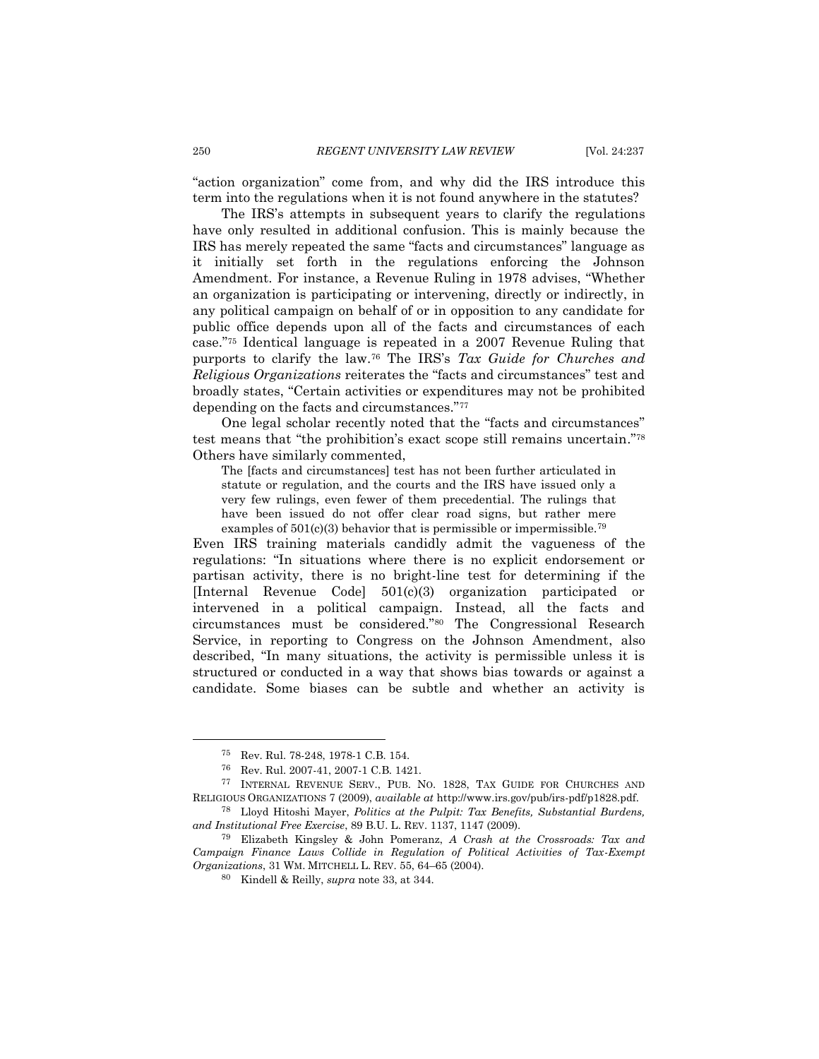"action organization" come from, and why did the IRS introduce this term into the regulations when it is not found anywhere in the statutes?

The IRS's attempts in subsequent years to clarify the regulations have only resulted in additional confusion. This is mainly because the IRS has merely repeated the same "facts and circumstances" language as it initially set forth in the regulations enforcing the Johnson Amendment. For instance, a Revenue Ruling in 1978 advises, "Whether an organization is participating or intervening, directly or indirectly, in any political campaign on behalf of or in opposition to any candidate for public office depends upon all of the facts and circumstances of each case."[75] Identical language is repeated in a 2007 Revenue Ruling that purports to clarify the law.[76] The IRS's *Tax Guide for Churches and Religious Organizations* reiterates the "facts and circumstances" test and broadly states, "Certain activities or expenditures may not be prohibited depending on the facts and circumstances."[77]

One legal scholar recently noted that the "facts and circumstances" test means that "the prohibition's exact scope still remains uncertain."[78] Others have similarly commented,

> The [facts and circumstances] test has not been further articulated in statute or regulation, and the courts and the IRS have issued only a very few rulings, even fewer of them precedential. The rulings that have been issued do not offer clear road signs, but rather mere examples of 501(c)(3) behavior that is permissible or impermissible.[79]

Even IRS training materials candidly admit the vagueness of the regulations: "In situations where there is no explicit endorsement or partisan activity, there is no bright-line test for determining if the [Internal Revenue Code] 501(c)(3) organization participated or intervened in a political campaign. Instead, all the facts and circumstances must be considered."[80] The Congressional Research Service, in reporting to Congress on the Johnson Amendment, also described, "In many situations, the activity is permissible unless it is structured or conducted in a way that shows bias towards or against a candidate. Some biases can be subtle and whether an activity is

---

75 Rev. Rul. 78-248, 1978-1 C.B. 154.

76 Rev. Rul. 2007-41, 2007-1 C.B. 1421.

77 INTERNAL REVENUE SERV., PUB. NO. 1828, TAX GUIDE FOR CHURCHES AND RELIGIOUS ORGANIZATIONS 7 (2009), *available at* http://www.irs.gov/pub/irs-pdf/p1828.pdf.

78 Lloyd Hitoshi Mayer, *Politics at the Pulpit: Tax Benefits, Substantial Burdens, and Institutional Free Exercise*, 89 B.U. L. REV. 1137, 1147 (2009).

79 Elizabeth Kingsley & John Pomeranz, *A Crash at the Crossroads: Tax and Campaign Finance Laws Collide in Regulation of Political Activities of Tax-Exempt Organizations*, 31 WM. MITCHELL L. REV. 55, 64–65 (2004).

80 Kindell & Reilly, *supra* note 33, at 344.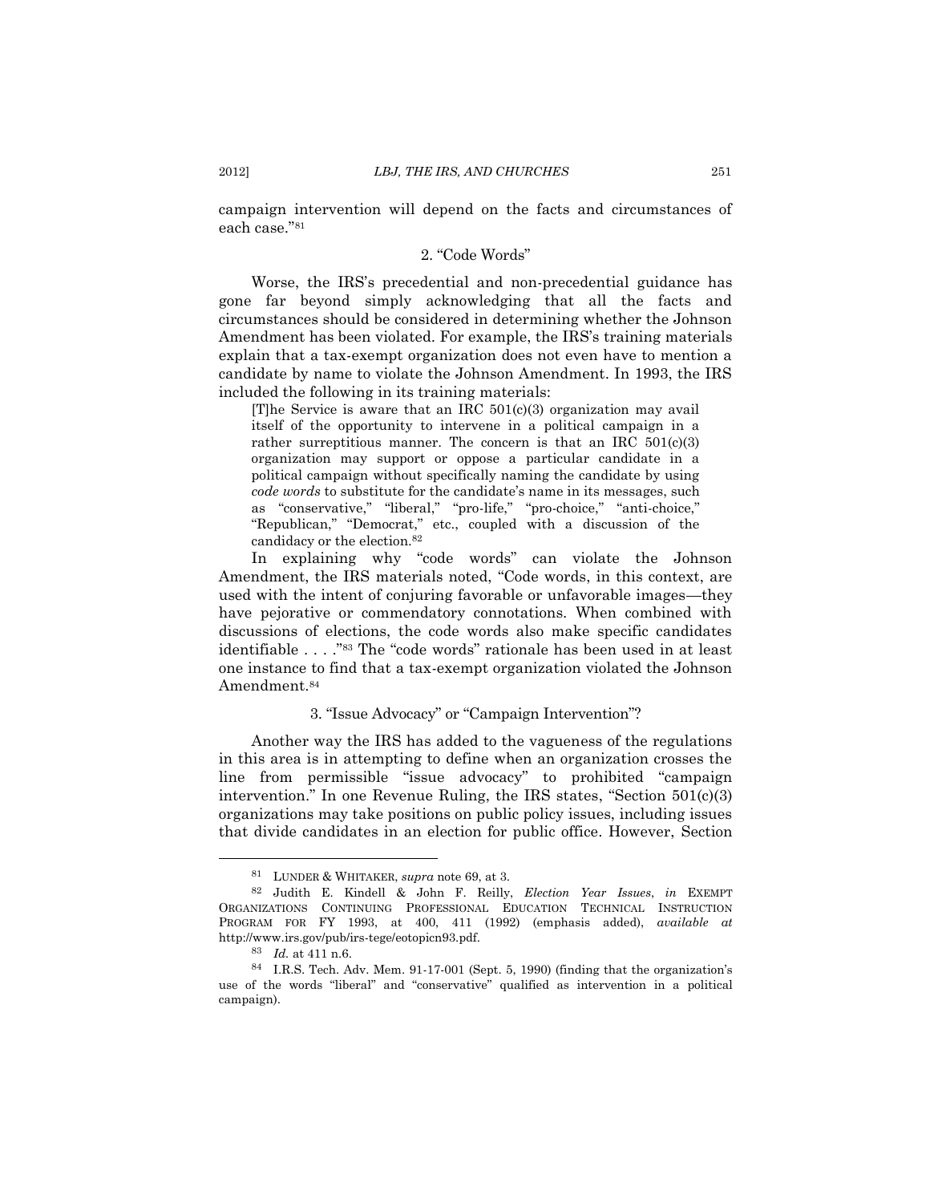campaign intervention will depend on the facts and circumstances of each case."[81]

### 2. "Code Words"

Worse, the IRS's precedential and non-precedential guidance has gone far beyond simply acknowledging that all the facts and circumstances should be considered in determining whether the Johnson Amendment has been violated. For example, the IRS's training materials explain that a tax-exempt organization does not even have to mention a candidate by name to violate the Johnson Amendment. In 1993, the IRS included the following in its training materials:

> [T]he Service is aware that an IRC 501(c)(3) organization may avail itself of the opportunity to intervene in a political campaign in a rather surreptitious manner. The concern is that an IRC 501(c)(3) organization may support or oppose a particular candidate in a political campaign without specifically naming the candidate by using *code words* to substitute for the candidate's name in its messages, such as "conservative," "liberal," "pro-life," "pro-choice," "anti-choice," "Republican," "Democrat," etc., coupled with a discussion of the candidacy or the election.[82]

In explaining why "code words" can violate the Johnson Amendment, the IRS materials noted, "Code words, in this context, are used with the intent of conjuring favorable or unfavorable images—they have pejorative or commendatory connotations. When combined with discussions of elections, the code words also make specific candidates identifiable . . . ."[83] The "code words" rationale has been used in at least one instance to find that a tax-exempt organization violated the Johnson Amendment.[84]

### 3. "Issue Advocacy" or "Campaign Intervention"?

Another way the IRS has added to the vagueness of the regulations in this area is in attempting to define when an organization crosses the line from permissible "issue advocacy" to prohibited "campaign intervention." In one Revenue Ruling, the IRS states, "Section 501(c)(3) organizations may take positions on public policy issues, including issues that divide candidates in an election for public office. However, Section

---

[81] LUNDER & WHITAKER, *supra* note 69, at 3.

[82] Judith E. Kindell & John F. Reilly, *Election Year Issues*, *in* EXEMPT ORGANIZATIONS CONTINUING PROFESSIONAL EDUCATION TECHNICAL INSTRUCTION PROGRAM FOR FY 1993, at 400, 411 (1992) (emphasis added), *available at* http://www.irs.gov/pub/irs-tege/eotopicn93.pdf.

[83] *Id.* at 411 n.6.

[84] I.R.S. Tech. Adv. Mem. 91-17-001 (Sept. 5, 1990) (finding that the organization's use of the words "liberal" and "conservative" qualified as intervention in a political campaign).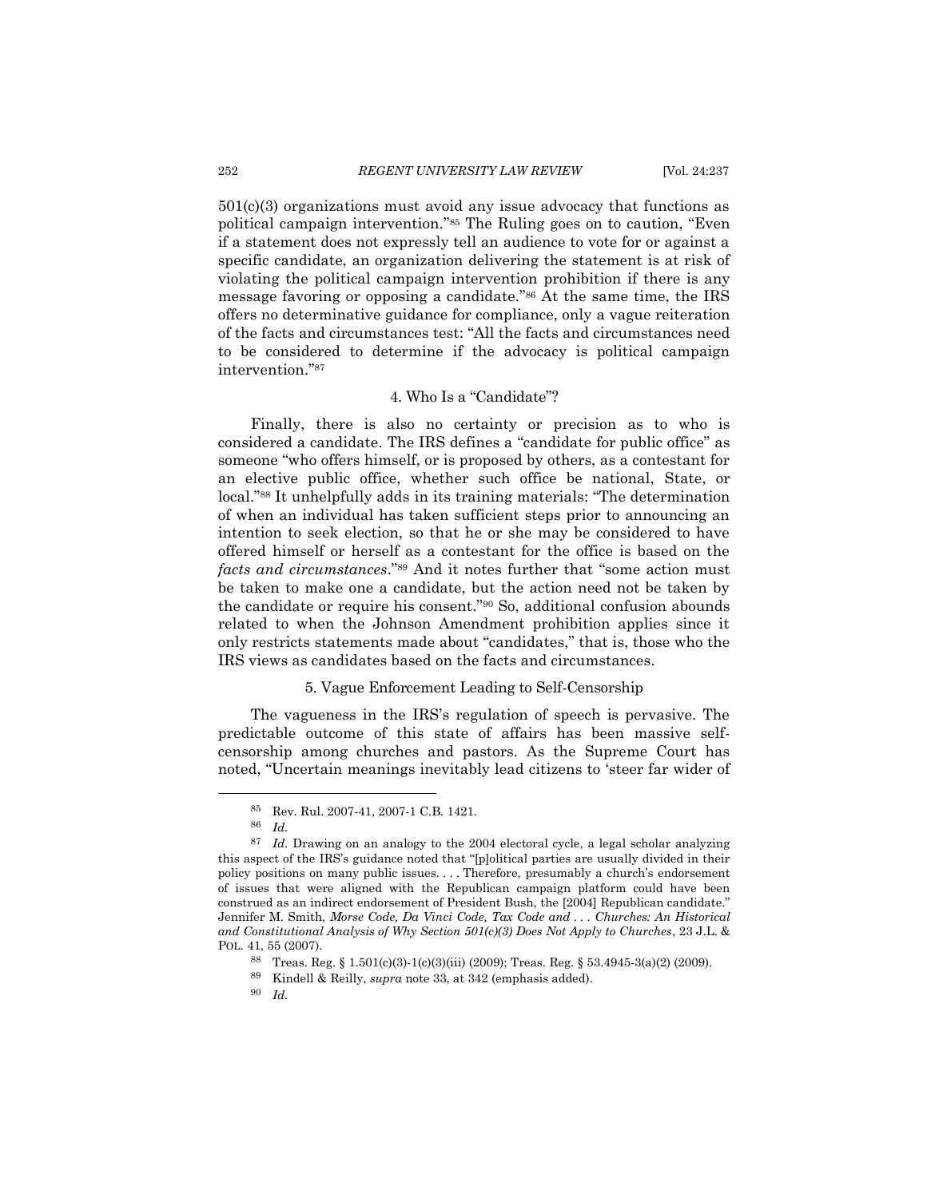501(c)(3) organizations must avoid any issue advocacy that functions as political campaign intervention."[85] The Ruling goes on to caution, "Even if a statement does not expressly tell an audience to vote for or against a specific candidate, an organization delivering the statement is at risk of violating the political campaign intervention prohibition if there is any message favoring or opposing a candidate."[86] At the same time, the IRS offers no determinative guidance for compliance, only a vague reiteration of the facts and circumstances test: "All the facts and circumstances need to be considered to determine if the advocacy is political campaign intervention."[87]

#### 4. Who Is a "Candidate"?

Finally, there is also no certainty or precision as to who is considered a candidate. The IRS defines a "candidate for public office" as someone "who offers himself, or is proposed by others, as a contestant for an elective public office, whether such office be national, State, or local."[88] It unhelpfully adds in its training materials: "The determination of when an individual has taken sufficient steps prior to announcing an intention to seek election, so that he or she may be considered to have offered himself or herself as a contestant for the office is based on the *facts and circumstances*."[89] And it notes further that "some action must be taken to make one a candidate, but the action need not be taken by the candidate or require his consent."[90] So, additional confusion abounds related to when the Johnson Amendment prohibition applies since it only restricts statements made about "candidates," that is, those who the IRS views as candidates based on the facts and circumstances.

#### 5. Vague Enforcement Leading to Self-Censorship

The vagueness in the IRS's regulation of speech is pervasive. The predictable outcome of this state of affairs has been massive self-censorship among churches and pastors. As the Supreme Court has noted, "Uncertain meanings inevitably lead citizens to 'steer far wider of

---

[85] Rev. Rul. 2007-41, 2007-1 C.B. 1421.

[86] *Id.*

[87] *Id.* Drawing on an analogy to the 2004 electoral cycle, a legal scholar analyzing this aspect of the IRS's guidance noted that "[p]olitical parties are usually divided in their policy positions on many public issues. . . . Therefore, presumably a church's endorsement of issues that were aligned with the Republican campaign platform could have been construed as an indirect endorsement of President Bush, the [2004] Republican candidate." Jennifer M. Smith, *Morse Code, Da Vinci Code, Tax Code and . . . Churches: An Historical and Constitutional Analysis of Why Section 501(c)(3) Does Not Apply to Churches*, 23 J.L. & POL. 41, 55 (2007).

[88] Treas. Reg. § 1.501(c)(3)-1(c)(3)(iii) (2009); Treas. Reg. § 53.4945-3(a)(2) (2009).

[89] Kindell & Reilly, *supra* note 33, at 342 (emphasis added).

[90] *Id.*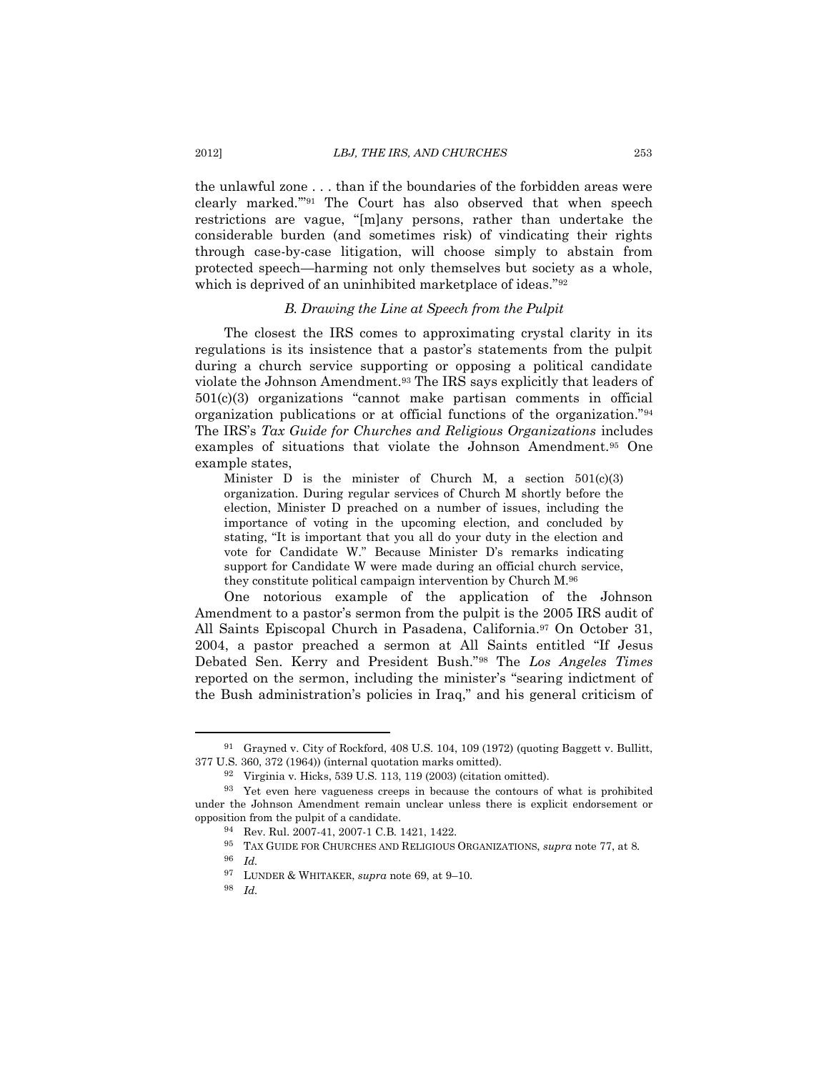the unlawful zone . . . than if the boundaries of the forbidden areas were clearly marked.'"[91] The Court has also observed that when speech restrictions are vague, "[m]any persons, rather than undertake the considerable burden (and sometimes risk) of vindicating their rights through case-by-case litigation, will choose simply to abstain from protected speech—harming not only themselves but society as a whole, which is deprived of an uninhibited marketplace of ideas."[92]

### *B. Drawing the Line at Speech from the Pulpit*

The closest the IRS comes to approximating crystal clarity in its regulations is its insistence that a pastor's statements from the pulpit during a church service supporting or opposing a political candidate violate the Johnson Amendment.[93] The IRS says explicitly that leaders of 501(c)(3) organizations "cannot make partisan comments in official organization publications or at official functions of the organization."[94] The IRS's *Tax Guide for Churches and Religious Organizations* includes examples of situations that violate the Johnson Amendment.[95] One example states,

> Minister D is the minister of Church M, a section 501(c)(3) organization. During regular services of Church M shortly before the election, Minister D preached on a number of issues, including the importance of voting in the upcoming election, and concluded by stating, "It is important that you all do your duty in the election and vote for Candidate W." Because Minister D's remarks indicating support for Candidate W were made during an official church service, they constitute political campaign intervention by Church M.[96]

One notorious example of the application of the Johnson Amendment to a pastor's sermon from the pulpit is the 2005 IRS audit of All Saints Episcopal Church in Pasadena, California.[97] On October 31, 2004, a pastor preached a sermon at All Saints entitled "If Jesus Debated Sen. Kerry and President Bush."[98] The *Los Angeles Times* reported on the sermon, including the minister's "searing indictment of the Bush administration's policies in Iraq," and his general criticism of

---

[91] Grayned v. City of Rockford, 408 U.S. 104, 109 (1972) (quoting Baggett v. Bullitt, 377 U.S. 360, 372 (1964)) (internal quotation marks omitted).

[92] Virginia v. Hicks, 539 U.S. 113, 119 (2003) (citation omitted).

[93] Yet even here vagueness creeps in because the contours of what is prohibited under the Johnson Amendment remain unclear unless there is explicit endorsement or opposition from the pulpit of a candidate.

[94] Rev. Rul. 2007-41, 2007-1 C.B. 1421, 1422.

[95] TAX GUIDE FOR CHURCHES AND RELIGIOUS ORGANIZATIONS, *supra* note 77, at 8.

[96] *Id.*

[97] LUNDER & WHITAKER, *supra* note 69, at 9–10.

[98] *Id.*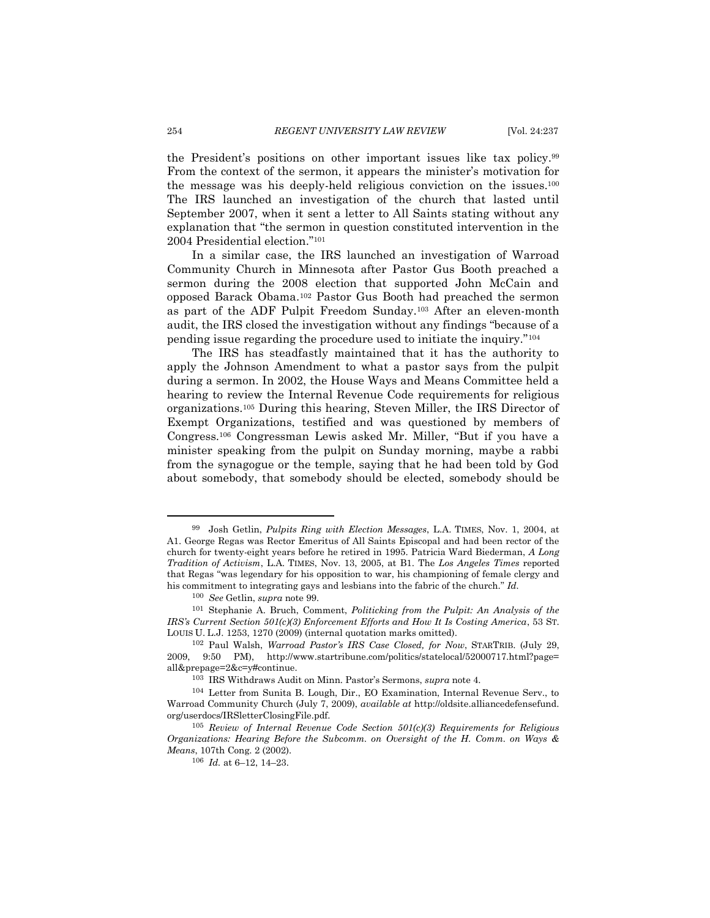the President's positions on other important issues like tax policy.[99] From the context of the sermon, it appears the minister's motivation for the message was his deeply-held religious conviction on the issues.[100] The IRS launched an investigation of the church that lasted until September 2007, when it sent a letter to All Saints stating without any explanation that "the sermon in question constituted intervention in the 2004 Presidential election."[101]

In a similar case, the IRS launched an investigation of Warroad Community Church in Minnesota after Pastor Gus Booth preached a sermon during the 2008 election that supported John McCain and opposed Barack Obama.[102] Pastor Gus Booth had preached the sermon as part of the ADF Pulpit Freedom Sunday.[103] After an eleven-month audit, the IRS closed the investigation without any findings "because of a pending issue regarding the procedure used to initiate the inquiry."[104]

The IRS has steadfastly maintained that it has the authority to apply the Johnson Amendment to what a pastor says from the pulpit during a sermon. In 2002, the House Ways and Means Committee held a hearing to review the Internal Revenue Code requirements for religious organizations.[105] During this hearing, Steven Miller, the IRS Director of Exempt Organizations, testified and was questioned by members of Congress.[106] Congressman Lewis asked Mr. Miller, "But if you have a minister speaking from the pulpit on Sunday morning, maybe a rabbi from the synagogue or the temple, saying that he had been told by God about somebody, that somebody should be elected, somebody should be

---

[99] Josh Getlin, *Pulpits Ring with Election Messages*, L.A. TIMES, Nov. 1, 2004, at A1. George Regas was Rector Emeritus of All Saints Episcopal and had been rector of the church for twenty-eight years before he retired in 1995. Patricia Ward Biederman, *A Long Tradition of Activism*, L.A. TIMES, Nov. 13, 2005, at B1. The *Los Angeles Times* reported that Regas "was legendary for his opposition to war, his championing of female clergy and his commitment to integrating gays and lesbians into the fabric of the church." *Id.*

[100] *See* Getlin, *supra* note 99.

[101] Stephanie A. Bruch, Comment, *Politicking from the Pulpit: An Analysis of the IRS's Current Section 501(c)(3) Enforcement Efforts and How It Is Costing America*, 53 ST. LOUIS U. L.J. 1253, 1270 (2009) (internal quotation marks omitted).

[102] Paul Walsh, *Warroad Pastor's IRS Case Closed, for Now*, STARTRIB. (July 29, 2009, 9:50 PM), http://www.startribune.com/politics/statelocal/52000717.html?page=all&prepage=2&c=y#continue.

[103] IRS Withdraws Audit on Minn. Pastor's Sermons, *supra* note 4.

[104] Letter from Sunita B. Lough, Dir., EO Examination, Internal Revenue Serv., to Warroad Community Church (July 7, 2009), *available at* http://oldsite.alliancedefensefund.org/userdocs/IRSletterClosingFile.pdf.

[105] *Review of Internal Revenue Code Section 501(c)(3) Requirements for Religious Organizations: Hearing Before the Subcomm. on Oversight of the H. Comm. on Ways & Means*, 107th Cong. 2 (2002).

[106] *Id.* at 6–12, 14–23.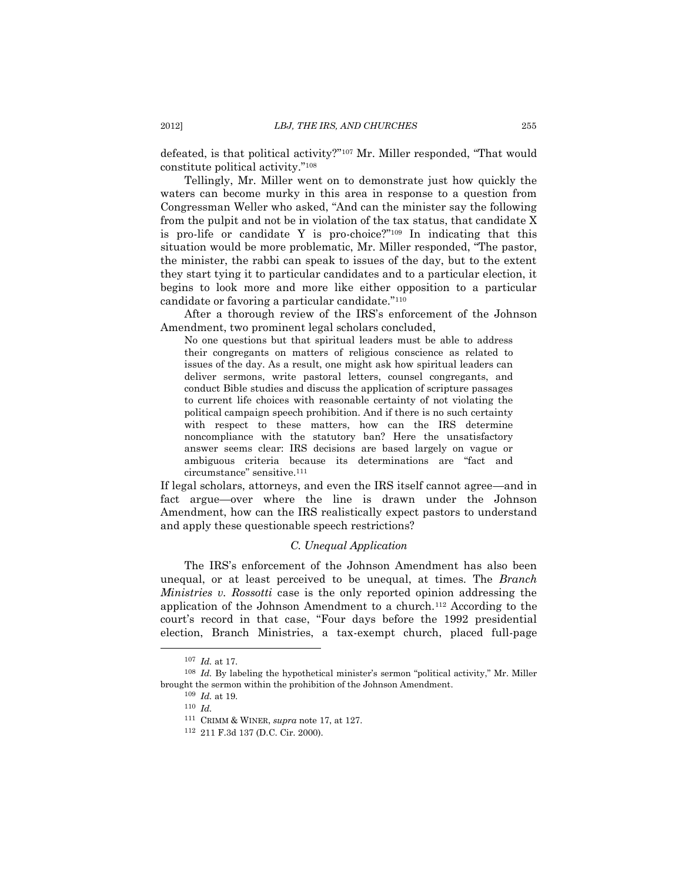defeated, is that political activity?"[107] Mr. Miller responded, "That would constitute political activity."[108]

Tellingly, Mr. Miller went on to demonstrate just how quickly the waters can become murky in this area in response to a question from Congressman Weller who asked, "And can the minister say the following from the pulpit and not be in violation of the tax status, that candidate X is pro-life or candidate Y is pro-choice?"[109] In indicating that this situation would be more problematic, Mr. Miller responded, "The pastor, the minister, the rabbi can speak to issues of the day, but to the extent they start tying it to particular candidates and to a particular election, it begins to look more and more like either opposition to a particular candidate or favoring a particular candidate."[110]

After a thorough review of the IRS's enforcement of the Johnson Amendment, two prominent legal scholars concluded,

> No one questions but that spiritual leaders must be able to address their congregants on matters of religious conscience as related to issues of the day. As a result, one might ask how spiritual leaders can deliver sermons, write pastoral letters, counsel congregants, and conduct Bible studies and discuss the application of scripture passages to current life choices with reasonable certainty of not violating the political campaign speech prohibition. And if there is no such certainty with respect to these matters, how can the IRS determine noncompliance with the statutory ban? Here the unsatisfactory answer seems clear: IRS decisions are based largely on vague or ambiguous criteria because its determinations are "fact and circumstance" sensitive.[111]

If legal scholars, attorneys, and even the IRS itself cannot agree—and in fact argue—over where the line is drawn under the Johnson Amendment, how can the IRS realistically expect pastors to understand and apply these questionable speech restrictions?

### *C. Unequal Application*

The IRS's enforcement of the Johnson Amendment has also been unequal, or at least perceived to be unequal, at times. The *Branch Ministries v. Rossotti* case is the only reported opinion addressing the application of the Johnson Amendment to a church.[112] According to the court's record in that case, "Four days before the 1992 presidential election, Branch Ministries, a tax-exempt church, placed full-page

---

[107] *Id.* at 17.

[108] *Id.* By labeling the hypothetical minister's sermon "political activity," Mr. Miller brought the sermon within the prohibition of the Johnson Amendment.

[109] *Id.* at 19.

[110] *Id.*

[111] CRIMM & WINER, *supra* note 17, at 127.

[112] 211 F.3d 137 (D.C. Cir. 2000).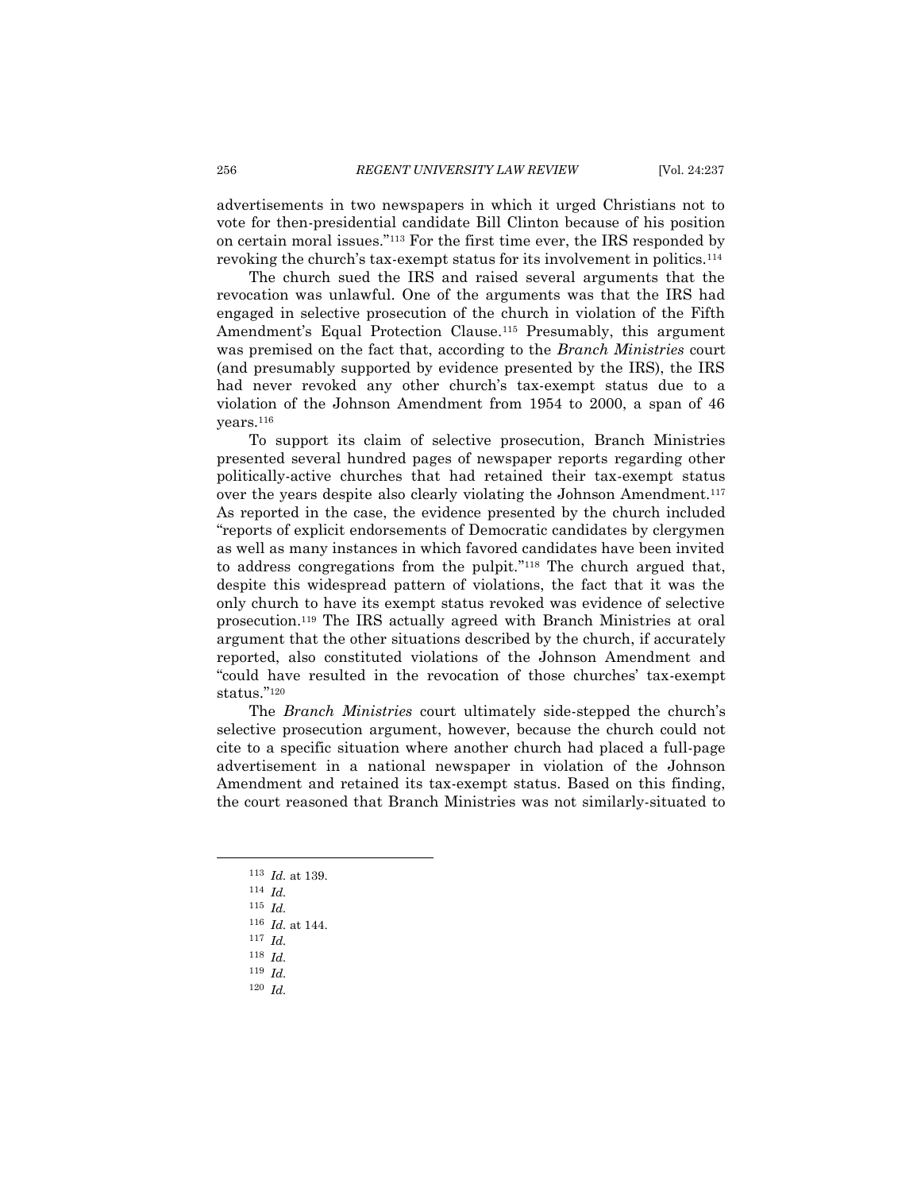advertisements in two newspapers in which it urged Christians not to vote for then-presidential candidate Bill Clinton because of his position on certain moral issues."[113] For the first time ever, the IRS responded by revoking the church's tax-exempt status for its involvement in politics.[114]

The church sued the IRS and raised several arguments that the revocation was unlawful. One of the arguments was that the IRS had engaged in selective prosecution of the church in violation of the Fifth Amendment's Equal Protection Clause.[115] Presumably, this argument was premised on the fact that, according to the *Branch Ministries* court (and presumably supported by evidence presented by the IRS), the IRS had never revoked any other church's tax-exempt status due to a violation of the Johnson Amendment from 1954 to 2000, a span of 46 years.[116]

To support its claim of selective prosecution, Branch Ministries presented several hundred pages of newspaper reports regarding other politically-active churches that had retained their tax-exempt status over the years despite also clearly violating the Johnson Amendment.[117] As reported in the case, the evidence presented by the church included "reports of explicit endorsements of Democratic candidates by clergymen as well as many instances in which favored candidates have been invited to address congregations from the pulpit."[118] The church argued that, despite this widespread pattern of violations, the fact that it was the only church to have its exempt status revoked was evidence of selective prosecution.[119] The IRS actually agreed with Branch Ministries at oral argument that the other situations described by the church, if accurately reported, also constituted violations of the Johnson Amendment and "could have resulted in the revocation of those churches' tax-exempt status."[120]

The *Branch Ministries* court ultimately side-stepped the church's selective prosecution argument, however, because the church could not cite to a specific situation where another church had placed a full-page advertisement in a national newspaper in violation of the Johnson Amendment and retained its tax-exempt status. Based on this finding, the court reasoned that Branch Ministries was not similarly-situated to

---

[113] *Id.* at 139.

[114] *Id.*

[115] *Id.*

[116] *Id.* at 144.

[117] *Id.*

[118] *Id.*

[119] *Id.*

[120] *Id.*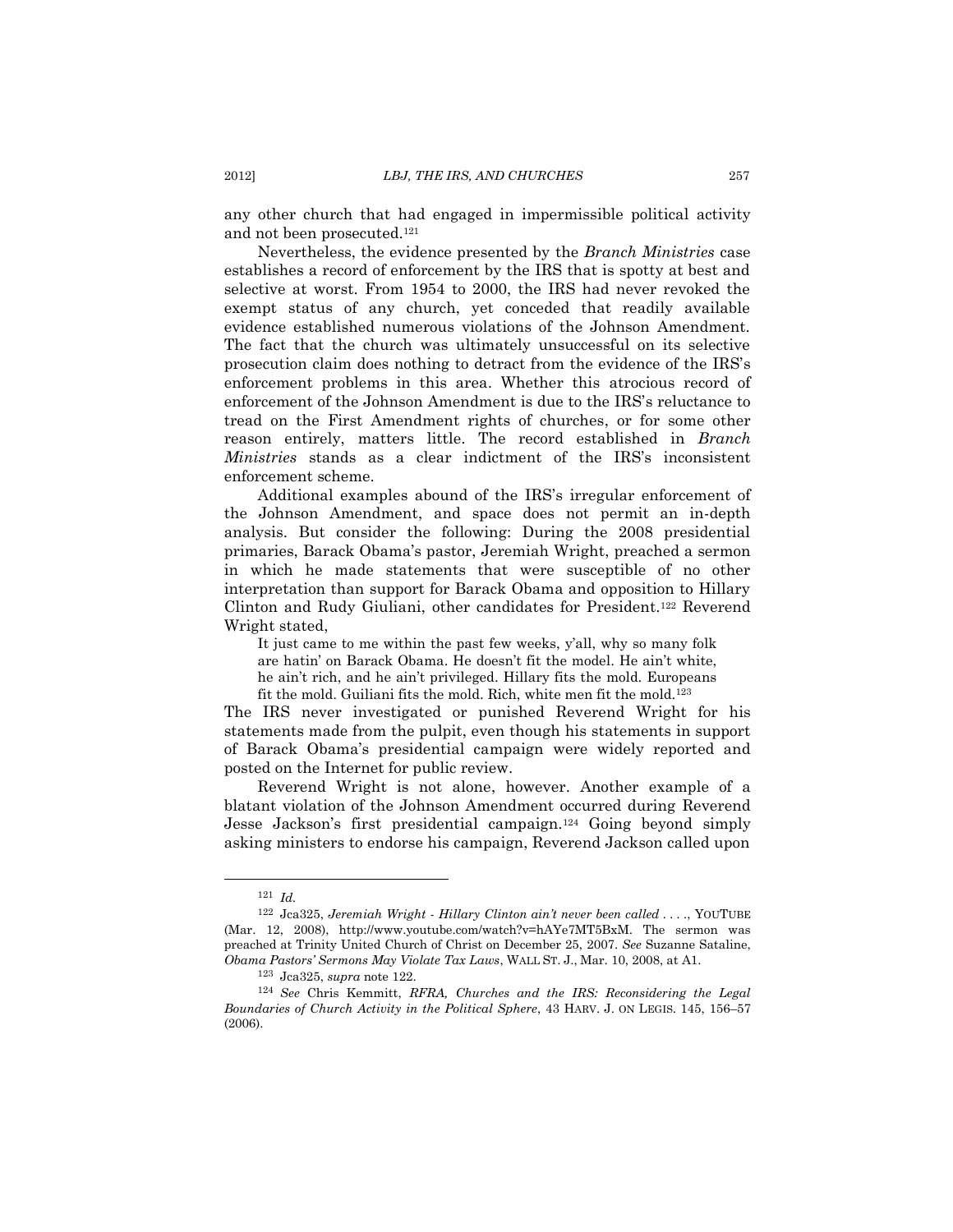any other church that had engaged in impermissible political activity and not been prosecuted.[121]

Nevertheless, the evidence presented by the *Branch Ministries* case establishes a record of enforcement by the IRS that is spotty at best and selective at worst. From 1954 to 2000, the IRS had never revoked the exempt status of any church, yet conceded that readily available evidence established numerous violations of the Johnson Amendment. The fact that the church was ultimately unsuccessful on its selective prosecution claim does nothing to detract from the evidence of the IRS's enforcement problems in this area. Whether this atrocious record of enforcement of the Johnson Amendment is due to the IRS's reluctance to tread on the First Amendment rights of churches, or for some other reason entirely, matters little. The record established in *Branch Ministries* stands as a clear indictment of the IRS's inconsistent enforcement scheme.

Additional examples abound of the IRS's irregular enforcement of the Johnson Amendment, and space does not permit an in-depth analysis. But consider the following: During the 2008 presidential primaries, Barack Obama's pastor, Jeremiah Wright, preached a sermon in which he made statements that were susceptible of no other interpretation than support for Barack Obama and opposition to Hillary Clinton and Rudy Giuliani, other candidates for President.[122] Reverend Wright stated,

> It just came to me within the past few weeks, y'all, why so many folk are hatin' on Barack Obama. He doesn't fit the model. He ain't white, he ain't rich, and he ain't privileged. Hillary fits the mold. Europeans fit the mold. Guiliani fits the mold. Rich, white men fit the mold.[123]

The IRS never investigated or punished Reverend Wright for his statements made from the pulpit, even though his statements in support of Barack Obama's presidential campaign were widely reported and posted on the Internet for public review.

Reverend Wright is not alone, however. Another example of a blatant violation of the Johnson Amendment occurred during Reverend Jesse Jackson's first presidential campaign.[124] Going beyond simply asking ministers to endorse his campaign, Reverend Jackson called upon

---

[121] *Id.*

[122] Jca325, *Jeremiah Wright - Hillary Clinton ain't never been called . . .* ., YOUTUBE (Mar. 12, 2008), http://www.youtube.com/watch?v=hAYe7MT5BxM. The sermon was preached at Trinity United Church of Christ on December 25, 2007. *See* Suzanne Sataline, *Obama Pastors' Sermons May Violate Tax Laws*, WALL ST. J., Mar. 10, 2008, at A1.

[123] Jca325, *supra* note 122.

[124] *See* Chris Kemmitt, *RFRA, Churches and the IRS: Reconsidering the Legal Boundaries of Church Activity in the Political Sphere*, 43 HARV. J. ON LEGIS. 145, 156–57 (2006).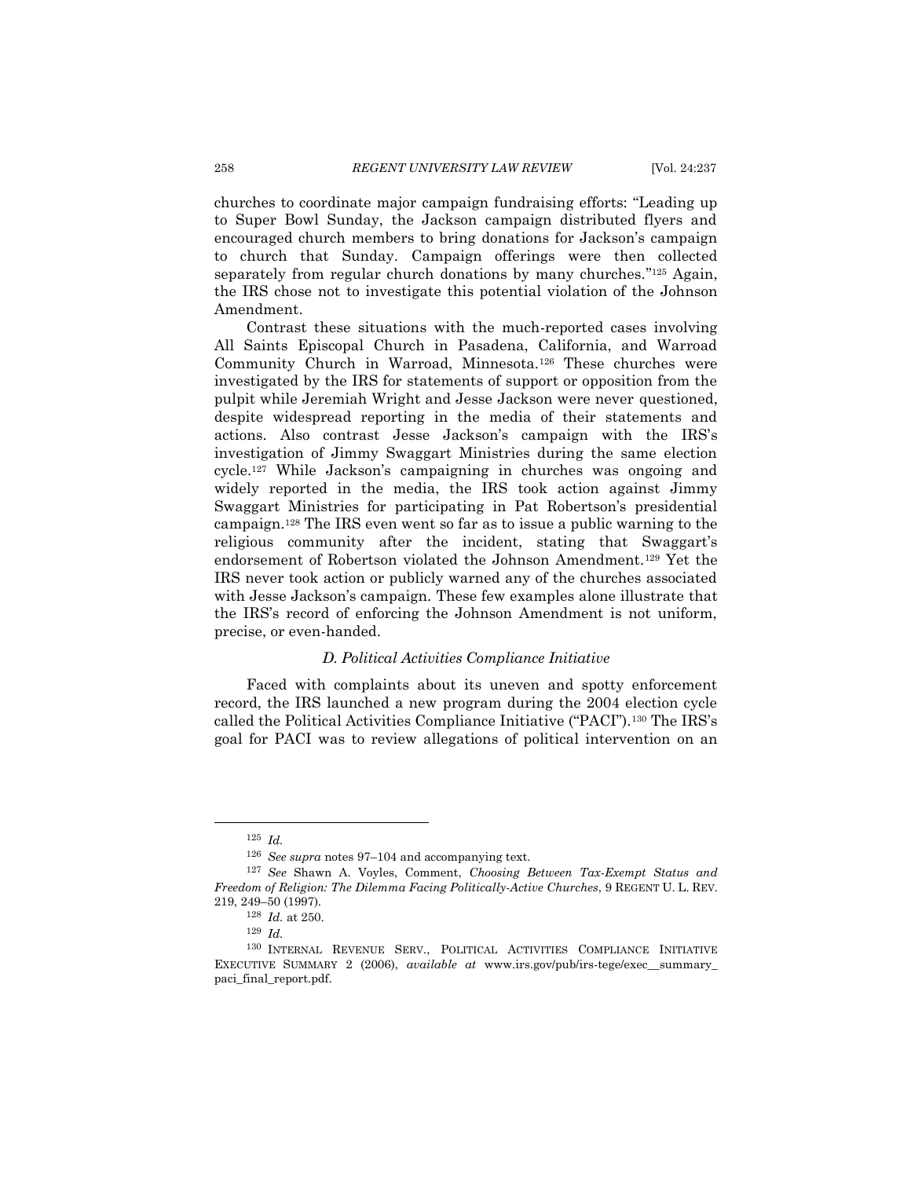churches to coordinate major campaign fundraising efforts: "Leading up to Super Bowl Sunday, the Jackson campaign distributed flyers and encouraged church members to bring donations for Jackson's campaign to church that Sunday. Campaign offerings were then collected separately from regular church donations by many churches."[125] Again, the IRS chose not to investigate this potential violation of the Johnson Amendment.

Contrast these situations with the much-reported cases involving All Saints Episcopal Church in Pasadena, California, and Warroad Community Church in Warroad, Minnesota.[126] These churches were investigated by the IRS for statements of support or opposition from the pulpit while Jeremiah Wright and Jesse Jackson were never questioned, despite widespread reporting in the media of their statements and actions. Also contrast Jesse Jackson's campaign with the IRS's investigation of Jimmy Swaggart Ministries during the same election cycle.[127] While Jackson's campaigning in churches was ongoing and widely reported in the media, the IRS took action against Jimmy Swaggart Ministries for participating in Pat Robertson's presidential campaign.[128] The IRS even went so far as to issue a public warning to the religious community after the incident, stating that Swaggart's endorsement of Robertson violated the Johnson Amendment.[129] Yet the IRS never took action or publicly warned any of the churches associated with Jesse Jackson's campaign. These few examples alone illustrate that the IRS's record of enforcing the Johnson Amendment is not uniform, precise, or even-handed.

### *D. Political Activities Compliance Initiative*

Faced with complaints about its uneven and spotty enforcement record, the IRS launched a new program during the 2004 election cycle called the Political Activities Compliance Initiative ("PACI").[130] The IRS's goal for PACI was to review allegations of political intervention on an

---

[125] *Id.*

[126] *See supra* notes 97–104 and accompanying text.

[127] *See* Shawn A. Voyles, Comment, *Choosing Between Tax-Exempt Status and Freedom of Religion: The Dilemma Facing Politically-Active Churches*, 9 REGENT U. L. REV. 219, 249–50 (1997).

[128] *Id.* at 250.

[129] *Id.*

[130] INTERNAL REVENUE SERV., POLITICAL ACTIVITIES COMPLIANCE INITIATIVE EXECUTIVE SUMMARY 2 (2006), *available at* www.irs.gov/pub/irs-tege/exec__summary_paci_final_report.pdf.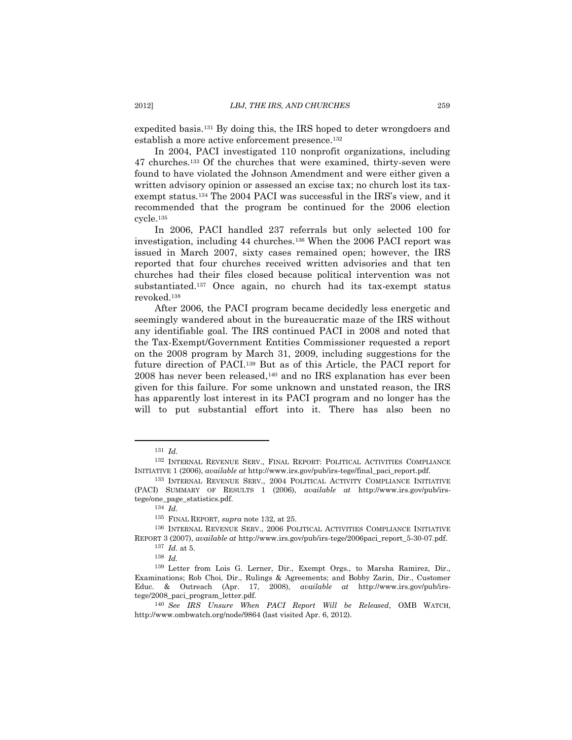expedited basis.[131] By doing this, the IRS hoped to deter wrongdoers and establish a more active enforcement presence.[132]

In 2004, PACI investigated 110 nonprofit organizations, including 47 churches.[133] Of the churches that were examined, thirty-seven were found to have violated the Johnson Amendment and were either given a written advisory opinion or assessed an excise tax; no church lost its tax-exempt status.[134] The 2004 PACI was successful in the IRS's view, and it recommended that the program be continued for the 2006 election cycle.[135]

In 2006, PACI handled 237 referrals but only selected 100 for investigation, including 44 churches.[136] When the 2006 PACI report was issued in March 2007, sixty cases remained open; however, the IRS reported that four churches received written advisories and that ten churches had their files closed because political intervention was not substantiated.[137] Once again, no church had its tax-exempt status revoked.[138]

After 2006, the PACI program became decidedly less energetic and seemingly wandered about in the bureaucratic maze of the IRS without any identifiable goal. The IRS continued PACI in 2008 and noted that the Tax-Exempt/Government Entities Commissioner requested a report on the 2008 program by March 31, 2009, including suggestions for the future direction of PACI.[139] But as of this Article, the PACI report for 2008 has never been released,[140] and no IRS explanation has ever been given for this failure. For some unknown and unstated reason, the IRS has apparently lost interest in its PACI program and no longer has the will to put substantial effort into it. There has also been no

---

[131] *Id.*

[132] INTERNAL REVENUE SERV., FINAL REPORT: POLITICAL ACTIVITIES COMPLIANCE INITIATIVE 1 (2006), *available at* http://www.irs.gov/pub/irs-tege/final_paci_report.pdf.

[133] INTERNAL REVENUE SERV., 2004 POLITICAL ACTIVITY COMPLIANCE INITIATIVE (PACI) SUMMARY OF RESULTS 1 (2006), *available at* http://www.irs.gov/pub/irs-tege/one_page_statistics.pdf.

[134] *Id.*

[135] FINAL REPORT, *supra* note 132, at 25.

[136] INTERNAL REVENUE SERV., 2006 POLITICAL ACTIVITIES COMPLIANCE INITIATIVE REPORT 3 (2007), *available at* http://www.irs.gov/pub/irs-tege/2006paci_report_5-30-07.pdf.

[137] *Id.* at 5.

[138] *Id.*

[139] Letter from Lois G. Lerner, Dir., Exempt Orgs., to Marsha Ramirez, Dir., Examinations; Rob Choi, Dir., Rulings & Agreements; and Bobby Zarin, Dir., Customer Educ. & Outreach (Apr. 17, 2008), *available at* http://www.irs.gov/pub/irs-tege/2008_paci_program_letter.pdf.

[140] *See IRS Unsure When PACI Report Will be Released*, OMB WATCH, http://www.ombwatch.org/node/9864 (last visited Apr. 6, 2012).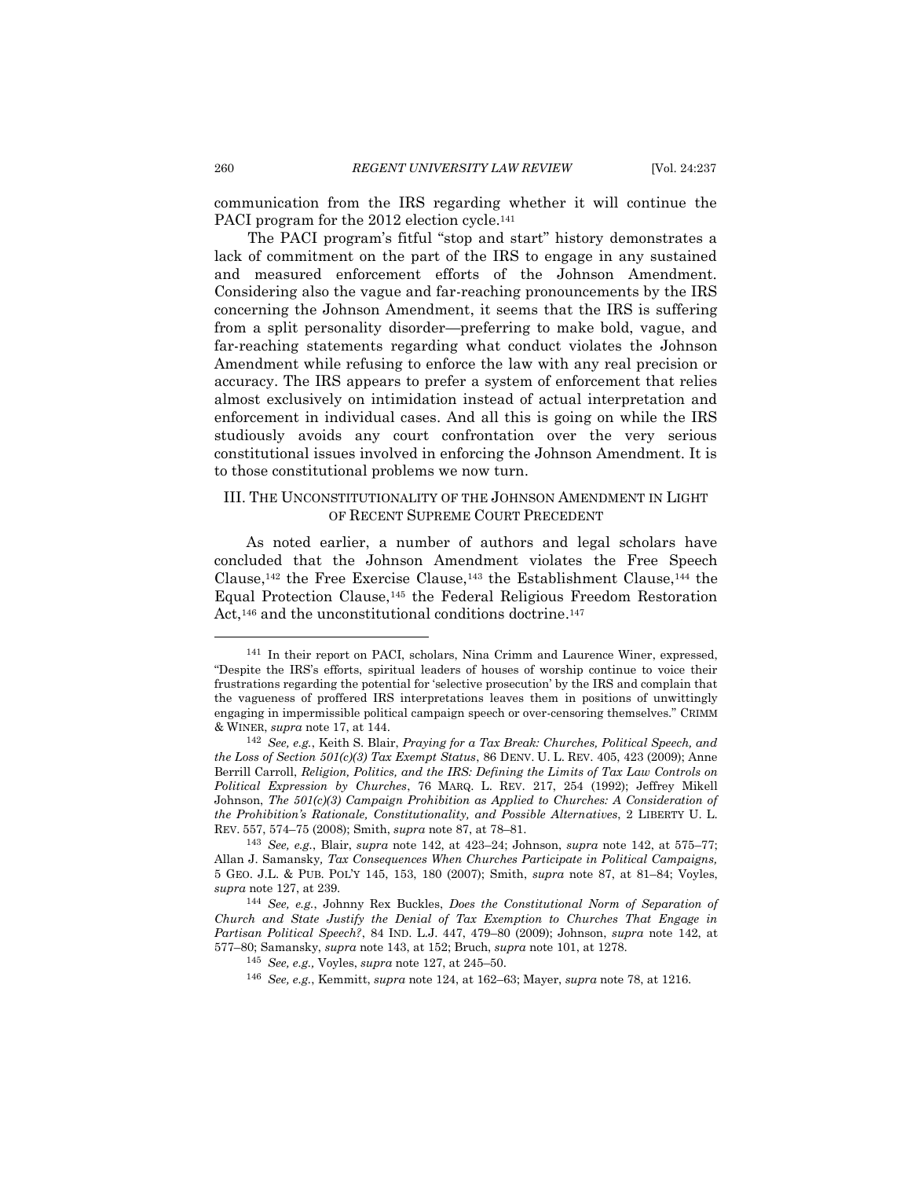communication from the IRS regarding whether it will continue the PACI program for the 2012 election cycle.[141]

The PACI program's fitful "stop and start" history demonstrates a lack of commitment on the part of the IRS to engage in any sustained and measured enforcement efforts of the Johnson Amendment. Considering also the vague and far-reaching pronouncements by the IRS concerning the Johnson Amendment, it seems that the IRS is suffering from a split personality disorder—preferring to make bold, vague, and far-reaching statements regarding what conduct violates the Johnson Amendment while refusing to enforce the law with any real precision or accuracy. The IRS appears to prefer a system of enforcement that relies almost exclusively on intimidation instead of actual interpretation and enforcement in individual cases. And all this is going on while the IRS studiously avoids any court confrontation over the very serious constitutional issues involved in enforcing the Johnson Amendment. It is to those constitutional problems we now turn.

## III. THE UNCONSTITUTIONALITY OF THE JOHNSON AMENDMENT IN LIGHT OF RECENT SUPREME COURT PRECEDENT

As noted earlier, a number of authors and legal scholars have concluded that the Johnson Amendment violates the Free Speech Clause,[142] the Free Exercise Clause,[143] the Establishment Clause,[144] the Equal Protection Clause,[145] the Federal Religious Freedom Restoration Act,[146] and the unconstitutional conditions doctrine.[147]

---

[141] In their report on PACI, scholars, Nina Crimm and Laurence Winer, expressed, "Despite the IRS's efforts, spiritual leaders of houses of worship continue to voice their frustrations regarding the potential for 'selective prosecution' by the IRS and complain that the vagueness of proffered IRS interpretations leaves them in positions of unwittingly engaging in impermissible political campaign speech or over-censoring themselves." CRIMM & WINER, *supra* note 17, at 144.

[142] *See, e.g.*, Keith S. Blair, *Praying for a Tax Break: Churches, Political Speech, and the Loss of Section 501(c)(3) Tax Exempt Status*, 86 DENV. U. L. REV. 405, 423 (2009); Anne Berrill Carroll, *Religion, Politics, and the IRS: Defining the Limits of Tax Law Controls on Political Expression by Churches*, 76 MARQ. L. REV. 217, 254 (1992); Jeffrey Mikell Johnson, *The 501(c)(3) Campaign Prohibition as Applied to Churches: A Consideration of the Prohibition's Rationale, Constitutionality, and Possible Alternatives*, 2 LIBERTY U. L. REV. 557, 574–75 (2008); Smith, *supra* note 87, at 78–81.

[143] *See, e.g.*, Blair, *supra* note 142, at 423–24; Johnson, *supra* note 142, at 575–77; Allan J. Samansky, *Tax Consequences When Churches Participate in Political Campaigns*, 5 GEO. J.L. & PUB. POL'Y 145, 153, 180 (2007); Smith, *supra* note 87, at 81–84; Voyles, *supra* note 127, at 239.

[144] *See, e.g.*, Johnny Rex Buckles, *Does the Constitutional Norm of Separation of Church and State Justify the Denial of Tax Exemption to Churches That Engage in Partisan Political Speech?*, 84 IND. L.J. 447, 479–80 (2009); Johnson, *supra* note 142, at 577–80; Samansky, *supra* note 143, at 152; Bruch, *supra* note 101, at 1278.

[145] *See, e.g.*, Voyles, *supra* note 127, at 245–50.

[146] *See, e.g.*, Kemmitt, *supra* note 124, at 162–63; Mayer, *supra* note 78, at 1216.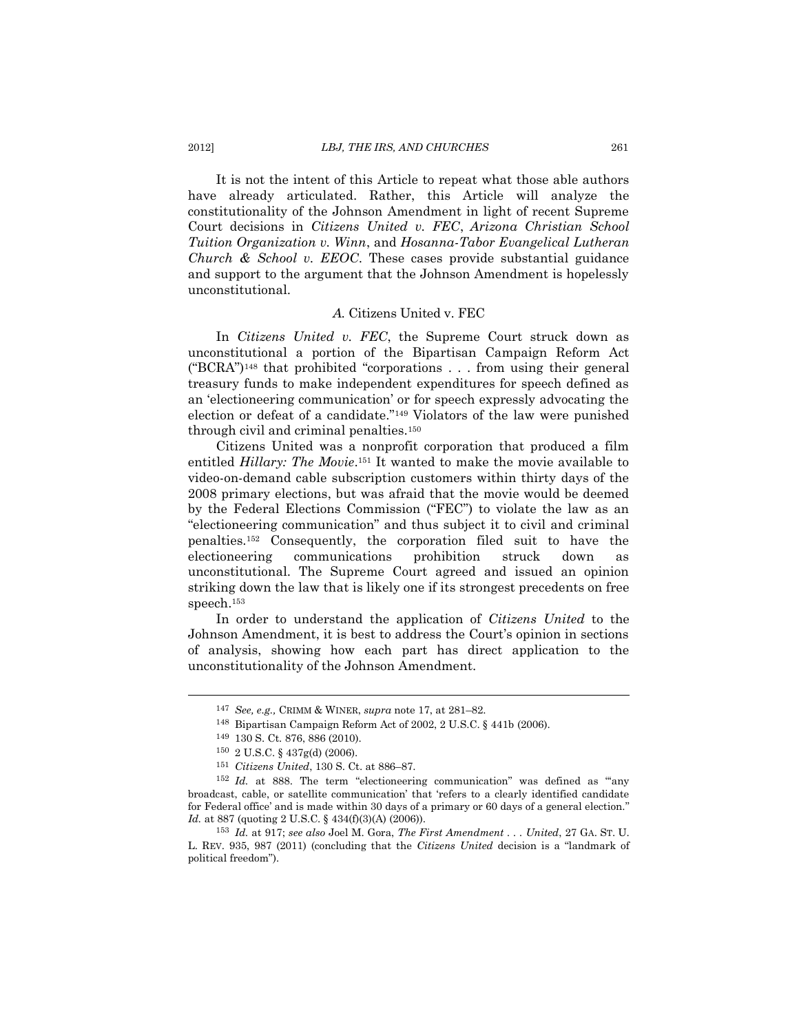It is not the intent of this Article to repeat what those able authors have already articulated. Rather, this Article will analyze the constitutionality of the Johnson Amendment in light of recent Supreme Court decisions in *Citizens United v. FEC*, *Arizona Christian School Tuition Organization v. Winn*, and *Hosanna-Tabor Evangelical Lutheran Church & School v. EEOC*. These cases provide substantial guidance and support to the argument that the Johnson Amendment is hopelessly unconstitutional.

### *A.* Citizens United v. FEC

In *Citizens United v. FEC*, the Supreme Court struck down as unconstitutional a portion of the Bipartisan Campaign Reform Act ("BCRA")[148] that prohibited "corporations . . . from using their general treasury funds to make independent expenditures for speech defined as an 'electioneering communication' or for speech expressly advocating the election or defeat of a candidate."[149] Violators of the law were punished through civil and criminal penalties.[150]

Citizens United was a nonprofit corporation that produced a film entitled *Hillary: The Movie*.[151] It wanted to make the movie available to video-on-demand cable subscription customers within thirty days of the 2008 primary elections, but was afraid that the movie would be deemed by the Federal Elections Commission ("FEC") to violate the law as an "electioneering communication" and thus subject it to civil and criminal penalties.[152] Consequently, the corporation filed suit to have the electioneering communications prohibition struck down as unconstitutional. The Supreme Court agreed and issued an opinion striking down the law that is likely one if its strongest precedents on free speech.[153]

In order to understand the application of *Citizens United* to the Johnson Amendment, it is best to address the Court's opinion in sections of analysis, showing how each part has direct application to the unconstitutionality of the Johnson Amendment.

---

[147] *See, e.g.,* CRIMM & WINER, *supra* note 17, at 281–82.

[148] Bipartisan Campaign Reform Act of 2002, 2 U.S.C. § 441b (2006).

[149] 130 S. Ct. 876, 886 (2010).

[150] 2 U.S.C. § 437g(d) (2006).

[151] *Citizens United*, 130 S. Ct. at 886–87.

[152] *Id.* at 888. The term "electioneering communication" was defined as "'any broadcast, cable, or satellite communication' that 'refers to a clearly identified candidate for Federal office' and is made within 30 days of a primary or 60 days of a general election." *Id.* at 887 (quoting 2 U.S.C. § 434(f)(3)(A) (2006)).

[153] *Id.* at 917; *see also* Joel M. Gora, *The First Amendment . . . United*, 27 GA. ST. U. L. REV. 935, 987 (2011) (concluding that the *Citizens United* decision is a "landmark of political freedom").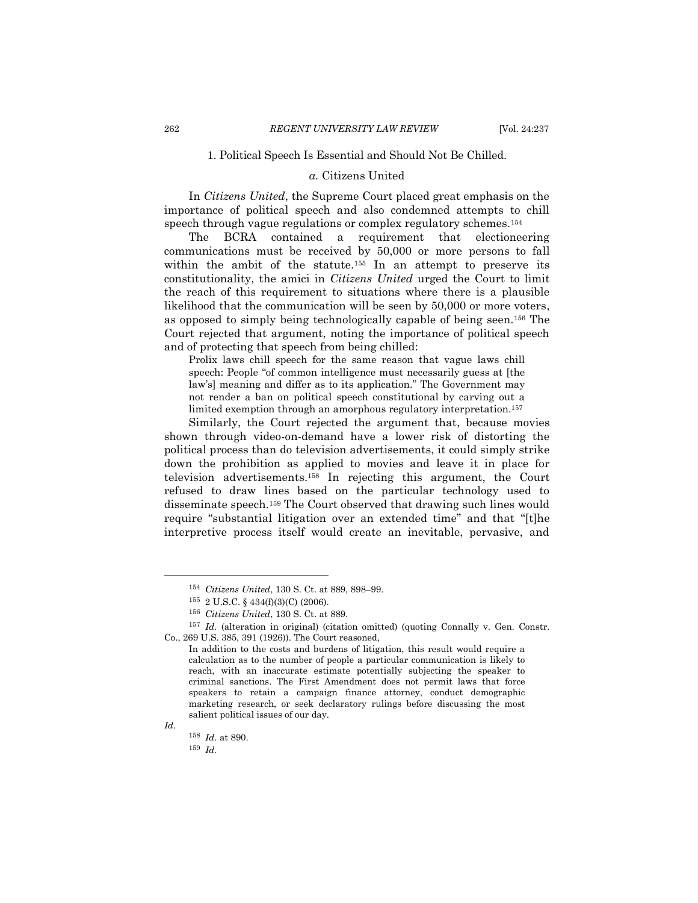### 1. Political Speech Is Essential and Should Not Be Chilled.

#### *a.* Citizens United

In *Citizens United*, the Supreme Court placed great emphasis on the importance of political speech and also condemned attempts to chill speech through vague regulations or complex regulatory schemes.[154]

The BCRA contained a requirement that electioneering communications must be received by 50,000 or more persons to fall within the ambit of the statute.[155] In an attempt to preserve its constitutionality, the amici in *Citizens United* urged the Court to limit the reach of this requirement to situations where there is a plausible likelihood that the communication will be seen by 50,000 or more voters, as opposed to simply being technologically capable of being seen.[156] The Court rejected that argument, noting the importance of political speech and of protecting that speech from being chilled:

> Prolix laws chill speech for the same reason that vague laws chill speech: People "of common intelligence must necessarily guess at [the law's] meaning and differ as to its application." The Government may not render a ban on political speech constitutional by carving out a limited exemption through an amorphous regulatory interpretation.[157]

Similarly, the Court rejected the argument that, because movies shown through video-on-demand have a lower risk of distorting the political process than do television advertisements, it could simply strike down the prohibition as applied to movies and leave it in place for television advertisements.[158] In rejecting this argument, the Court refused to draw lines based on the particular technology used to disseminate speech.[159] The Court observed that drawing such lines would require "substantial litigation over an extended time" and that "[t]he interpretive process itself would create an inevitable, pervasive, and

---

[154] *Citizens United*, 130 S. Ct. at 889, 898–99.

[155] 2 U.S.C. § 434(f)(3)(C) (2006).

[156] *Citizens United*, 130 S. Ct. at 889.

[157] *Id.* (alteration in original) (citation omitted) (quoting Connally v. Gen. Constr. Co., 269 U.S. 385, 391 (1926)). The Court reasoned,

> In addition to the costs and burdens of litigation, this result would require a calculation as to the number of people a particular communication is likely to reach, with an inaccurate estimate potentially subjecting the speaker to criminal sanctions. The First Amendment does not permit laws that force speakers to retain a campaign finance attorney, conduct demographic marketing research, or seek declaratory rulings before discussing the most salient political issues of our day.

*Id.*

[158] *Id.* at 890.

[159] *Id.*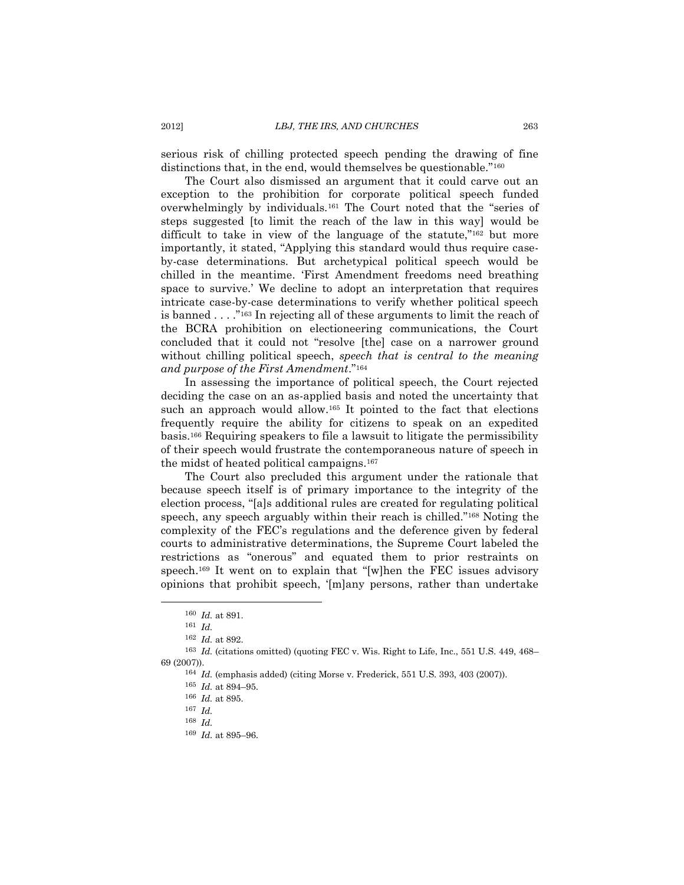serious risk of chilling protected speech pending the drawing of fine distinctions that, in the end, would themselves be questionable."[160]

The Court also dismissed an argument that it could carve out an exception to the prohibition for corporate political speech funded overwhelmingly by individuals.[161] The Court noted that the "series of steps suggested [to limit the reach of the law in this way] would be difficult to take in view of the language of the statute,"[162] but more importantly, it stated, "Applying this standard would thus require case-by-case determinations. But archetypical political speech would be chilled in the meantime. 'First Amendment freedoms need breathing space to survive.' We decline to adopt an interpretation that requires intricate case-by-case determinations to verify whether political speech is banned . . . ."[163] In rejecting all of these arguments to limit the reach of the BCRA prohibition on electioneering communications, the Court concluded that it could not "resolve [the] case on a narrower ground without chilling political speech, *speech that is central to the meaning and purpose of the First Amendment*."[164]

In assessing the importance of political speech, the Court rejected deciding the case on an as-applied basis and noted the uncertainty that such an approach would allow.[165] It pointed to the fact that elections frequently require the ability for citizens to speak on an expedited basis.[166] Requiring speakers to file a lawsuit to litigate the permissibility of their speech would frustrate the contemporaneous nature of speech in the midst of heated political campaigns.[167]

The Court also precluded this argument under the rationale that because speech itself is of primary importance to the integrity of the election process, "[a]s additional rules are created for regulating political speech, any speech arguably within their reach is chilled."[168] Noting the complexity of the FEC's regulations and the deference given by federal courts to administrative determinations, the Supreme Court labeled the restrictions as "onerous" and equated them to prior restraints on speech.[169] It went on to explain that "[w]hen the FEC issues advisory opinions that prohibit speech, '[m]any persons, rather than undertake

---

[160] *Id.* at 891.

[161] *Id.*

[162] *Id.* at 892.

[163] *Id.* (citations omitted) (quoting FEC v. Wis. Right to Life, Inc., 551 U.S. 449, 468–69 (2007)).

[164] *Id.* (emphasis added) (citing Morse v. Frederick, 551 U.S. 393, 403 (2007)).

[165] *Id.* at 894–95.

[166] *Id.* at 895.

[167] *Id.*

[168] *Id.*

[169] *Id.* at 895–96.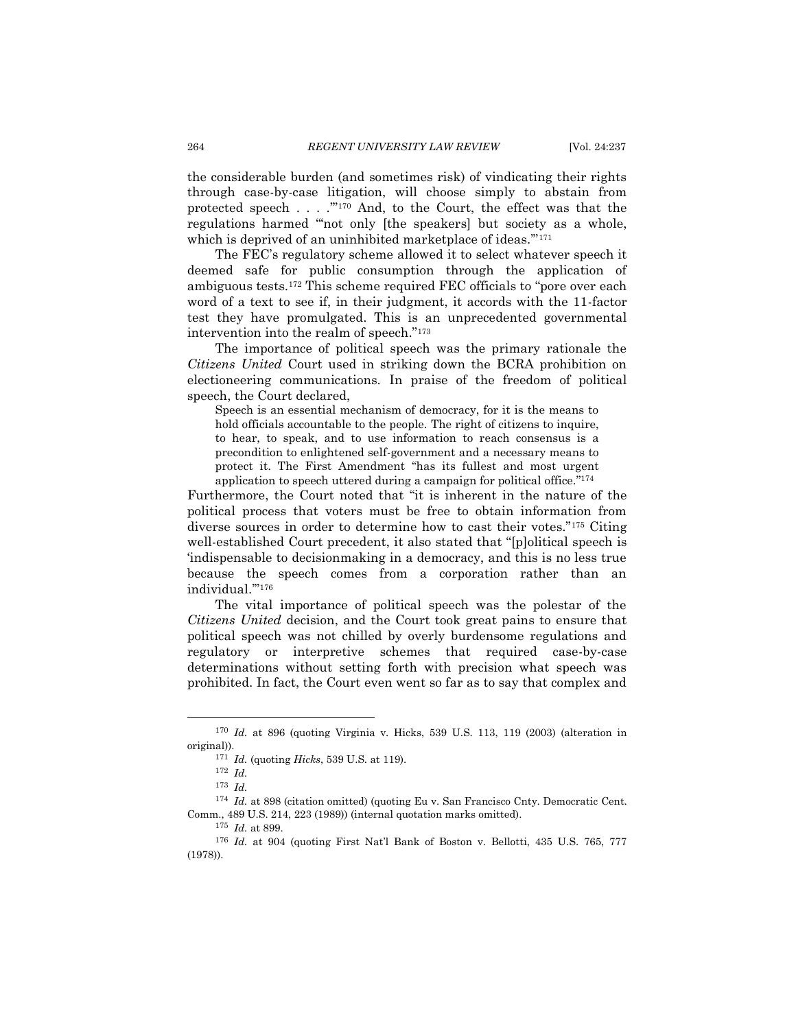the considerable burden (and sometimes risk) of vindicating their rights through case-by-case litigation, will choose simply to abstain from protected speech . . . .'"[170] And, to the Court, the effect was that the regulations harmed "'not only [the speakers] but society as a whole, which is deprived of an uninhibited marketplace of ideas.'"[171]

The FEC's regulatory scheme allowed it to select whatever speech it deemed safe for public consumption through the application of ambiguous tests.[172] This scheme required FEC officials to "pore over each word of a text to see if, in their judgment, it accords with the 11-factor test they have promulgated. This is an unprecedented governmental intervention into the realm of speech."[173]

The importance of political speech was the primary rationale the *Citizens United* Court used in striking down the BCRA prohibition on electioneering communications. In praise of the freedom of political speech, the Court declared,

> Speech is an essential mechanism of democracy, for it is the means to hold officials accountable to the people. The right of citizens to inquire, to hear, to speak, and to use information to reach consensus is a precondition to enlightened self-government and a necessary means to protect it. The First Amendment "has its fullest and most urgent application to speech uttered during a campaign for political office."[174]

Furthermore, the Court noted that "it is inherent in the nature of the political process that voters must be free to obtain information from diverse sources in order to determine how to cast their votes."[175] Citing well-established Court precedent, it also stated that "[p]olitical speech is 'indispensable to decisionmaking in a democracy, and this is no less true because the speech comes from a corporation rather than an individual.'"[176]

The vital importance of political speech was the polestar of the *Citizens United* decision, and the Court took great pains to ensure that political speech was not chilled by overly burdensome regulations and regulatory or interpretive schemes that required case-by-case determinations without setting forth with precision what speech was prohibited. In fact, the Court even went so far as to say that complex and

---

[170] *Id.* at 896 (quoting Virginia v. Hicks, 539 U.S. 113, 119 (2003) (alteration in original)).

[171] *Id.* (quoting *Hicks*, 539 U.S. at 119).

[172] *Id.*

[173] *Id.*

[174] *Id.* at 898 (citation omitted) (quoting Eu v. San Francisco Cnty. Democratic Cent. Comm., 489 U.S. 214, 223 (1989)) (internal quotation marks omitted).

[175] *Id.* at 899.

[176] *Id.* at 904 (quoting First Nat'l Bank of Boston v. Bellotti, 435 U.S. 765, 777 (1978)).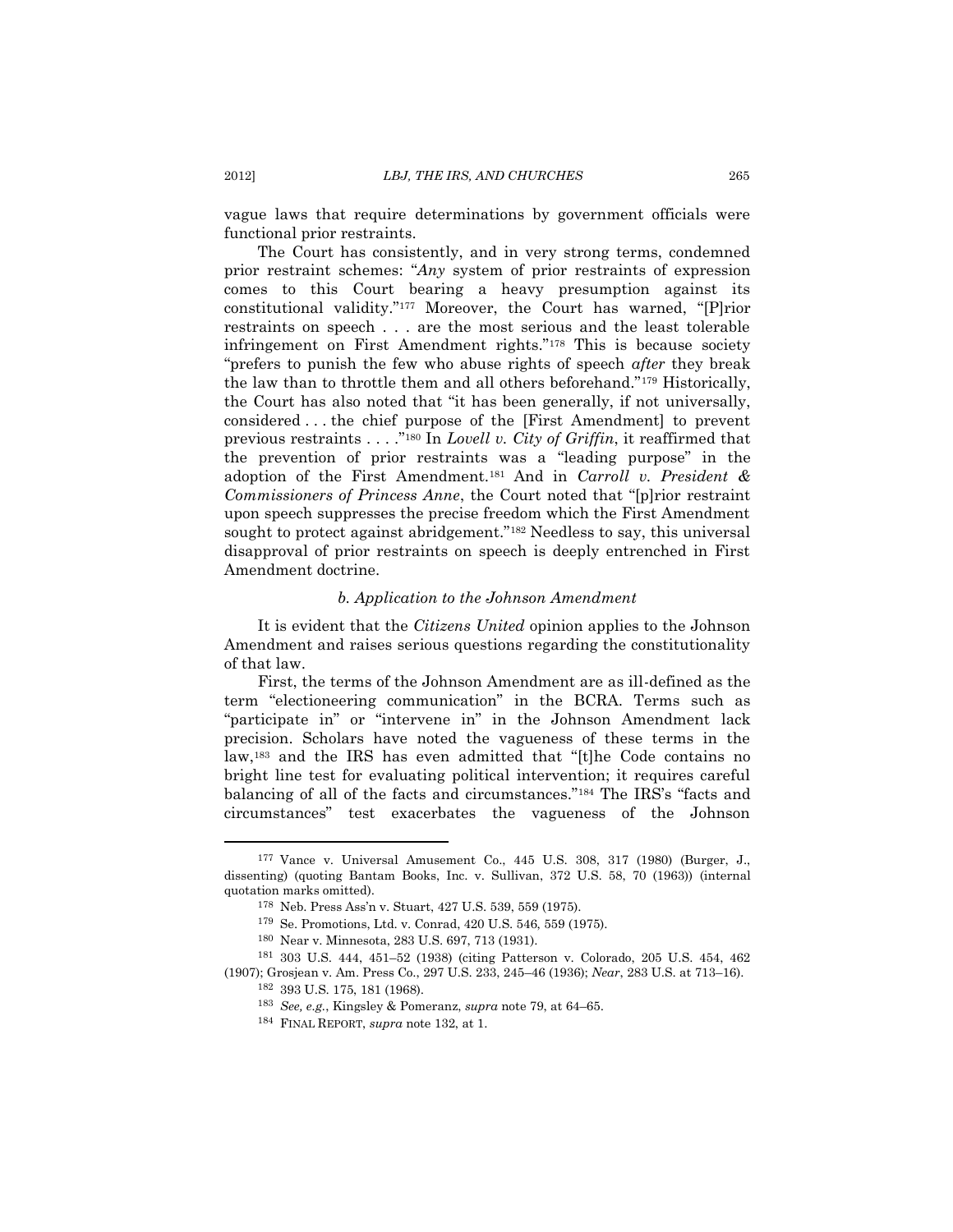vague laws that require determinations by government officials were functional prior restraints.

The Court has consistently, and in very strong terms, condemned prior restraint schemes: "*Any* system of prior restraints of expression comes to this Court bearing a heavy presumption against its constitutional validity."[177] Moreover, the Court has warned, "[P]rior restraints on speech . . . are the most serious and the least tolerable infringement on First Amendment rights."[178] This is because society "prefers to punish the few who abuse rights of speech *after* they break the law than to throttle them and all others beforehand."[179] Historically, the Court has also noted that "it has been generally, if not universally, considered . . . the chief purpose of the [First Amendment] to prevent previous restraints . . . ."[180] In *Lovell v. City of Griffin*, it reaffirmed that the prevention of prior restraints was a "leading purpose" in the adoption of the First Amendment.[181] And in *Carroll v. President & Commissioners of Princess Anne*, the Court noted that "[p]rior restraint upon speech suppresses the precise freedom which the First Amendment sought to protect against abridgement."[182] Needless to say, this universal disapproval of prior restraints on speech is deeply entrenched in First Amendment doctrine.

#### *b. Application to the Johnson Amendment*

It is evident that the *Citizens United* opinion applies to the Johnson Amendment and raises serious questions regarding the constitutionality of that law.

First, the terms of the Johnson Amendment are as ill-defined as the term "electioneering communication" in the BCRA. Terms such as "participate in" or "intervene in" in the Johnson Amendment lack precision. Scholars have noted the vagueness of these terms in the law,[183] and the IRS has even admitted that "[t]he Code contains no bright line test for evaluating political intervention; it requires careful balancing of all of the facts and circumstances."[184] The IRS's "facts and circumstances" test exacerbates the vagueness of the Johnson

---

[177] Vance v. Universal Amusement Co., 445 U.S. 308, 317 (1980) (Burger, J., dissenting) (quoting Bantam Books, Inc. v. Sullivan, 372 U.S. 58, 70 (1963)) (internal quotation marks omitted).

[178] Neb. Press Ass'n v. Stuart, 427 U.S. 539, 559 (1975).

[179] Se. Promotions, Ltd. v. Conrad, 420 U.S. 546, 559 (1975).

[180] Near v. Minnesota, 283 U.S. 697, 713 (1931).

[181] 303 U.S. 444, 451–52 (1938) (citing Patterson v. Colorado, 205 U.S. 454, 462 (1907); Grosjean v. Am. Press Co., 297 U.S. 233, 245–46 (1936); *Near*, 283 U.S. at 713–16).

[182] 393 U.S. 175, 181 (1968).

[183] *See, e.g.*, Kingsley & Pomeranz, *supra* note 79, at 64–65.

[184] FINAL REPORT, *supra* note 132, at 1.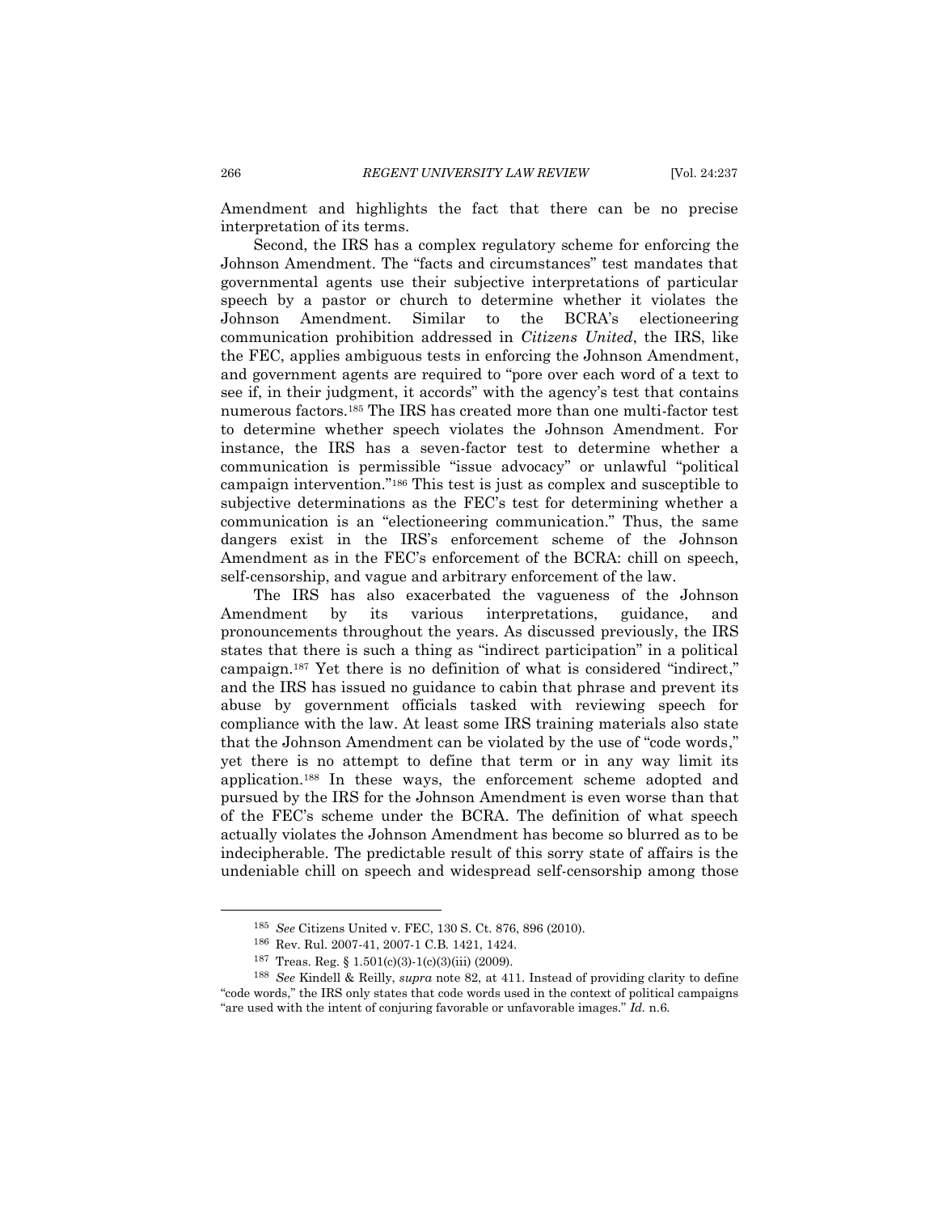Amendment and highlights the fact that there can be no precise interpretation of its terms.

Second, the IRS has a complex regulatory scheme for enforcing the Johnson Amendment. The "facts and circumstances" test mandates that governmental agents use their subjective interpretations of particular speech by a pastor or church to determine whether it violates the Johnson Amendment. Similar to the BCRA's electioneering communication prohibition addressed in *Citizens United*, the IRS, like the FEC, applies ambiguous tests in enforcing the Johnson Amendment, and government agents are required to "pore over each word of a text to see if, in their judgment, it accords" with the agency's test that contains numerous factors.[185] The IRS has created more than one multi-factor test to determine whether speech violates the Johnson Amendment. For instance, the IRS has a seven-factor test to determine whether a communication is permissible "issue advocacy" or unlawful "political campaign intervention."[186] This test is just as complex and susceptible to subjective determinations as the FEC's test for determining whether a communication is an "electioneering communication." Thus, the same dangers exist in the IRS's enforcement scheme of the Johnson Amendment as in the FEC's enforcement of the BCRA: chill on speech, self-censorship, and vague and arbitrary enforcement of the law.

The IRS has also exacerbated the vagueness of the Johnson Amendment by its various interpretations, guidance, and pronouncements throughout the years. As discussed previously, the IRS states that there is such a thing as "indirect participation" in a political campaign.[187] Yet there is no definition of what is considered "indirect," and the IRS has issued no guidance to cabin that phrase and prevent its abuse by government officials tasked with reviewing speech for compliance with the law. At least some IRS training materials also state that the Johnson Amendment can be violated by the use of "code words," yet there is no attempt to define that term or in any way limit its application.[188] In these ways, the enforcement scheme adopted and pursued by the IRS for the Johnson Amendment is even worse than that of the FEC's scheme under the BCRA. The definition of what speech actually violates the Johnson Amendment has become so blurred as to be indecipherable. The predictable result of this sorry state of affairs is the undeniable chill on speech and widespread self-censorship among those

---

[185] *See* Citizens United v. FEC, 130 S. Ct. 876, 896 (2010).

[186] Rev. Rul. 2007-41, 2007-1 C.B. 1421, 1424.

[187] Treas. Reg. § 1.501(c)(3)-1(c)(3)(iii) (2009).

[188] *See* Kindell & Reilly, *supra* note 82, at 411. Instead of providing clarity to define "code words," the IRS only states that code words used in the context of political campaigns "are used with the intent of conjuring favorable or unfavorable images." *Id.* n.6.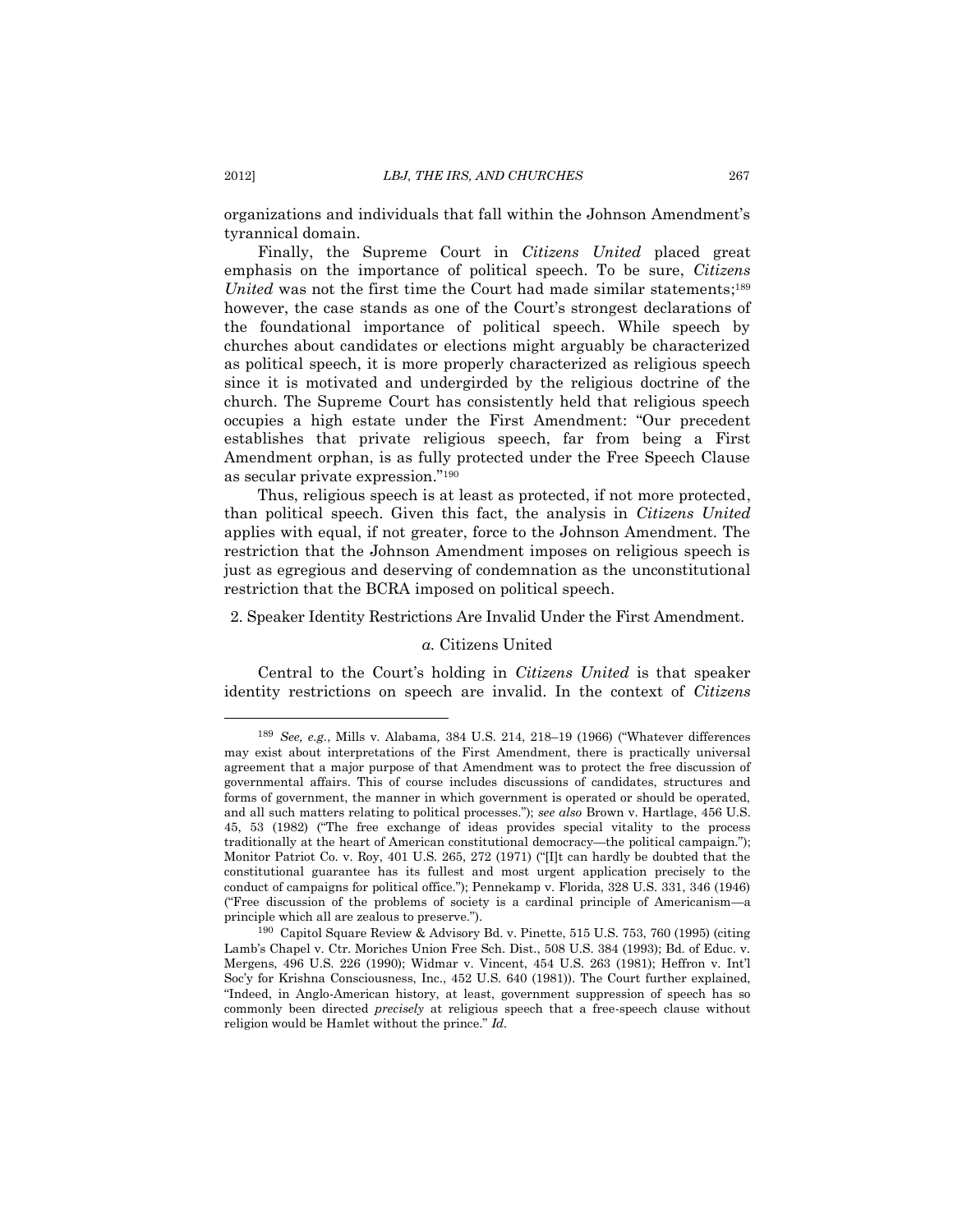organizations and individuals that fall within the Johnson Amendment's tyrannical domain.

Finally, the Supreme Court in *Citizens United* placed great emphasis on the importance of political speech. To be sure, *Citizens United* was not the first time the Court had made similar statements;[189] however, the case stands as one of the Court's strongest declarations of the foundational importance of political speech. While speech by churches about candidates or elections might arguably be characterized as political speech, it is more properly characterized as religious speech since it is motivated and undergirded by the religious doctrine of the church. The Supreme Court has consistently held that religious speech occupies a high estate under the First Amendment: "Our precedent establishes that private religious speech, far from being a First Amendment orphan, is as fully protected under the Free Speech Clause as secular private expression."[190]

Thus, religious speech is at least as protected, if not more protected, than political speech. Given this fact, the analysis in *Citizens United* applies with equal, if not greater, force to the Johnson Amendment. The restriction that the Johnson Amendment imposes on religious speech is just as egregious and deserving of condemnation as the unconstitutional restriction that the BCRA imposed on political speech.

2. Speaker Identity Restrictions Are Invalid Under the First Amendment.

*a.* Citizens United

Central to the Court's holding in *Citizens United* is that speaker identity restrictions on speech are invalid. In the context of *Citizens*

---

[189] *See, e.g.*, Mills v. Alabama, 384 U.S. 214, 218–19 (1966) ("Whatever differences may exist about interpretations of the First Amendment, there is practically universal agreement that a major purpose of that Amendment was to protect the free discussion of governmental affairs. This of course includes discussions of candidates, structures and forms of government, the manner in which government is operated or should be operated, and all such matters relating to political processes."); *see also* Brown v. Hartlage, 456 U.S. 45, 53 (1982) ("The free exchange of ideas provides special vitality to the process traditionally at the heart of American constitutional democracy—the political campaign."); Monitor Patriot Co. v. Roy, 401 U.S. 265, 272 (1971) ("[I]t can hardly be doubted that the constitutional guarantee has its fullest and most urgent application precisely to the conduct of campaigns for political office."); Pennekamp v. Florida, 328 U.S. 331, 346 (1946) ("Free discussion of the problems of society is a cardinal principle of Americanism—a principle which all are zealous to preserve.").

[190] Capitol Square Review & Advisory Bd. v. Pinette, 515 U.S. 753, 760 (1995) (citing Lamb's Chapel v. Ctr. Moriches Union Free Sch. Dist., 508 U.S. 384 (1993); Bd. of Educ. v. Mergens, 496 U.S. 226 (1990); Widmar v. Vincent, 454 U.S. 263 (1981); Heffron v. Int'l Soc'y for Krishna Consciousness, Inc., 452 U.S. 640 (1981)). The Court further explained, "Indeed, in Anglo-American history, at least, government suppression of speech has so commonly been directed *precisely* at religious speech that a free-speech clause without religion would be Hamlet without the prince." *Id.*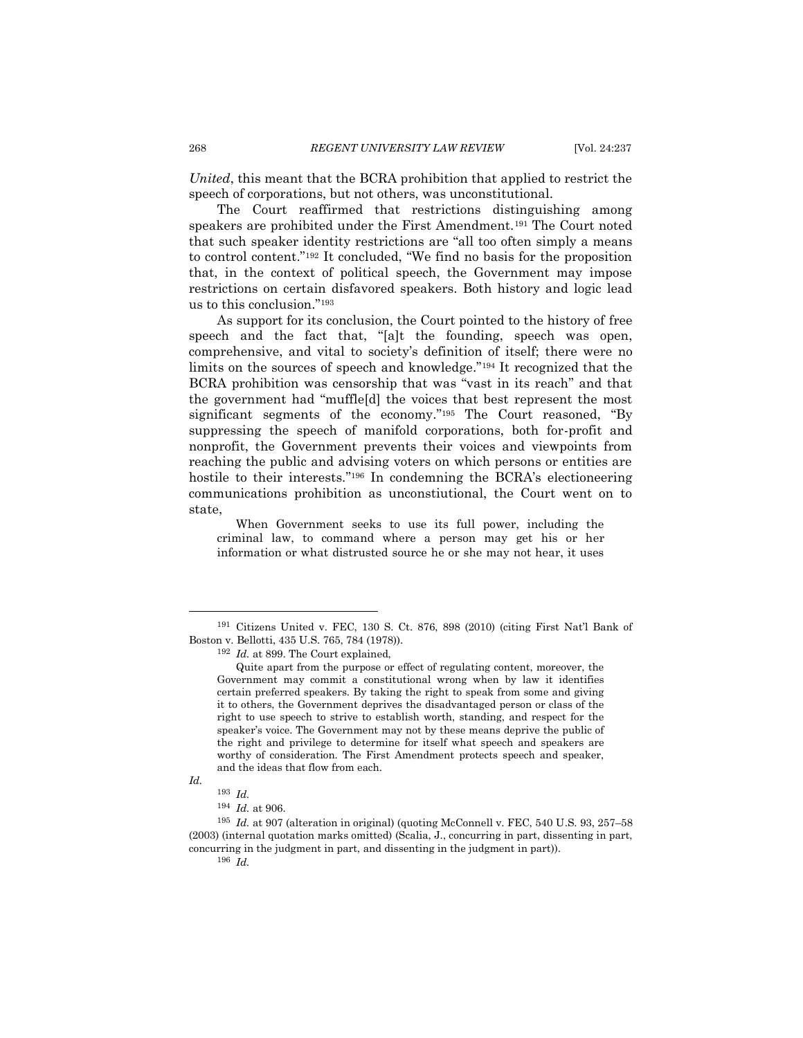*United*, this meant that the BCRA prohibition that applied to restrict the speech of corporations, but not others, was unconstitutional.

The Court reaffirmed that restrictions distinguishing among speakers are prohibited under the First Amendment.[191] The Court noted that such speaker identity restrictions are "all too often simply a means to control content."[192] It concluded, "We find no basis for the proposition that, in the context of political speech, the Government may impose restrictions on certain disfavored speakers. Both history and logic lead us to this conclusion."[193]

As support for its conclusion, the Court pointed to the history of free speech and the fact that, "[a]t the founding, speech was open, comprehensive, and vital to society's definition of itself; there were no limits on the sources of speech and knowledge."[194] It recognized that the BCRA prohibition was censorship that was "vast in its reach" and that the government had "muffle[d] the voices that best represent the most significant segments of the economy."[195] The Court reasoned, "By suppressing the speech of manifold corporations, both for-profit and nonprofit, the Government prevents their voices and viewpoints from reaching the public and advising voters on which persons or entities are hostile to their interests."[196] In condemning the BCRA's electioneering communications prohibition as unconstiutional, the Court went on to state,

> When Government seeks to use its full power, including the criminal law, to command where a person may get his or her information or what distrusted source he or she may not hear, it uses

---

[191] Citizens United v. FEC, 130 S. Ct. 876, 898 (2010) (citing First Nat'l Bank of Boston v. Bellotti, 435 U.S. 765, 784 (1978)).

[192] *Id.* at 899. The Court explained,

> Quite apart from the purpose or effect of regulating content, moreover, the Government may commit a constitutional wrong when by law it identifies certain preferred speakers. By taking the right to speak from some and giving it to others, the Government deprives the disadvantaged person or class of the right to use speech to strive to establish worth, standing, and respect for the speaker's voice. The Government may not by these means deprive the public of the right and privilege to determine for itself what speech and speakers are worthy of consideration. The First Amendment protects speech and speaker, and the ideas that flow from each.

*Id.*

[193] *Id.*

[194] *Id.* at 906.

[195] *Id.* at 907 (alteration in original) (quoting McConnell v. FEC, 540 U.S. 93, 257–58 (2003) (internal quotation marks omitted) (Scalia, J., concurring in part, dissenting in part, concurring in the judgment in part, and dissenting in the judgment in part)).

[196] *Id.*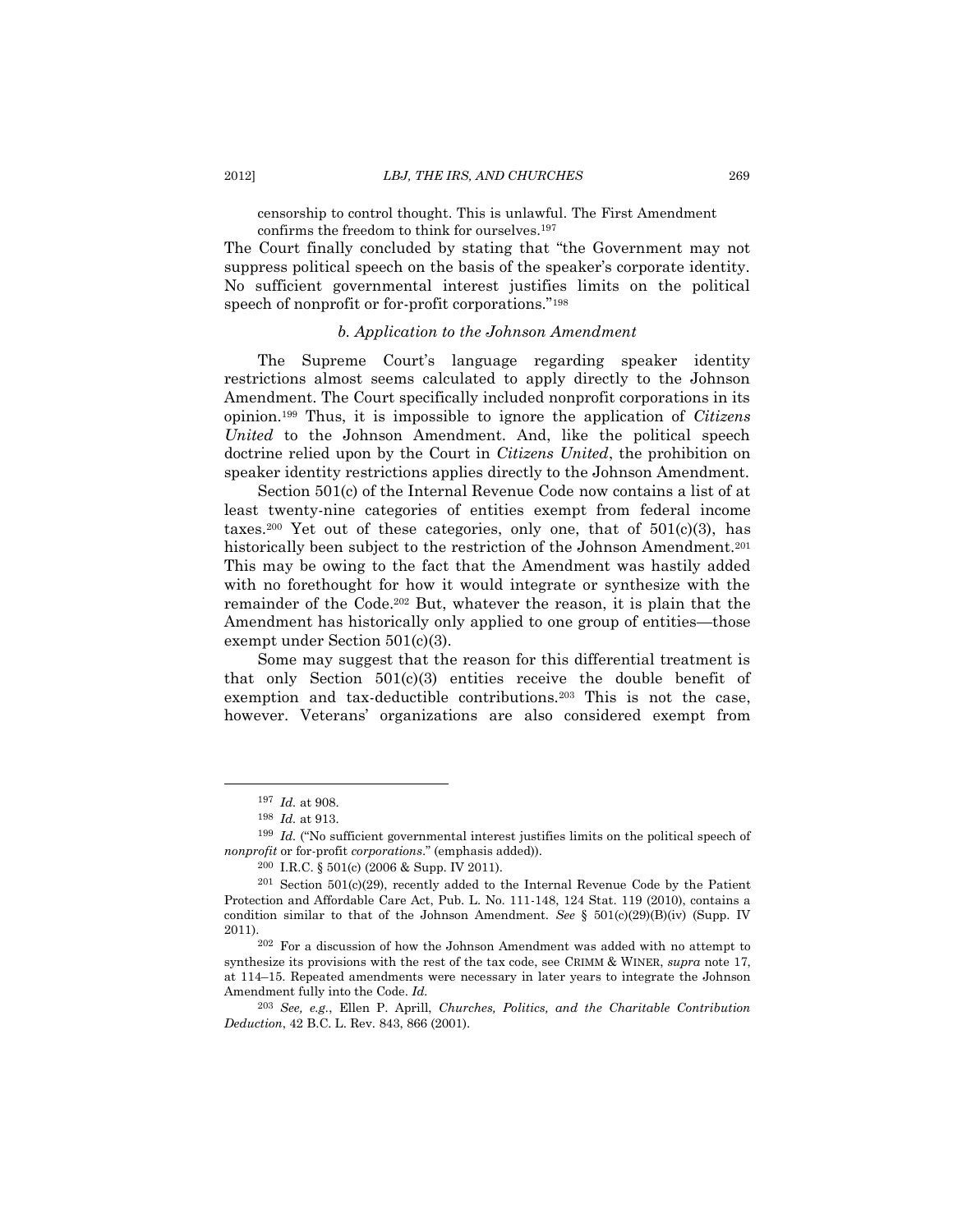> censorship to control thought. This is unlawful. The First Amendment confirms the freedom to think for ourselves.[197]

The Court finally concluded by stating that "the Government may not suppress political speech on the basis of the speaker's corporate identity. No sufficient governmental interest justifies limits on the political speech of nonprofit or for-profit corporations."[198]

#### *b. Application to the Johnson Amendment*

The Supreme Court's language regarding speaker identity restrictions almost seems calculated to apply directly to the Johnson Amendment. The Court specifically included nonprofit corporations in its opinion.[199] Thus, it is impossible to ignore the application of *Citizens United* to the Johnson Amendment. And, like the political speech doctrine relied upon by the Court in *Citizens United*, the prohibition on speaker identity restrictions applies directly to the Johnson Amendment.

Section 501(c) of the Internal Revenue Code now contains a list of at least twenty-nine categories of entities exempt from federal income taxes.[200] Yet out of these categories, only one, that of 501(c)(3), has historically been subject to the restriction of the Johnson Amendment.[201] This may be owing to the fact that the Amendment was hastily added with no forethought for how it would integrate or synthesize with the remainder of the Code.[202] But, whatever the reason, it is plain that the Amendment has historically only applied to one group of entities—those exempt under Section 501(c)(3).

Some may suggest that the reason for this differential treatment is that only Section 501(c)(3) entities receive the double benefit of exemption and tax-deductible contributions.[203] This is not the case, however. Veterans' organizations are also considered exempt from

---

[197] *Id.* at 908.

[198] *Id.* at 913.

[199] *Id.* ("No sufficient governmental interest justifies limits on the political speech of *nonprofit* or for-profit *corporations*." (emphasis added)).

[200] I.R.C. § 501(c) (2006 & Supp. IV 2011).

[201] Section 501(c)(29), recently added to the Internal Revenue Code by the Patient Protection and Affordable Care Act, Pub. L. No. 111-148, 124 Stat. 119 (2010), contains a condition similar to that of the Johnson Amendment. *See* § 501(c)(29)(B)(iv) (Supp. IV 2011).

[202] For a discussion of how the Johnson Amendment was added with no attempt to synthesize its provisions with the rest of the tax code, see CRIMM & WINER, *supra* note 17, at 114–15. Repeated amendments were necessary in later years to integrate the Johnson Amendment fully into the Code. *Id.*

[203] *See, e.g.*, Ellen P. Aprill, *Churches, Politics, and the Charitable Contribution Deduction*, 42 B.C. L. Rev. 843, 866 (2001).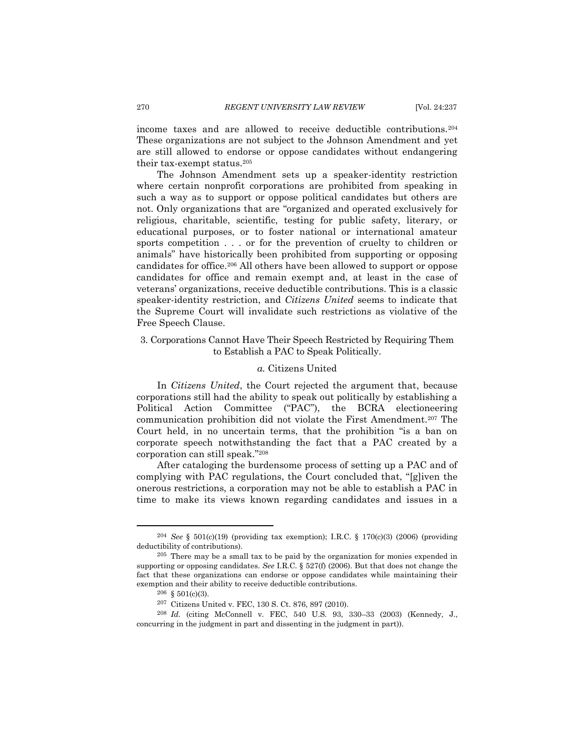income taxes and are allowed to receive deductible contributions.[204] These organizations are not subject to the Johnson Amendment and yet are still allowed to endorse or oppose candidates without endangering their tax-exempt status.[205]

The Johnson Amendment sets up a speaker-identity restriction where certain nonprofit corporations are prohibited from speaking in such a way as to support or oppose political candidates but others are not. Only organizations that are "organized and operated exclusively for religious, charitable, scientific, testing for public safety, literary, or educational purposes, or to foster national or international amateur sports competition . . . or for the prevention of cruelty to children or animals" have historically been prohibited from supporting or opposing candidates for office.[206] All others have been allowed to support or oppose candidates for office and remain exempt and, at least in the case of veterans' organizations, receive deductible contributions. This is a classic speaker-identity restriction, and *Citizens United* seems to indicate that the Supreme Court will invalidate such restrictions as violative of the Free Speech Clause.

### 3. Corporations Cannot Have Their Speech Restricted by Requiring Them to Establish a PAC to Speak Politically.

#### *a.* Citizens United

In *Citizens United*, the Court rejected the argument that, because corporations still had the ability to speak out politically by establishing a Political Action Committee ("PAC"), the BCRA electioneering communication prohibition did not violate the First Amendment.[207] The Court held, in no uncertain terms, that the prohibition "is a ban on corporate speech notwithstanding the fact that a PAC created by a corporation can still speak."[208]

After cataloging the burdensome process of setting up a PAC and of complying with PAC regulations, the Court concluded that, "[g]iven the onerous restrictions, a corporation may not be able to establish a PAC in time to make its views known regarding candidates and issues in a

---

[204] *See* § 501(c)(19) (providing tax exemption); I.R.C. § 170(c)(3) (2006) (providing deductibility of contributions).

[205] There may be a small tax to be paid by the organization for monies expended in supporting or opposing candidates. *See* I.R.C. § 527(f) (2006). But that does not change the fact that these organizations can endorse or oppose candidates while maintaining their exemption and their ability to receive deductible contributions.

[206] § 501(c)(3).

[207] Citizens United v. FEC, 130 S. Ct. 876, 897 (2010).

[208] *Id.* (citing McConnell v. FEC, 540 U.S. 93, 330–33 (2003) (Kennedy, J., concurring in the judgment in part and dissenting in the judgment in part)).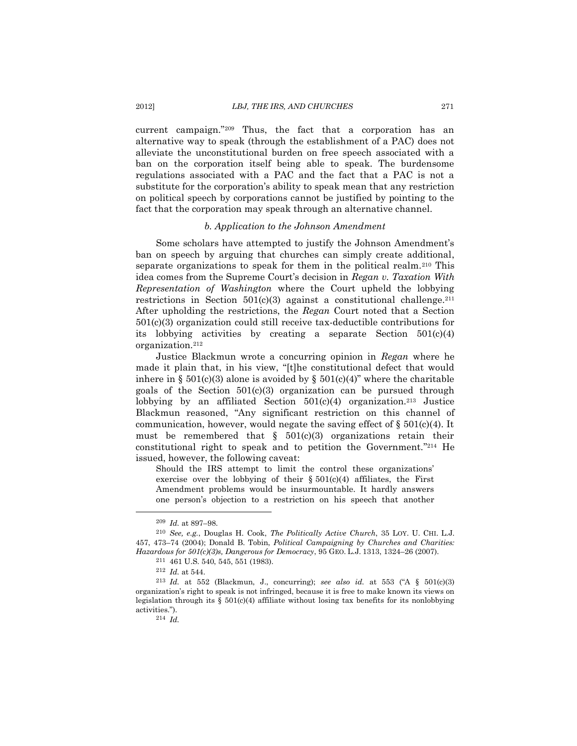current campaign."[209] Thus, the fact that a corporation has an alternative way to speak (through the establishment of a PAC) does not alleviate the unconstitutional burden on free speech associated with a ban on the corporation itself being able to speak. The burdensome regulations associated with a PAC and the fact that a PAC is not a substitute for the corporation's ability to speak mean that any restriction on political speech by corporations cannot be justified by pointing to the fact that the corporation may speak through an alternative channel.

### *b. Application to the Johnson Amendment*

Some scholars have attempted to justify the Johnson Amendment's ban on speech by arguing that churches can simply create additional, separate organizations to speak for them in the political realm.[210] This idea comes from the Supreme Court's decision in *Regan v. Taxation With Representation of Washington* where the Court upheld the lobbying restrictions in Section 501(c)(3) against a constitutional challenge.[211] After upholding the restrictions, the *Regan* Court noted that a Section 501(c)(3) organization could still receive tax-deductible contributions for its lobbying activities by creating a separate Section 501(c)(4) organization.[212]

Justice Blackmun wrote a concurring opinion in *Regan* where he made it plain that, in his view, "[t]he constitutional defect that would inhere in § 501(c)(3) alone is avoided by § 501(c)(4)" where the charitable goals of the Section 501(c)(3) organization can be pursued through lobbying by an affiliated Section 501(c)(4) organization.[213] Justice Blackmun reasoned, "Any significant restriction on this channel of communication, however, would negate the saving effect of § 501(c)(4). It must be remembered that § 501(c)(3) organizations retain their constitutional right to speak and to petition the Government."[214] He issued, however, the following caveat:

> Should the IRS attempt to limit the control these organizations' exercise over the lobbying of their § 501(c)(4) affiliates, the First Amendment problems would be insurmountable. It hardly answers one person's objection to a restriction on his speech that another

---

[209] *Id.* at 897–98.

[210] *See, e.g.*, Douglas H. Cook, *The Politically Active Church*, 35 LOY. U. CHI. L.J. 457, 473–74 (2004); Donald B. Tobin, *Political Campaigning by Churches and Charities: Hazardous for 501(c)(3)s, Dangerous for Democracy*, 95 GEO. L.J. 1313, 1324–26 (2007).

[211] 461 U.S. 540, 545, 551 (1983).

[212] *Id.* at 544.

[213] *Id.* at 552 (Blackmun, J., concurring); *see also id.* at 553 ("A § 501(c)(3) organization's right to speak is not infringed, because it is free to make known its views on legislation through its § 501(c)(4) affiliate without losing tax benefits for its nonlobbying activities.").

[214] *Id.*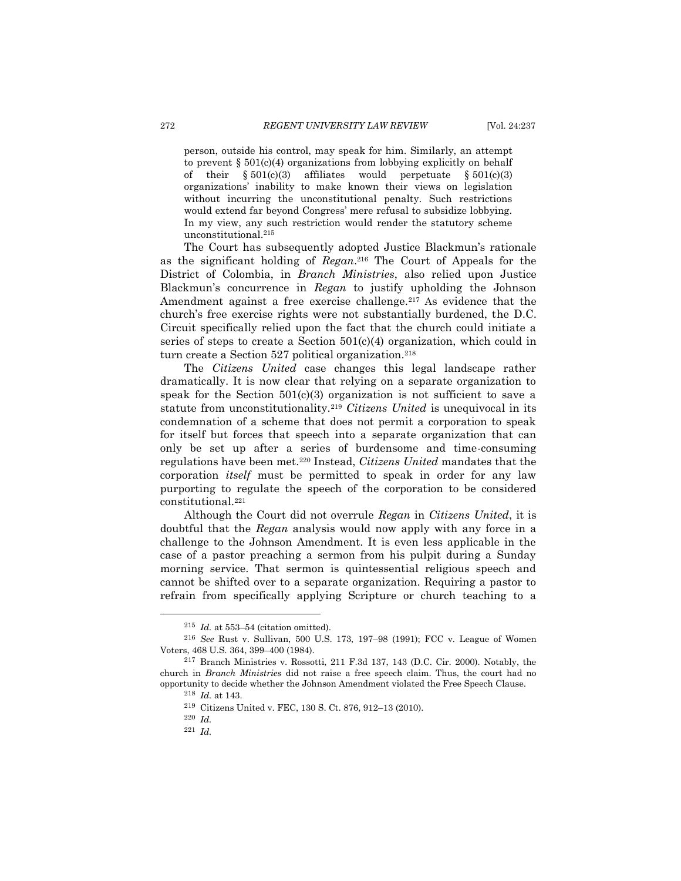> person, outside his control, may speak for him. Similarly, an attempt to prevent § 501(c)(4) organizations from lobbying explicitly on behalf of their § 501(c)(3) affiliates would perpetuate § 501(c)(3) organizations' inability to make known their views on legislation without incurring the unconstitutional penalty. Such restrictions would extend far beyond Congress' mere refusal to subsidize lobbying. In my view, any such restriction would render the statutory scheme unconstitutional.[215]

The Court has subsequently adopted Justice Blackmun's rationale as the significant holding of *Regan*.[216] The Court of Appeals for the District of Colombia, in *Branch Ministries*, also relied upon Justice Blackmun's concurrence in *Regan* to justify upholding the Johnson Amendment against a free exercise challenge.[217] As evidence that the church's free exercise rights were not substantially burdened, the D.C. Circuit specifically relied upon the fact that the church could initiate a series of steps to create a Section 501(c)(4) organization, which could in turn create a Section 527 political organization.[218]

The *Citizens United* case changes this legal landscape rather dramatically. It is now clear that relying on a separate organization to speak for the Section 501(c)(3) organization is not sufficient to save a statute from unconstitutionality.[219] *Citizens United* is unequivocal in its condemnation of a scheme that does not permit a corporation to speak for itself but forces that speech into a separate organization that can only be set up after a series of burdensome and time-consuming regulations have been met.[220] Instead, *Citizens United* mandates that the corporation *itself* must be permitted to speak in order for any law purporting to regulate the speech of the corporation to be considered constitutional.[221]

Although the Court did not overrule *Regan* in *Citizens United*, it is doubtful that the *Regan* analysis would now apply with any force in a challenge to the Johnson Amendment. It is even less applicable in the case of a pastor preaching a sermon from his pulpit during a Sunday morning service. That sermon is quintessential religious speech and cannot be shifted over to a separate organization. Requiring a pastor to refrain from specifically applying Scripture or church teaching to a

---

[215] *Id.* at 553–54 (citation omitted).

[216] *See* Rust v. Sullivan, 500 U.S. 173, 197–98 (1991); FCC v. League of Women Voters, 468 U.S. 364, 399–400 (1984).

[217] Branch Ministries v. Rossotti, 211 F.3d 137, 143 (D.C. Cir. 2000). Notably, the church in *Branch Ministries* did not raise a free speech claim. Thus, the court had no opportunity to decide whether the Johnson Amendment violated the Free Speech Clause.

[218] *Id.* at 143.

[219] Citizens United v. FEC, 130 S. Ct. 876, 912–13 (2010).

[220] *Id.*

[221] *Id.*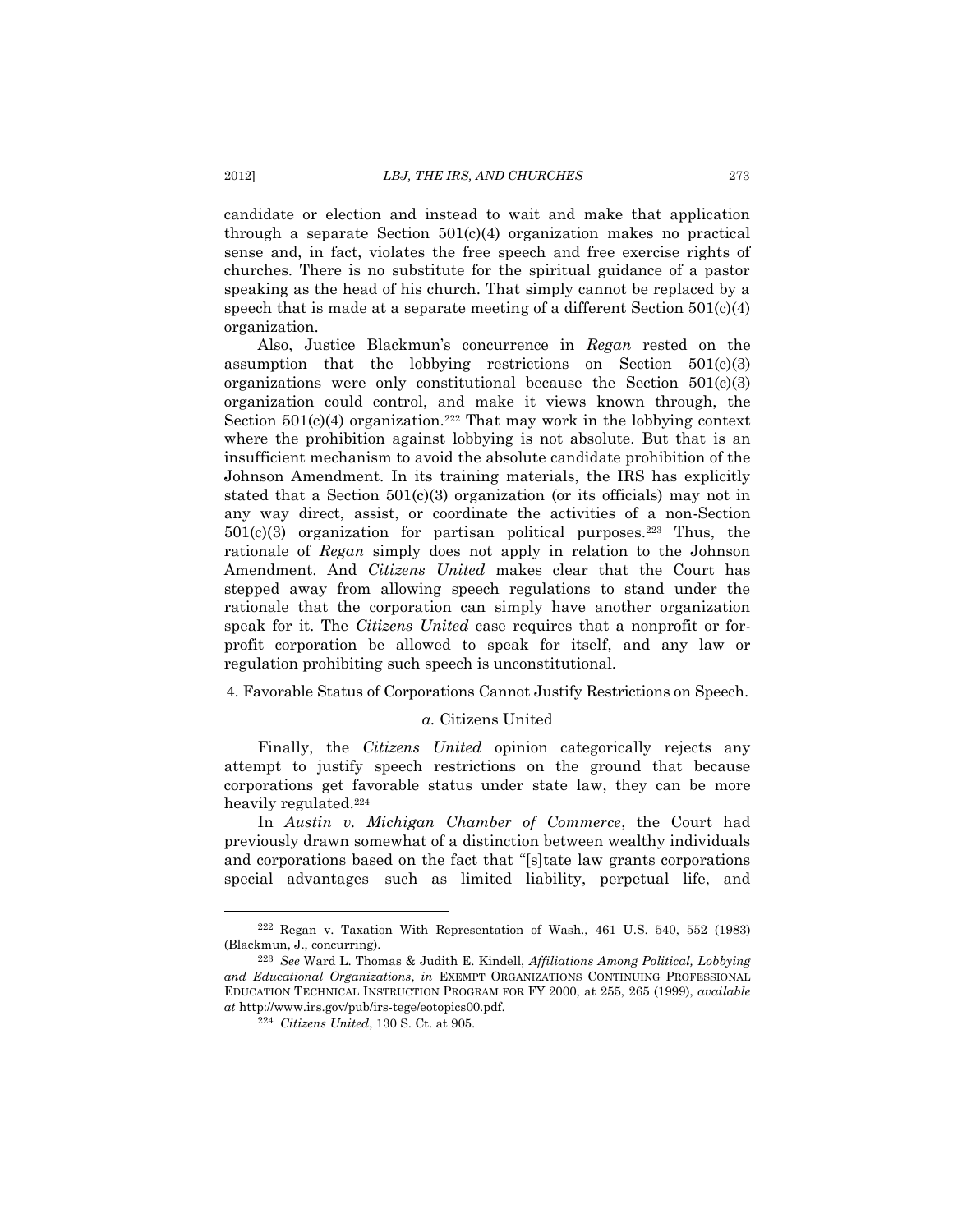candidate or election and instead to wait and make that application through a separate Section 501(c)(4) organization makes no practical sense and, in fact, violates the free speech and free exercise rights of churches. There is no substitute for the spiritual guidance of a pastor speaking as the head of his church. That simply cannot be replaced by a speech that is made at a separate meeting of a different Section 501(c)(4) organization.

Also, Justice Blackmun's concurrence in *Regan* rested on the assumption that the lobbying restrictions on Section 501(c)(3) organizations were only constitutional because the Section 501(c)(3) organization could control, and make it views known through, the Section 501(c)(4) organization.[222] That may work in the lobbying context where the prohibition against lobbying is not absolute. But that is an insufficient mechanism to avoid the absolute candidate prohibition of the Johnson Amendment. In its training materials, the IRS has explicitly stated that a Section 501(c)(3) organization (or its officials) may not in any way direct, assist, or coordinate the activities of a non-Section 501(c)(3) organization for partisan political purposes.[223] Thus, the rationale of *Regan* simply does not apply in relation to the Johnson Amendment. And *Citizens United* makes clear that the Court has stepped away from allowing speech regulations to stand under the rationale that the corporation can simply have another organization speak for it. The *Citizens United* case requires that a nonprofit or for-profit corporation be allowed to speak for itself, and any law or regulation prohibiting such speech is unconstitutional.

4. Favorable Status of Corporations Cannot Justify Restrictions on Speech.

*a.* Citizens United

Finally, the *Citizens United* opinion categorically rejects any attempt to justify speech restrictions on the ground that because corporations get favorable status under state law, they can be more heavily regulated.[224]

In *Austin v. Michigan Chamber of Commerce*, the Court had previously drawn somewhat of a distinction between wealthy individuals and corporations based on the fact that "[s]tate law grants corporations special advantages—such as limited liability, perpetual life, and

---

[222] Regan v. Taxation With Representation of Wash., 461 U.S. 540, 552 (1983) (Blackmun, J., concurring).

[223] *See* Ward L. Thomas & Judith E. Kindell, *Affiliations Among Political, Lobbying and Educational Organizations*, *in* EXEMPT ORGANIZATIONS CONTINUING PROFESSIONAL EDUCATION TECHNICAL INSTRUCTION PROGRAM FOR FY 2000, at 255, 265 (1999), *available at* http://www.irs.gov/pub/irs-tege/eotopics00.pdf.

[224] *Citizens United*, 130 S. Ct. at 905.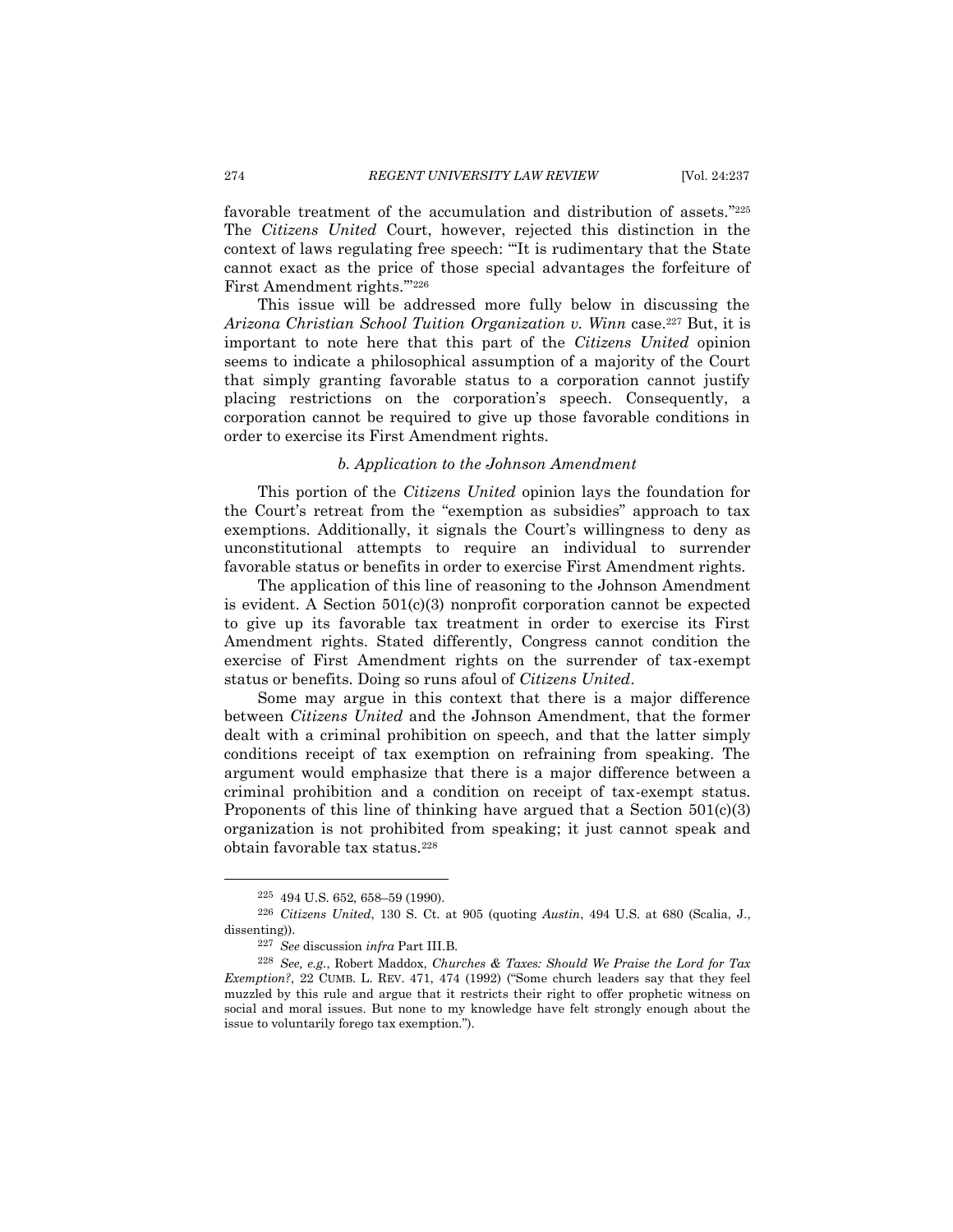favorable treatment of the accumulation and distribution of assets."[225] The *Citizens United* Court, however, rejected this distinction in the context of laws regulating free speech: "'It is rudimentary that the State cannot exact as the price of those special advantages the forfeiture of First Amendment rights.'"[226]

This issue will be addressed more fully below in discussing the *Arizona Christian School Tuition Organization v. Winn* case.[227] But, it is important to note here that this part of the *Citizens United* opinion seems to indicate a philosophical assumption of a majority of the Court that simply granting favorable status to a corporation cannot justify placing restrictions on the corporation's speech. Consequently, a corporation cannot be required to give up those favorable conditions in order to exercise its First Amendment rights.

#### *b. Application to the Johnson Amendment*

This portion of the *Citizens United* opinion lays the foundation for the Court's retreat from the "exemption as subsidies" approach to tax exemptions. Additionally, it signals the Court's willingness to deny as unconstitutional attempts to require an individual to surrender favorable status or benefits in order to exercise First Amendment rights.

The application of this line of reasoning to the Johnson Amendment is evident. A Section 501(c)(3) nonprofit corporation cannot be expected to give up its favorable tax treatment in order to exercise its First Amendment rights. Stated differently, Congress cannot condition the exercise of First Amendment rights on the surrender of tax-exempt status or benefits. Doing so runs afoul of *Citizens United*.

Some may argue in this context that there is a major difference between *Citizens United* and the Johnson Amendment, that the former dealt with a criminal prohibition on speech, and that the latter simply conditions receipt of tax exemption on refraining from speaking. The argument would emphasize that there is a major difference between a criminal prohibition and a condition on receipt of tax-exempt status. Proponents of this line of thinking have argued that a Section 501(c)(3) organization is not prohibited from speaking; it just cannot speak and obtain favorable tax status.[228]

---

[225] 494 U.S. 652, 658–59 (1990).

[226] *Citizens United*, 130 S. Ct. at 905 (quoting *Austin*, 494 U.S. at 680 (Scalia, J., dissenting)).

[227] *See* discussion *infra* Part III.B.

[228] *See, e.g.*, Robert Maddox, *Churches & Taxes: Should We Praise the Lord for Tax Exemption?*, 22 CUMB. L. REV. 471, 474 (1992) ("Some church leaders say that they feel muzzled by this rule and argue that it restricts their right to offer prophetic witness on social and moral issues. But none to my knowledge have felt strongly enough about the issue to voluntarily forego tax exemption.").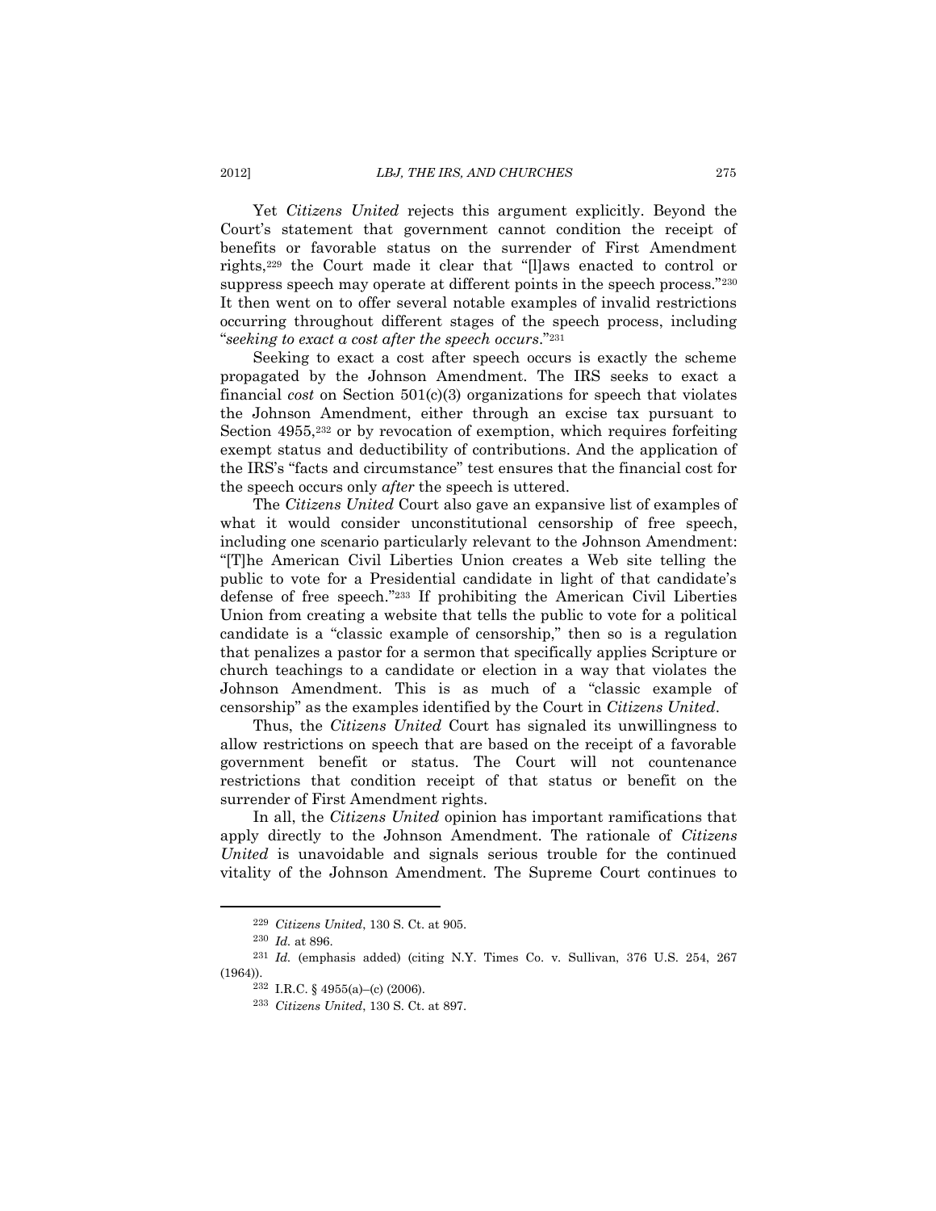Yet *Citizens United* rejects this argument explicitly. Beyond the Court's statement that government cannot condition the receipt of benefits or favorable status on the surrender of First Amendment rights,[229] the Court made it clear that "[l]aws enacted to control or suppress speech may operate at different points in the speech process."[230] It then went on to offer several notable examples of invalid restrictions occurring throughout different stages of the speech process, including "*seeking to exact a cost after the speech occurs*."[231]

Seeking to exact a cost after speech occurs is exactly the scheme propagated by the Johnson Amendment. The IRS seeks to exact a financial *cost* on Section 501(c)(3) organizations for speech that violates the Johnson Amendment, either through an excise tax pursuant to Section 4955,[232] or by revocation of exemption, which requires forfeiting exempt status and deductibility of contributions. And the application of the IRS's "facts and circumstance" test ensures that the financial cost for the speech occurs only *after* the speech is uttered.

The *Citizens United* Court also gave an expansive list of examples of what it would consider unconstitutional censorship of free speech, including one scenario particularly relevant to the Johnson Amendment: "[T]he American Civil Liberties Union creates a Web site telling the public to vote for a Presidential candidate in light of that candidate's defense of free speech."[233] If prohibiting the American Civil Liberties Union from creating a website that tells the public to vote for a political candidate is a "classic example of censorship," then so is a regulation that penalizes a pastor for a sermon that specifically applies Scripture or church teachings to a candidate or election in a way that violates the Johnson Amendment. This is as much of a "classic example of censorship" as the examples identified by the Court in *Citizens United*.

Thus, the *Citizens United* Court has signaled its unwillingness to allow restrictions on speech that are based on the receipt of a favorable government benefit or status. The Court will not countenance restrictions that condition receipt of that status or benefit on the surrender of First Amendment rights.

In all, the *Citizens United* opinion has important ramifications that apply directly to the Johnson Amendment. The rationale of *Citizens United* is unavoidable and signals serious trouble for the continued vitality of the Johnson Amendment. The Supreme Court continues to

---

[229] *Citizens United*, 130 S. Ct. at 905.

[230] *Id.* at 896.

[231] *Id.* (emphasis added) (citing N.Y. Times Co. v. Sullivan, 376 U.S. 254, 267 (1964)).

[232] I.R.C. § 4955(a)–(c) (2006).

[233] *Citizens United*, 130 S. Ct. at 897.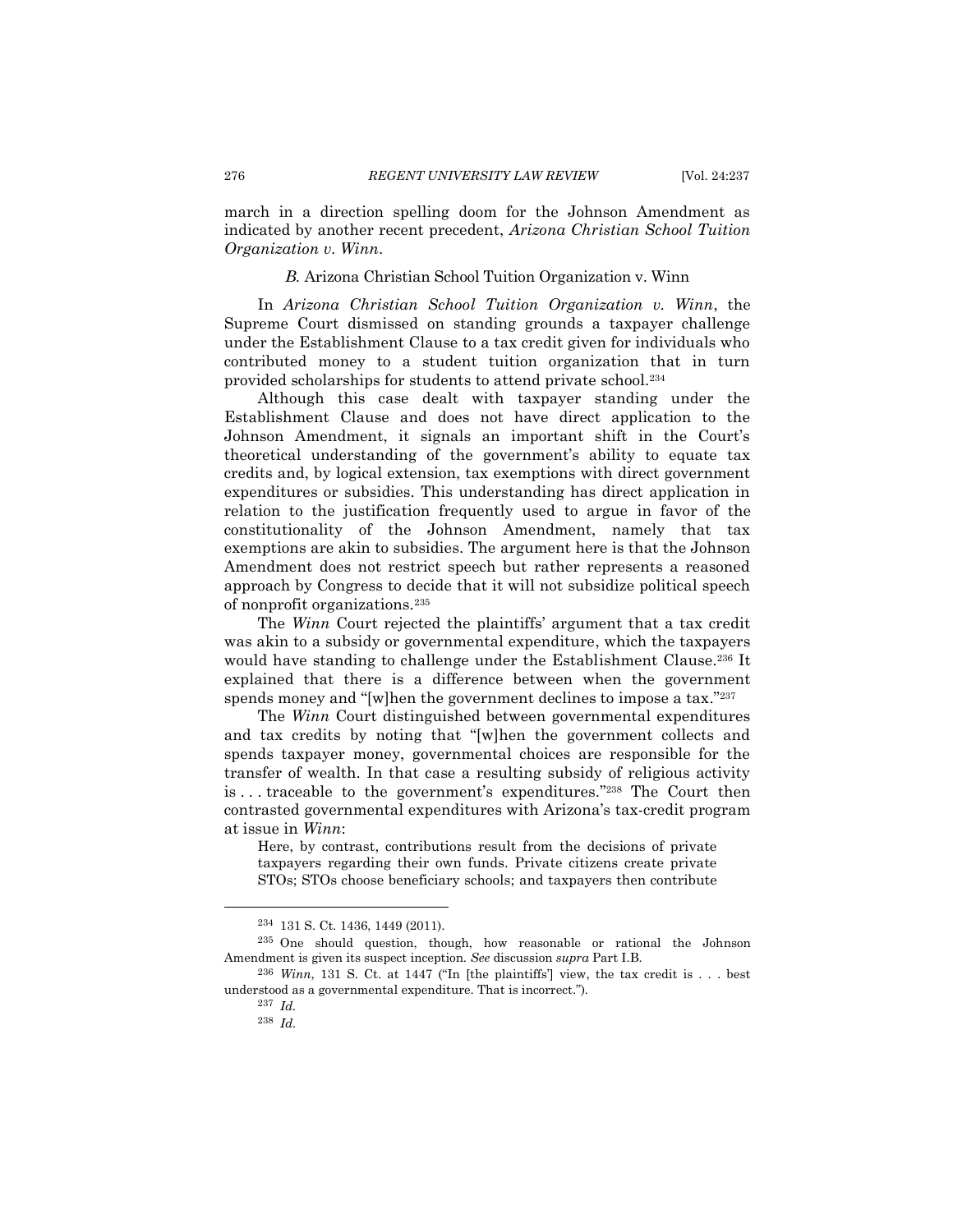march in a direction spelling doom for the Johnson Amendment as indicated by another recent precedent, *Arizona Christian School Tuition Organization v. Winn*.

### *B.* Arizona Christian School Tuition Organization v. Winn

In *Arizona Christian School Tuition Organization v. Winn*, the Supreme Court dismissed on standing grounds a taxpayer challenge under the Establishment Clause to a tax credit given for individuals who contributed money to a student tuition organization that in turn provided scholarships for students to attend private school.[234]

Although this case dealt with taxpayer standing under the Establishment Clause and does not have direct application to the Johnson Amendment, it signals an important shift in the Court's theoretical understanding of the government's ability to equate tax credits and, by logical extension, tax exemptions with direct government expenditures or subsidies. This understanding has direct application in relation to the justification frequently used to argue in favor of the constitutionality of the Johnson Amendment, namely that tax exemptions are akin to subsidies. The argument here is that the Johnson Amendment does not restrict speech but rather represents a reasoned approach by Congress to decide that it will not subsidize political speech of nonprofit organizations.[235]

The *Winn* Court rejected the plaintiffs' argument that a tax credit was akin to a subsidy or governmental expenditure, which the taxpayers would have standing to challenge under the Establishment Clause.[236] It explained that there is a difference between when the government spends money and "[w]hen the government declines to impose a tax."[237]

The *Winn* Court distinguished between governmental expenditures and tax credits by noting that "[w]hen the government collects and spends taxpayer money, governmental choices are responsible for the transfer of wealth. In that case a resulting subsidy of religious activity is . . . traceable to the government's expenditures."[238] The Court then contrasted governmental expenditures with Arizona's tax-credit program at issue in *Winn*:

> Here, by contrast, contributions result from the decisions of private taxpayers regarding their own funds. Private citizens create private STOs; STOs choose beneficiary schools; and taxpayers then contribute

---

[234] 131 S. Ct. 1436, 1449 (2011).

[235] One should question, though, how reasonable or rational the Johnson Amendment is given its suspect inception. *See* discussion *supra* Part I.B.

[236] *Winn*, 131 S. Ct. at 1447 ("In [the plaintiffs'] view, the tax credit is . . . best understood as a governmental expenditure. That is incorrect.").

[237] *Id.*

[238] *Id.*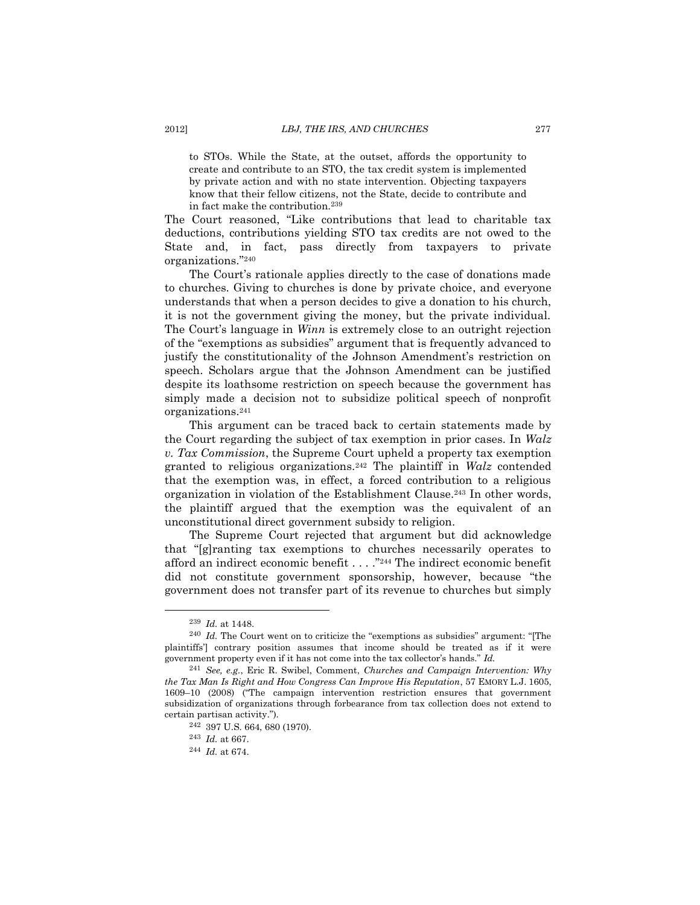> to STOs. While the State, at the outset, affords the opportunity to create and contribute to an STO, the tax credit system is implemented by private action and with no state intervention. Objecting taxpayers know that their fellow citizens, not the State, decide to contribute and in fact make the contribution.[239]

The Court reasoned, "Like contributions that lead to charitable tax deductions, contributions yielding STO tax credits are not owed to the State and, in fact, pass directly from taxpayers to private organizations."[240]

The Court's rationale applies directly to the case of donations made to churches. Giving to churches is done by private choice, and everyone understands that when a person decides to give a donation to his church, it is not the government giving the money, but the private individual. The Court's language in *Winn* is extremely close to an outright rejection of the "exemptions as subsidies" argument that is frequently advanced to justify the constitutionality of the Johnson Amendment's restriction on speech. Scholars argue that the Johnson Amendment can be justified despite its loathsome restriction on speech because the government has simply made a decision not to subsidize political speech of nonprofit organizations.[241]

This argument can be traced back to certain statements made by the Court regarding the subject of tax exemption in prior cases. In *Walz v. Tax Commission*, the Supreme Court upheld a property tax exemption granted to religious organizations.[242] The plaintiff in *Walz* contended that the exemption was, in effect, a forced contribution to a religious organization in violation of the Establishment Clause.[243] In other words, the plaintiff argued that the exemption was the equivalent of an unconstitutional direct government subsidy to religion.

The Supreme Court rejected that argument but did acknowledge that "[g]ranting tax exemptions to churches necessarily operates to afford an indirect economic benefit . . . ."[244] The indirect economic benefit did not constitute government sponsorship, however, because "the government does not transfer part of its revenue to churches but simply

---

[239] *Id.* at 1448.

[240] *Id.* The Court went on to criticize the "exemptions as subsidies" argument: "[The plaintiffs'] contrary position assumes that income should be treated as if it were government property even if it has not come into the tax collector's hands." *Id.*

[241] *See, e.g.*, Eric R. Swibel, Comment, *Churches and Campaign Intervention: Why the Tax Man Is Right and How Congress Can Improve His Reputation*, 57 EMORY L.J. 1605, 1609–10 (2008) ("The campaign intervention restriction ensures that government subsidization of organizations through forbearance from tax collection does not extend to certain partisan activity.").

[242] 397 U.S. 664, 680 (1970).

[243] *Id.* at 667.

[244] *Id.* at 674.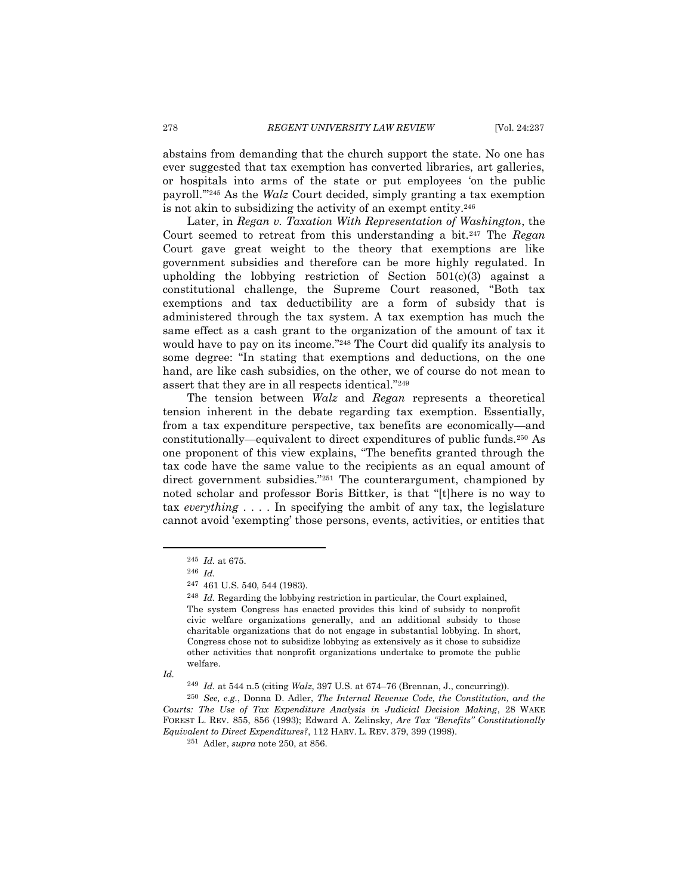abstains from demanding that the church support the state. No one has ever suggested that tax exemption has converted libraries, art galleries, or hospitals into arms of the state or put employees 'on the public payroll.'"[245] As the *Walz* Court decided, simply granting a tax exemption is not akin to subsidizing the activity of an exempt entity.[246]

Later, in *Regan v. Taxation With Representation of Washington*, the Court seemed to retreat from this understanding a bit.[247] The *Regan* Court gave great weight to the theory that exemptions are like government subsidies and therefore can be more highly regulated. In upholding the lobbying restriction of Section 501(c)(3) against a constitutional challenge, the Supreme Court reasoned, "Both tax exemptions and tax deductibility are a form of subsidy that is administered through the tax system. A tax exemption has much the same effect as a cash grant to the organization of the amount of tax it would have to pay on its income."[248] The Court did qualify its analysis to some degree: "In stating that exemptions and deductions, on the one hand, are like cash subsidies, on the other, we of course do not mean to assert that they are in all respects identical."[249]

The tension between *Walz* and *Regan* represents a theoretical tension inherent in the debate regarding tax exemption. Essentially, from a tax expenditure perspective, tax benefits are economically—and constitutionally—equivalent to direct expenditures of public funds.[250] As one proponent of this view explains, "The benefits granted through the tax code have the same value to the recipients as an equal amount of direct government subsidies."[251] The counterargument, championed by noted scholar and professor Boris Bittker, is that "[t]here is no way to tax *everything* . . . . In specifying the ambit of any tax, the legislature cannot avoid 'exempting' those persons, events, activities, or entities that

---

[245] *Id.* at 675.

[246] *Id.*

[247] 461 U.S. 540, 544 (1983).

[248] *Id.* Regarding the lobbying restriction in particular, the Court explained,

> The system Congress has enacted provides this kind of subsidy to nonprofit civic welfare organizations generally, and an additional subsidy to those charitable organizations that do not engage in substantial lobbying. In short, Congress chose not to subsidize lobbying as extensively as it chose to subsidize other activities that nonprofit organizations undertake to promote the public welfare.

*Id.*

[249] *Id.* at 544 n.5 (citing *Walz*, 397 U.S. at 674–76 (Brennan, J., concurring)).

[250] *See, e.g.*, Donna D. Adler, *The Internal Revenue Code, the Constitution, and the Courts: The Use of Tax Expenditure Analysis in Judicial Decision Making*, 28 WAKE FOREST L. REV. 855, 856 (1993); Edward A. Zelinsky, *Are Tax "Benefits" Constitutionally Equivalent to Direct Expenditures?*, 112 HARV. L. REV. 379, 399 (1998).

[251] Adler, *supra* note 250, at 856.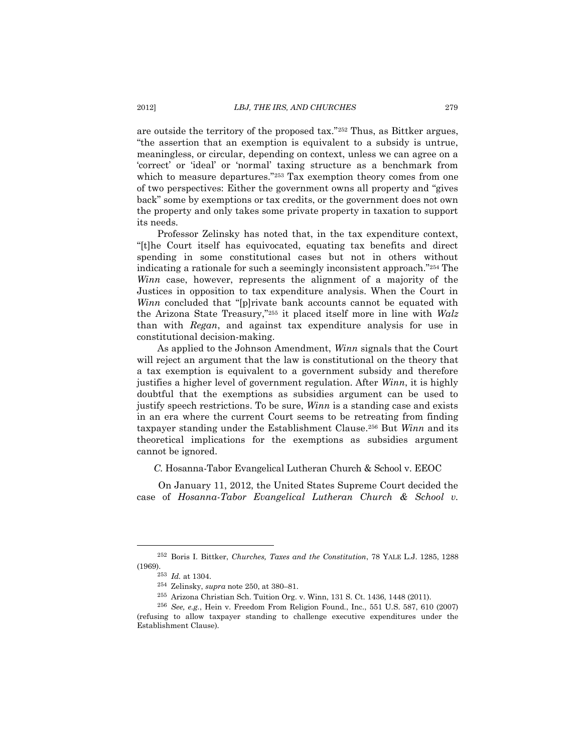are outside the territory of the proposed tax."[252] Thus, as Bittker argues, "the assertion that an exemption is equivalent to a subsidy is untrue, meaningless, or circular, depending on context, unless we can agree on a 'correct' or 'ideal' or 'normal' taxing structure as a benchmark from which to measure departures."[253] Tax exemption theory comes from one of two perspectives: Either the government owns all property and "gives back" some by exemptions or tax credits, or the government does not own the property and only takes some private property in taxation to support its needs.

Professor Zelinsky has noted that, in the tax expenditure context, "[t]he Court itself has equivocated, equating tax benefits and direct spending in some constitutional cases but not in others without indicating a rationale for such a seemingly inconsistent approach."[254] The *Winn* case, however, represents the alignment of a majority of the Justices in opposition to tax expenditure analysis. When the Court in *Winn* concluded that "[p]rivate bank accounts cannot be equated with the Arizona State Treasury,"[255] it placed itself more in line with *Walz* than with *Regan*, and against tax expenditure analysis for use in constitutional decision-making.

As applied to the Johnson Amendment, *Winn* signals that the Court will reject an argument that the law is constitutional on the theory that a tax exemption is equivalent to a government subsidy and therefore justifies a higher level of government regulation. After *Winn*, it is highly doubtful that the exemptions as subsidies argument can be used to justify speech restrictions. To be sure, *Winn* is a standing case and exists in an era where the current Court seems to be retreating from finding taxpayer standing under the Establishment Clause.[256] But *Winn* and its theoretical implications for the exemptions as subsidies argument cannot be ignored.

### *C.* Hosanna-Tabor Evangelical Lutheran Church & School v. EEOC

On January 11, 2012, the United States Supreme Court decided the case of *Hosanna-Tabor Evangelical Lutheran Church & School v.*

---

[252] Boris I. Bittker, *Churches, Taxes and the Constitution*, 78 YALE L.J. 1285, 1288 (1969).

[253] *Id.* at 1304.

[254] Zelinsky, *supra* note 250, at 380–81.

[255] Arizona Christian Sch. Tuition Org. v. Winn, 131 S. Ct. 1436, 1448 (2011).

[256] *See, e.g.*, Hein v. Freedom From Religion Found., Inc., 551 U.S. 587, 610 (2007) (refusing to allow taxpayer standing to challenge executive expenditures under the Establishment Clause).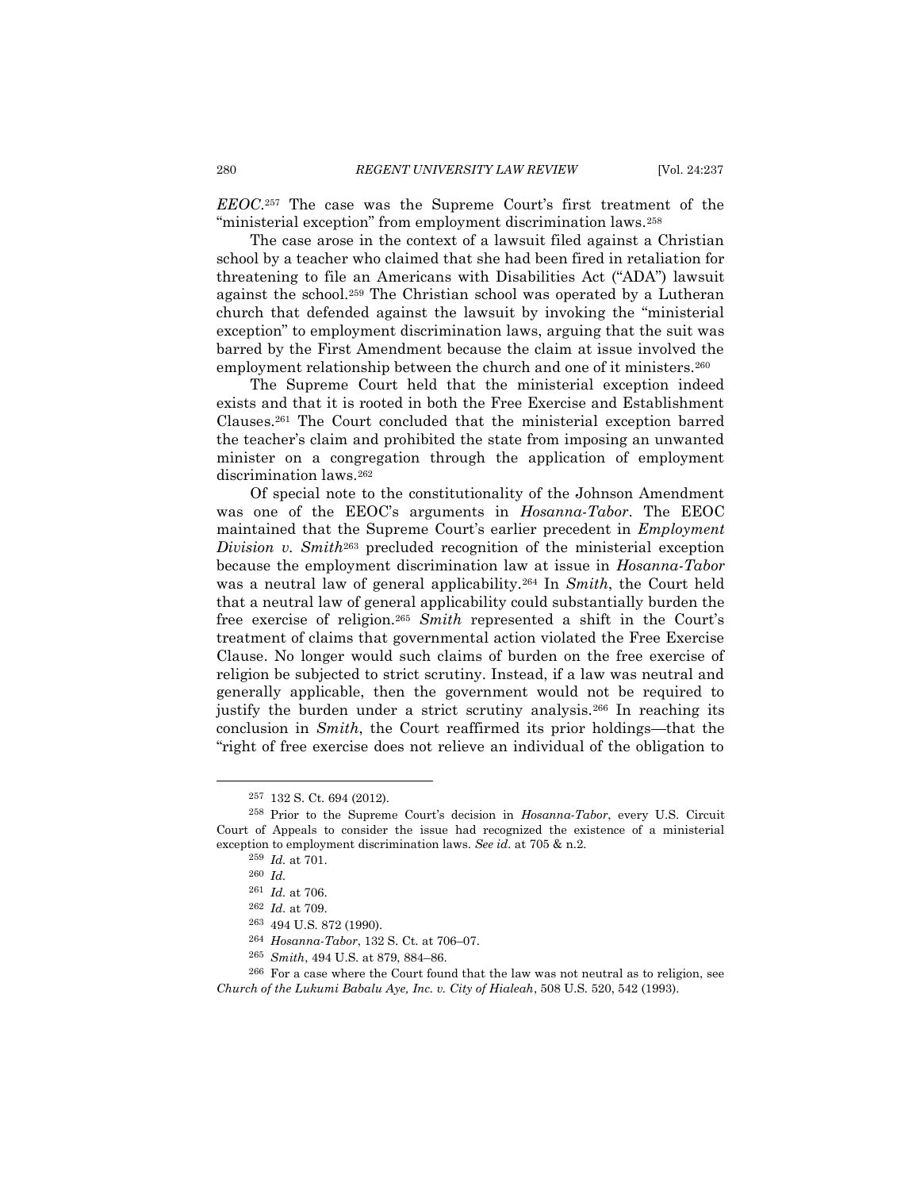*EEOC*.[257] The case was the Supreme Court's first treatment of the "ministerial exception" from employment discrimination laws.[258]

The case arose in the context of a lawsuit filed against a Christian school by a teacher who claimed that she had been fired in retaliation for threatening to file an Americans with Disabilities Act ("ADA") lawsuit against the school.[259] The Christian school was operated by a Lutheran church that defended against the lawsuit by invoking the "ministerial exception" to employment discrimination laws, arguing that the suit was barred by the First Amendment because the claim at issue involved the employment relationship between the church and one of it ministers.[260]

The Supreme Court held that the ministerial exception indeed exists and that it is rooted in both the Free Exercise and Establishment Clauses.[261] The Court concluded that the ministerial exception barred the teacher's claim and prohibited the state from imposing an unwanted minister on a congregation through the application of employment discrimination laws.[262]

Of special note to the constitutionality of the Johnson Amendment was one of the EEOC's arguments in *Hosanna-Tabor*. The EEOC maintained that the Supreme Court's earlier precedent in *Employment Division v. Smith*[263] precluded recognition of the ministerial exception because the employment discrimination law at issue in *Hosanna-Tabor* was a neutral law of general applicability.[264] In *Smith*, the Court held that a neutral law of general applicability could substantially burden the free exercise of religion.[265] *Smith* represented a shift in the Court's treatment of claims that governmental action violated the Free Exercise Clause. No longer would such claims of burden on the free exercise of religion be subjected to strict scrutiny. Instead, if a law was neutral and generally applicable, then the government would not be required to justify the burden under a strict scrutiny analysis.[266] In reaching its conclusion in *Smith*, the Court reaffirmed its prior holdings—that the "right of free exercise does not relieve an individual of the obligation to

---

[257] 132 S. Ct. 694 (2012).

[258] Prior to the Supreme Court's decision in *Hosanna-Tabor*, every U.S. Circuit Court of Appeals to consider the issue had recognized the existence of a ministerial exception to employment discrimination laws. *See id.* at 705 & n.2.

[259] *Id.* at 701.

[260] *Id.*

[261] *Id.* at 706.

[262] *Id.* at 709.

[263] 494 U.S. 872 (1990).

[264] *Hosanna-Tabor*, 132 S. Ct. at 706–07.

[265] *Smith*, 494 U.S. at 879, 884–86.

[266] For a case where the Court found that the law was not neutral as to religion, see *Church of the Lukumi Babalu Aye, Inc. v. City of Hialeah*, 508 U.S. 520, 542 (1993).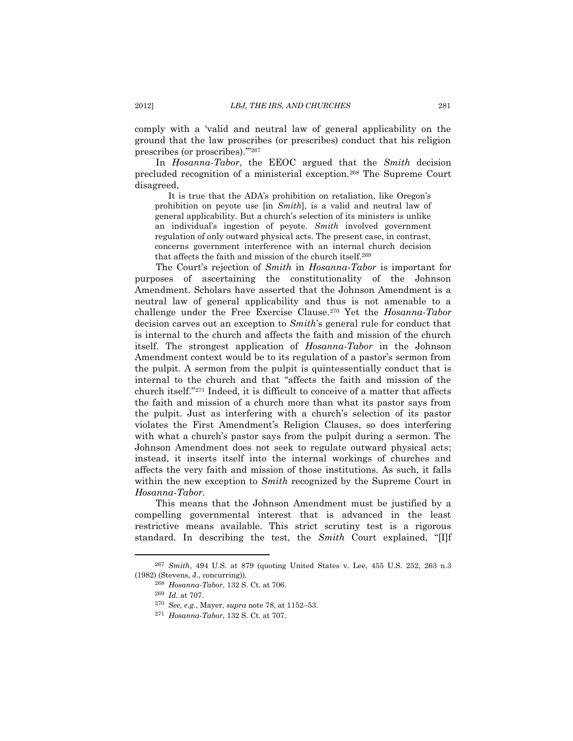comply with a 'valid and neutral law of general applicability on the ground that the law proscribes (or prescribes) conduct that his religion prescribes (or proscribes).'"[267]

In *Hosanna-Tabor*, the EEOC argued that the *Smith* decision precluded recognition of a ministerial exception.[268] The Supreme Court disagreed,

> It is true that the ADA's prohibition on retaliation, like Oregon's prohibition on peyote use [in *Smith*], is a valid and neutral law of general applicability. But a church's selection of its ministers is unlike an individual's ingestion of peyote. *Smith* involved government regulation of only outward physical acts. The present case, in contrast, concerns government interference with an internal church decision that affects the faith and mission of the church itself.[269]

The Court's rejection of *Smith* in *Hosanna-Tabor* is important for purposes of ascertaining the constitutionality of the Johnson Amendment. Scholars have asserted that the Johnson Amendment is a neutral law of general applicability and thus is not amenable to a challenge under the Free Exercise Clause.[270] Yet the *Hosanna-Tabor* decision carves out an exception to *Smith*'s general rule for conduct that is internal to the church and affects the faith and mission of the church itself. The strongest application of *Hosanna-Tabor* in the Johnson Amendment context would be to its regulation of a pastor's sermon from the pulpit. A sermon from the pulpit is quintessentially conduct that is internal to the church and that "affects the faith and mission of the church itself."[271] Indeed, it is difficult to conceive of a matter that affects the faith and mission of a church more than what its pastor says from the pulpit. Just as interfering with a church's selection of its pastor violates the First Amendment's Religion Clauses, so does interfering with what a church's pastor says from the pulpit during a sermon. The Johnson Amendment does not seek to regulate outward physical acts; instead, it inserts itself into the internal workings of churches and affects the very faith and mission of those institutions. As such, it falls within the new exception to *Smith* recognized by the Supreme Court in *Hosanna-Tabor*.

This means that the Johnson Amendment must be justified by a compelling governmental interest that is advanced in the least restrictive means available. This strict scrutiny test is a rigorous standard. In describing the test, the *Smith* Court explained, "[I]f

---

[267] *Smith*, 494 U.S. at 879 (quoting United States v. Lee, 455 U.S. 252, 263 n.3 (1982) (Stevens, J., concurring)).

[268] *Hosanna-Tabor*, 132 S. Ct. at 706.

[269] *Id.* at 707.

[270] *See, e.g.*, Mayer, *supra* note 78, at 1152–53.

[271] *Hosanna-Tabor*, 132 S. Ct. at 707.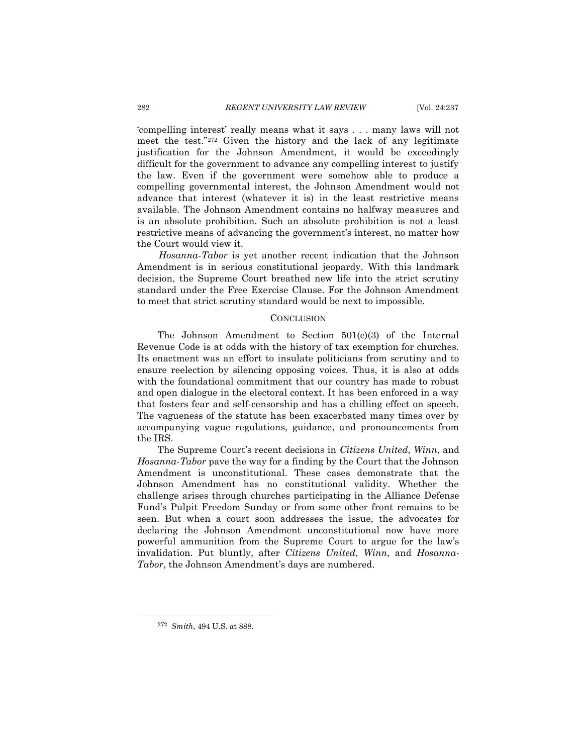'compelling interest' really means what it says . . . many laws will not meet the test."[272] Given the history and the lack of any legitimate justification for the Johnson Amendment, it would be exceedingly difficult for the government to advance any compelling interest to justify the law. Even if the government were somehow able to produce a compelling governmental interest, the Johnson Amendment would not advance that interest (whatever it is) in the least restrictive means available. The Johnson Amendment contains no halfway measures and is an absolute prohibition. Such an absolute prohibition is not a least restrictive means of advancing the government's interest, no matter how the Court would view it.

*Hosanna-Tabor* is yet another recent indication that the Johnson Amendment is in serious constitutional jeopardy. With this landmark decision, the Supreme Court breathed new life into the strict scrutiny standard under the Free Exercise Clause. For the Johnson Amendment to meet that strict scrutiny standard would be next to impossible.

## CONCLUSION

The Johnson Amendment to Section 501(c)(3) of the Internal Revenue Code is at odds with the history of tax exemption for churches. Its enactment was an effort to insulate politicians from scrutiny and to ensure reelection by silencing opposing voices. Thus, it is also at odds with the foundational commitment that our country has made to robust and open dialogue in the electoral context. It has been enforced in a way that fosters fear and self-censorship and has a chilling effect on speech. The vagueness of the statute has been exacerbated many times over by accompanying vague regulations, guidance, and pronouncements from the IRS.

The Supreme Court's recent decisions in *Citizens United*, *Winn*, and *Hosanna-Tabor* pave the way for a finding by the Court that the Johnson Amendment is unconstitutional. These cases demonstrate that the Johnson Amendment has no constitutional validity. Whether the challenge arises through churches participating in the Alliance Defense Fund's Pulpit Freedom Sunday or from some other front remains to be seen. But when a court soon addresses the issue, the advocates for declaring the Johnson Amendment unconstitutional now have more powerful ammunition from the Supreme Court to argue for the law's invalidation. Put bluntly, after *Citizens United*, *Winn*, and *Hosanna-Tabor*, the Johnson Amendment's days are numbered.

---

[272] *Smith*, 494 U.S. at 888.